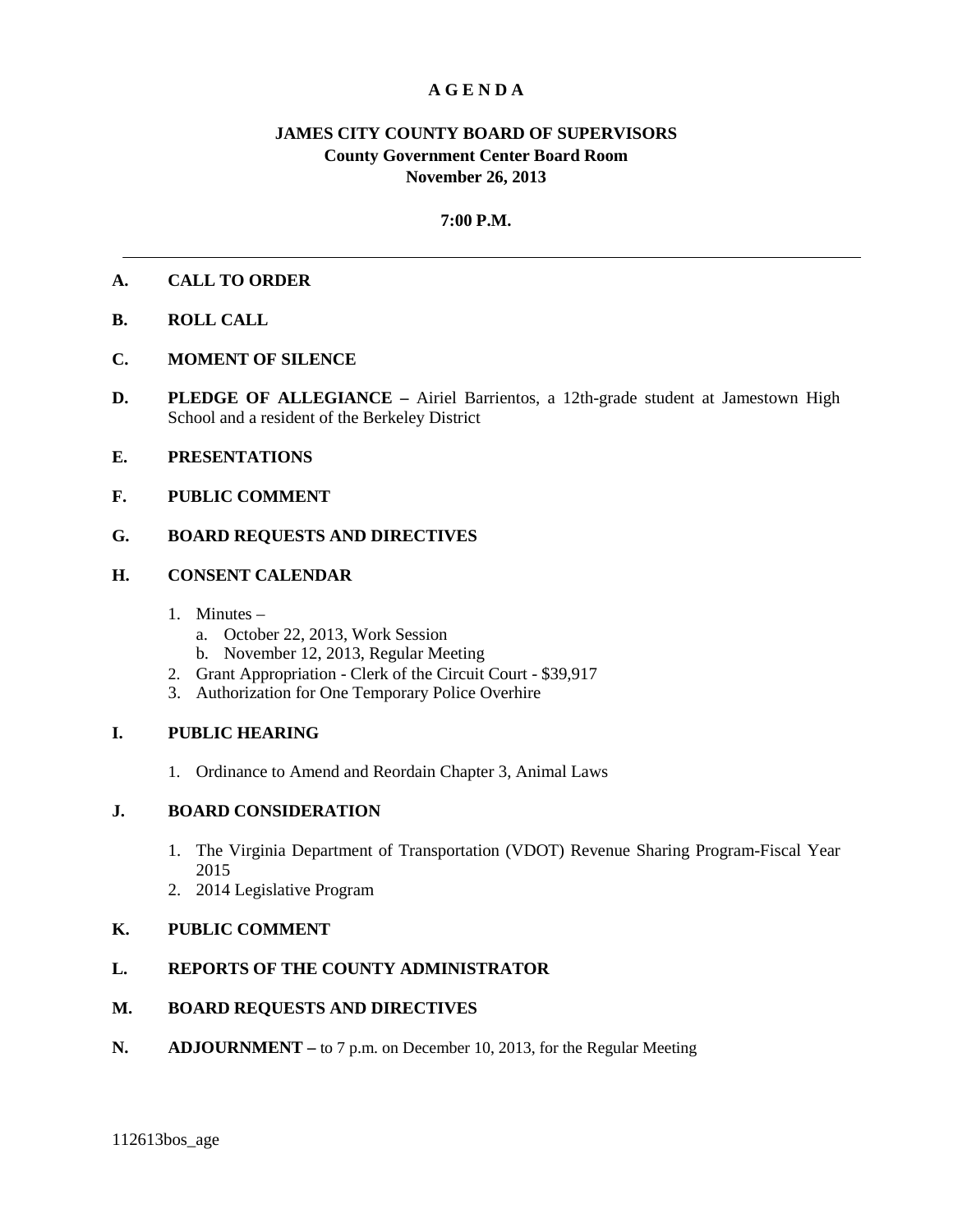# A G E N D A

## JAMES CITY COUNTY BOARD OF SUPERVISORS
## County Government Center Board Room
## November 26, 2013

**7:00 P.M.**

---

**A. CALL TO ORDER**

**B. ROLL CALL**

**C. MOMENT OF SILENCE**

**D. PLEDGE OF ALLEGIANCE –** Airiel Barrientos, a 12th-grade student at Jamestown High School and a resident of the Berkeley District

**E. PRESENTATIONS**

**F. PUBLIC COMMENT**

**G. BOARD REQUESTS AND DIRECTIVES**

**H. CONSENT CALENDAR**

1. Minutes –
   a. October 22, 2013, Work Session
   b. November 12, 2013, Regular Meeting
2. Grant Appropriation - Clerk of the Circuit Court - $39,917
3. Authorization for One Temporary Police Overhire

**I. PUBLIC HEARING**

1. Ordinance to Amend and Reordain Chapter 3, Animal Laws

**J. BOARD CONSIDERATION**

1. The Virginia Department of Transportation (VDOT) Revenue Sharing Program-Fiscal Year 2015
2. 2014 Legislative Program

**K. PUBLIC COMMENT**

**L. REPORTS OF THE COUNTY ADMINISTRATOR**

**M. BOARD REQUESTS AND DIRECTIVES**

**N. ADJOURNMENT –** to 7 p.m. on December 10, 2013, for the Regular Meeting

112613bos_age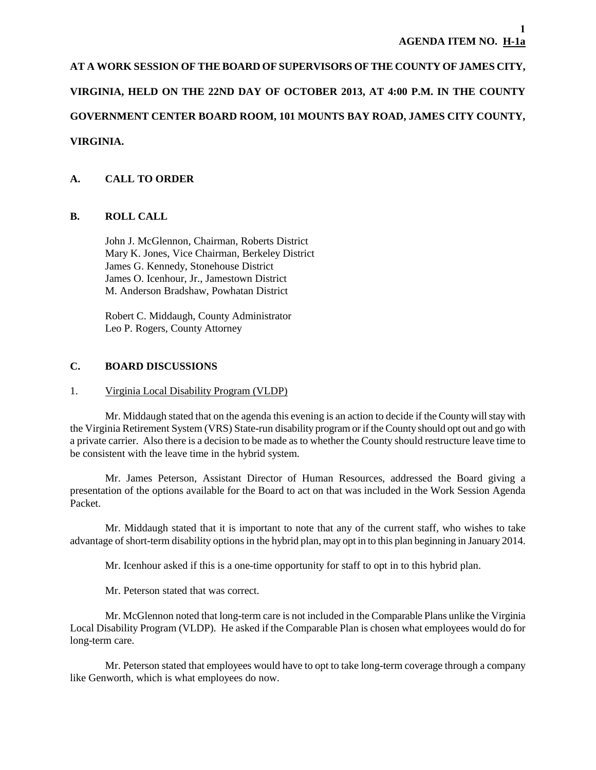**AGENDA ITEM NO. H-1a**

**AT A WORK SESSION OF THE BOARD OF SUPERVISORS OF THE COUNTY OF JAMES CITY, VIRGINIA, HELD ON THE 22ND DAY OF OCTOBER 2013, AT 4:00 P.M. IN THE COUNTY GOVERNMENT CENTER BOARD ROOM, 101 MOUNTS BAY ROAD, JAMES CITY COUNTY, VIRGINIA.**

## A. CALL TO ORDER

## B. ROLL CALL

John J. McGlennon, Chairman, Roberts District
Mary K. Jones, Vice Chairman, Berkeley District
James G. Kennedy, Stonehouse District
James O. Icenhour, Jr., Jamestown District
M. Anderson Bradshaw, Powhatan District

Robert C. Middaugh, County Administrator
Leo P. Rogers, County Attorney

## C. BOARD DISCUSSIONS

1. Virginia Local Disability Program (VLDP)

Mr. Middaugh stated that on the agenda this evening is an action to decide if the County will stay with the Virginia Retirement System (VRS) State-run disability program or if the County should opt out and go with a private carrier. Also there is a decision to be made as to whether the County should restructure leave time to be consistent with the leave time in the hybrid system.

Mr. James Peterson, Assistant Director of Human Resources, addressed the Board giving a presentation of the options available for the Board to act on that was included in the Work Session Agenda Packet.

Mr. Middaugh stated that it is important to note that any of the current staff, who wishes to take advantage of short-term disability options in the hybrid plan, may opt in to this plan beginning in January 2014.

Mr. Icenhour asked if this is a one-time opportunity for staff to opt in to this hybrid plan.

Mr. Peterson stated that was correct.

Mr. McGlennon noted that long-term care is not included in the Comparable Plans unlike the Virginia Local Disability Program (VLDP). He asked if the Comparable Plan is chosen what employees would do for long-term care.

Mr. Peterson stated that employees would have to opt to take long-term coverage through a company like Genworth, which is what employees do now.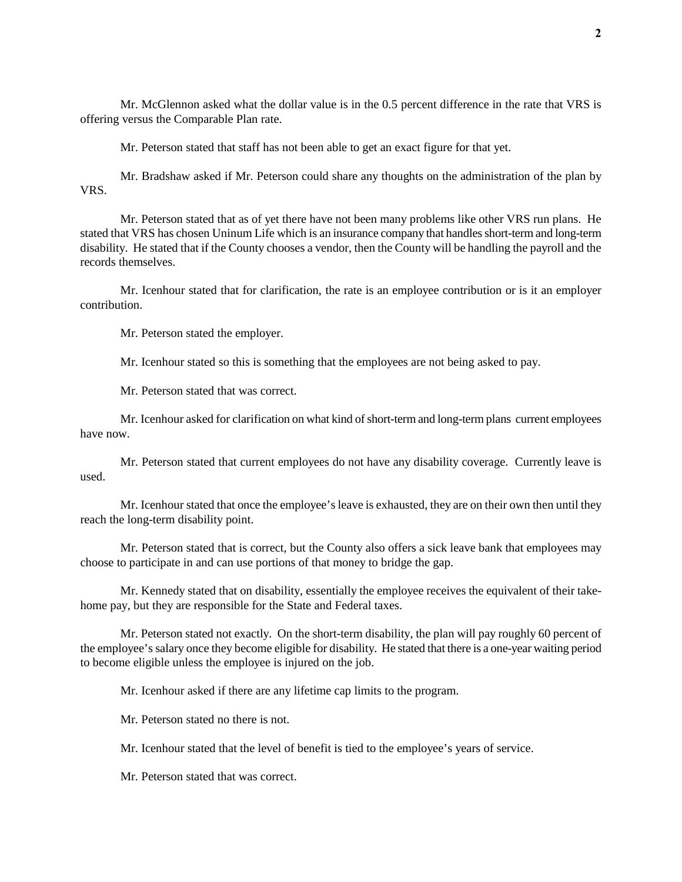Mr. McGlennon asked what the dollar value is in the 0.5 percent difference in the rate that VRS is offering versus the Comparable Plan rate.

Mr. Peterson stated that staff has not been able to get an exact figure for that yet.

Mr. Bradshaw asked if Mr. Peterson could share any thoughts on the administration of the plan by VRS.

Mr. Peterson stated that as of yet there have not been many problems like other VRS run plans. He stated that VRS has chosen Uninum Life which is an insurance company that handles short-term and long-term disability. He stated that if the County chooses a vendor, then the County will be handling the payroll and the records themselves.

Mr. Icenhour stated that for clarification, the rate is an employee contribution or is it an employer contribution.

Mr. Peterson stated the employer.

Mr. Icenhour stated so this is something that the employees are not being asked to pay.

Mr. Peterson stated that was correct.

Mr. Icenhour asked for clarification on what kind of short-term and long-term plans current employees have now.

Mr. Peterson stated that current employees do not have any disability coverage. Currently leave is used.

Mr. Icenhour stated that once the employee's leave is exhausted, they are on their own then until they reach the long-term disability point.

Mr. Peterson stated that is correct, but the County also offers a sick leave bank that employees may choose to participate in and can use portions of that money to bridge the gap.

Mr. Kennedy stated that on disability, essentially the employee receives the equivalent of their take-home pay, but they are responsible for the State and Federal taxes.

Mr. Peterson stated not exactly. On the short-term disability, the plan will pay roughly 60 percent of the employee's salary once they become eligible for disability. He stated that there is a one-year waiting period to become eligible unless the employee is injured on the job.

Mr. Icenhour asked if there are any lifetime cap limits to the program.

Mr. Peterson stated no there is not.

Mr. Icenhour stated that the level of benefit is tied to the employee's years of service.

Mr. Peterson stated that was correct.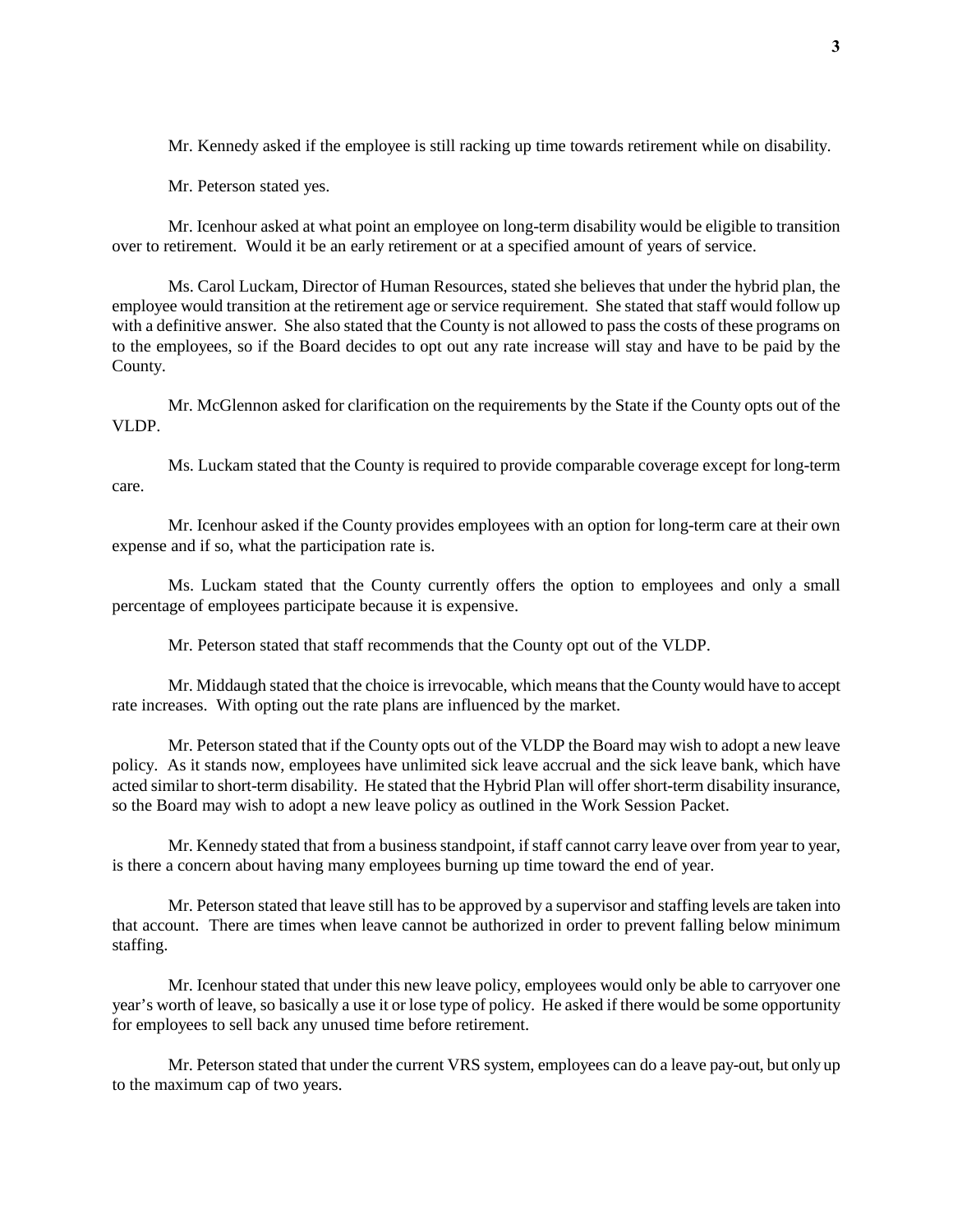Mr. Kennedy asked if the employee is still racking up time towards retirement while on disability.

Mr. Peterson stated yes.

Mr. Icenhour asked at what point an employee on long-term disability would be eligible to transition over to retirement. Would it be an early retirement or at a specified amount of years of service.

Ms. Carol Luckam, Director of Human Resources, stated she believes that under the hybrid plan, the employee would transition at the retirement age or service requirement. She stated that staff would follow up with a definitive answer. She also stated that the County is not allowed to pass the costs of these programs on to the employees, so if the Board decides to opt out any rate increase will stay and have to be paid by the County.

Mr. McGlennon asked for clarification on the requirements by the State if the County opts out of the VLDP.

Ms. Luckam stated that the County is required to provide comparable coverage except for long-term care.

Mr. Icenhour asked if the County provides employees with an option for long-term care at their own expense and if so, what the participation rate is.

Ms. Luckam stated that the County currently offers the option to employees and only a small percentage of employees participate because it is expensive.

Mr. Peterson stated that staff recommends that the County opt out of the VLDP.

Mr. Middaugh stated that the choice is irrevocable, which means that the County would have to accept rate increases. With opting out the rate plans are influenced by the market.

Mr. Peterson stated that if the County opts out of the VLDP the Board may wish to adopt a new leave policy. As it stands now, employees have unlimited sick leave accrual and the sick leave bank, which have acted similar to short-term disability. He stated that the Hybrid Plan will offer short-term disability insurance, so the Board may wish to adopt a new leave policy as outlined in the Work Session Packet.

Mr. Kennedy stated that from a business standpoint, if staff cannot carry leave over from year to year, is there a concern about having many employees burning up time toward the end of year.

Mr. Peterson stated that leave still has to be approved by a supervisor and staffing levels are taken into that account. There are times when leave cannot be authorized in order to prevent falling below minimum staffing.

Mr. Icenhour stated that under this new leave policy, employees would only be able to carryover one year's worth of leave, so basically a use it or lose type of policy. He asked if there would be some opportunity for employees to sell back any unused time before retirement.

Mr. Peterson stated that under the current VRS system, employees can do a leave pay-out, but only up to the maximum cap of two years.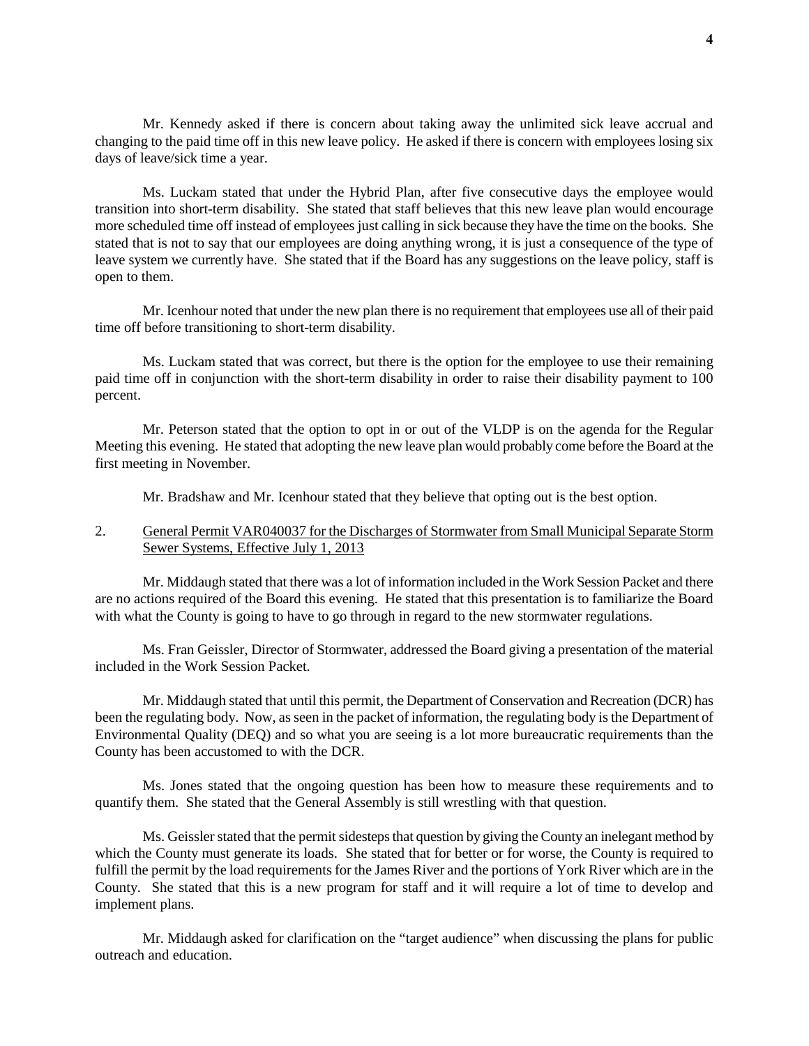Mr. Kennedy asked if there is concern about taking away the unlimited sick leave accrual and changing to the paid time off in this new leave policy. He asked if there is concern with employees losing six days of leave/sick time a year.

Ms. Luckam stated that under the Hybrid Plan, after five consecutive days the employee would transition into short-term disability. She stated that staff believes that this new leave plan would encourage more scheduled time off instead of employees just calling in sick because they have the time on the books. She stated that is not to say that our employees are doing anything wrong, it is just a consequence of the type of leave system we currently have. She stated that if the Board has any suggestions on the leave policy, staff is open to them.

Mr. Icenhour noted that under the new plan there is no requirement that employees use all of their paid time off before transitioning to short-term disability.

Ms. Luckam stated that was correct, but there is the option for the employee to use their remaining paid time off in conjunction with the short-term disability in order to raise their disability payment to 100 percent.

Mr. Peterson stated that the option to opt in or out of the VLDP is on the agenda for the Regular Meeting this evening. He stated that adopting the new leave plan would probably come before the Board at the first meeting in November.

Mr. Bradshaw and Mr. Icenhour stated that they believe that opting out is the best option.

2. General Permit VAR040037 for the Discharges of Stormwater from Small Municipal Separate Storm Sewer Systems, Effective July 1, 2013

Mr. Middaugh stated that there was a lot of information included in the Work Session Packet and there are no actions required of the Board this evening. He stated that this presentation is to familiarize the Board with what the County is going to have to go through in regard to the new stormwater regulations.

Ms. Fran Geissler, Director of Stormwater, addressed the Board giving a presentation of the material included in the Work Session Packet.

Mr. Middaugh stated that until this permit, the Department of Conservation and Recreation (DCR) has been the regulating body. Now, as seen in the packet of information, the regulating body is the Department of Environmental Quality (DEQ) and so what you are seeing is a lot more bureaucratic requirements than the County has been accustomed to with the DCR.

Ms. Jones stated that the ongoing question has been how to measure these requirements and to quantify them. She stated that the General Assembly is still wrestling with that question.

Ms. Geissler stated that the permit sidesteps that question by giving the County an inelegant method by which the County must generate its loads. She stated that for better or for worse, the County is required to fulfill the permit by the load requirements for the James River and the portions of York River which are in the County. She stated that this is a new program for staff and it will require a lot of time to develop and implement plans.

Mr. Middaugh asked for clarification on the "target audience" when discussing the plans for public outreach and education.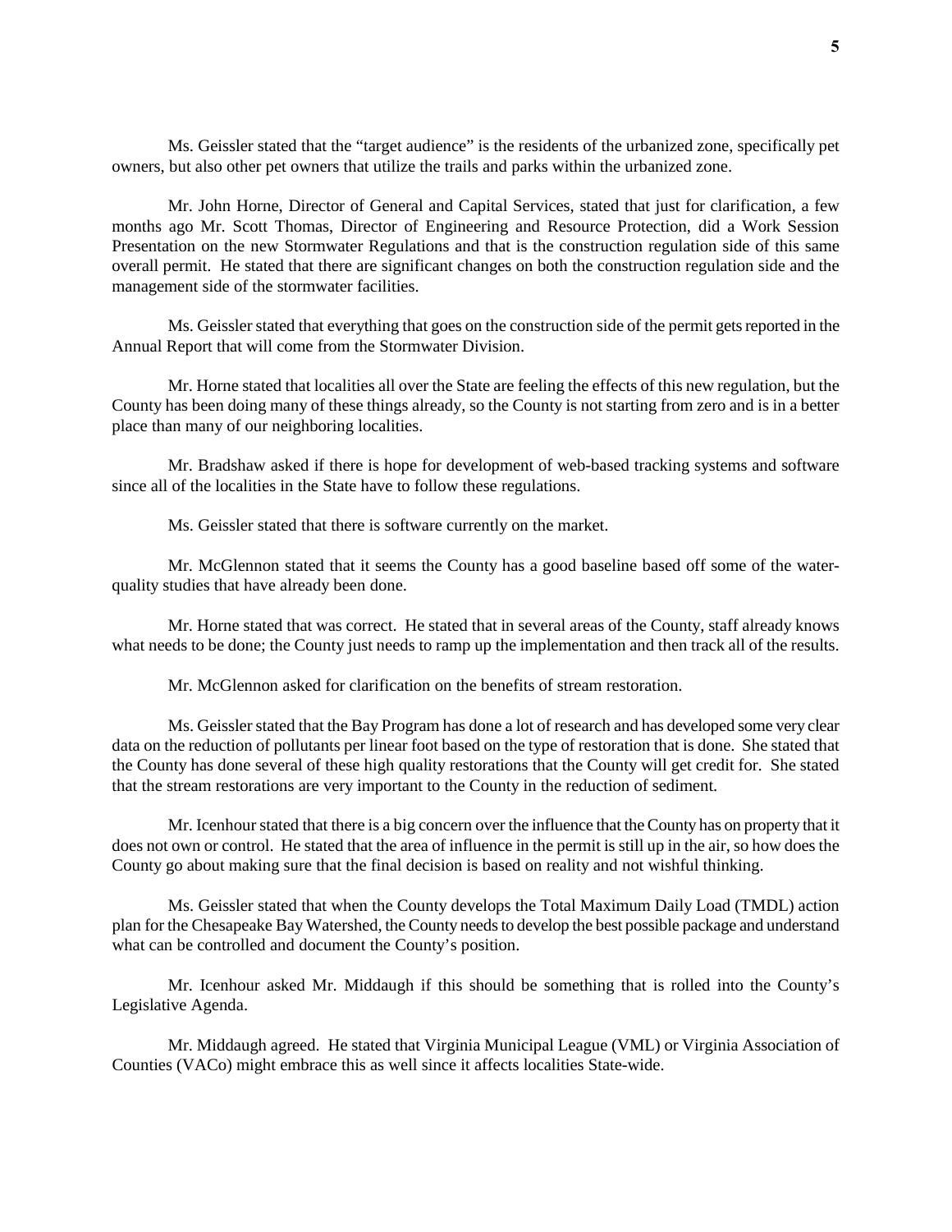Ms. Geissler stated that the "target audience" is the residents of the urbanized zone, specifically pet owners, but also other pet owners that utilize the trails and parks within the urbanized zone.

Mr. John Horne, Director of General and Capital Services, stated that just for clarification, a few months ago Mr. Scott Thomas, Director of Engineering and Resource Protection, did a Work Session Presentation on the new Stormwater Regulations and that is the construction regulation side of this same overall permit. He stated that there are significant changes on both the construction regulation side and the management side of the stormwater facilities.

Ms. Geissler stated that everything that goes on the construction side of the permit gets reported in the Annual Report that will come from the Stormwater Division.

Mr. Horne stated that localities all over the State are feeling the effects of this new regulation, but the County has been doing many of these things already, so the County is not starting from zero and is in a better place than many of our neighboring localities.

Mr. Bradshaw asked if there is hope for development of web-based tracking systems and software since all of the localities in the State have to follow these regulations.

Ms. Geissler stated that there is software currently on the market.

Mr. McGlennon stated that it seems the County has a good baseline based off some of the water-quality studies that have already been done.

Mr. Horne stated that was correct. He stated that in several areas of the County, staff already knows what needs to be done; the County just needs to ramp up the implementation and then track all of the results.

Mr. McGlennon asked for clarification on the benefits of stream restoration.

Ms. Geissler stated that the Bay Program has done a lot of research and has developed some very clear data on the reduction of pollutants per linear foot based on the type of restoration that is done. She stated that the County has done several of these high quality restorations that the County will get credit for. She stated that the stream restorations are very important to the County in the reduction of sediment.

Mr. Icenhour stated that there is a big concern over the influence that the County has on property that it does not own or control. He stated that the area of influence in the permit is still up in the air, so how does the County go about making sure that the final decision is based on reality and not wishful thinking.

Ms. Geissler stated that when the County develops the Total Maximum Daily Load (TMDL) action plan for the Chesapeake Bay Watershed, the County needs to develop the best possible package and understand what can be controlled and document the County's position.

Mr. Icenhour asked Mr. Middaugh if this should be something that is rolled into the County's Legislative Agenda.

Mr. Middaugh agreed. He stated that Virginia Municipal League (VML) or Virginia Association of Counties (VACo) might embrace this as well since it affects localities State-wide.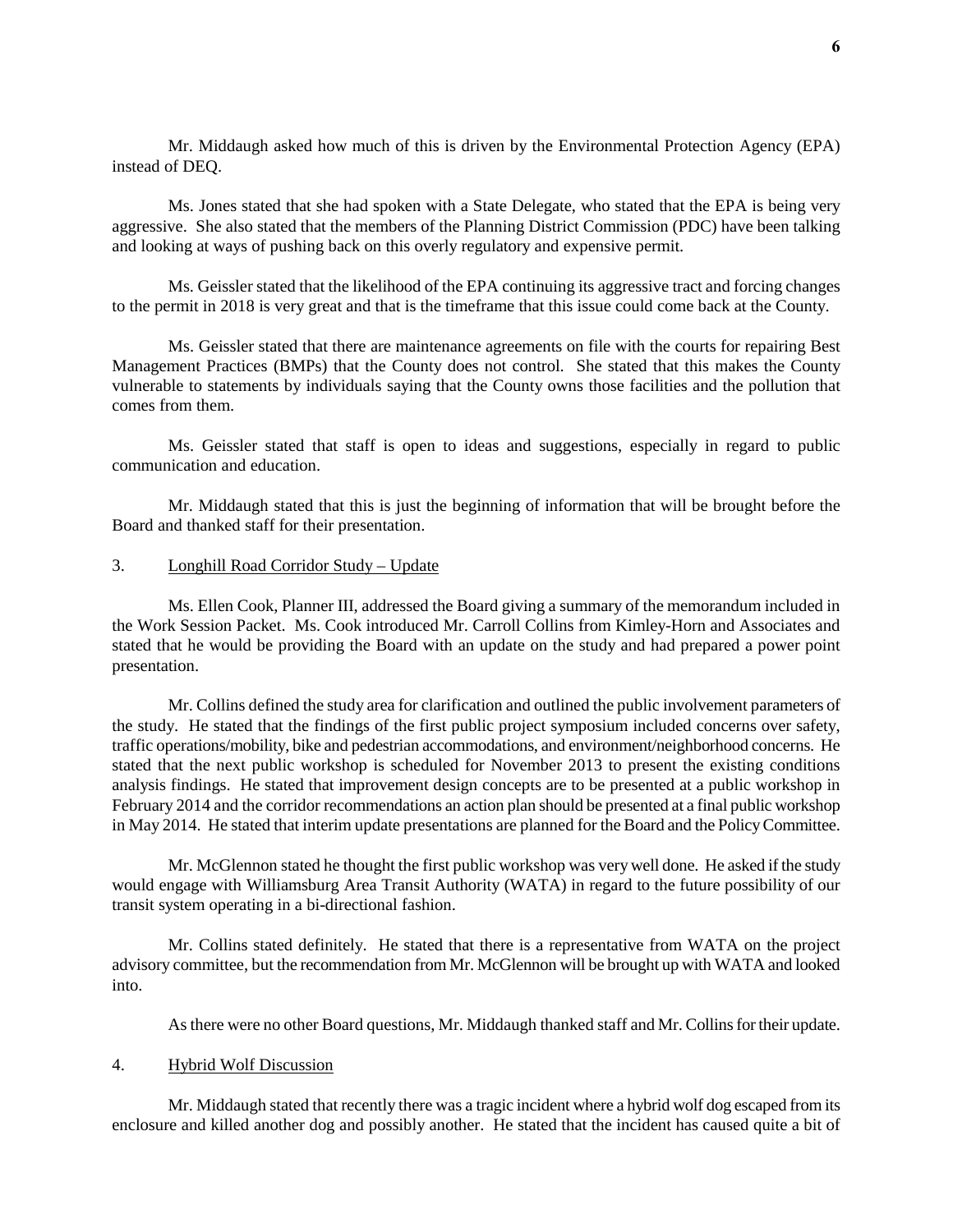Mr. Middaugh asked how much of this is driven by the Environmental Protection Agency (EPA) instead of DEQ.

Ms. Jones stated that she had spoken with a State Delegate, who stated that the EPA is being very aggressive. She also stated that the members of the Planning District Commission (PDC) have been talking and looking at ways of pushing back on this overly regulatory and expensive permit.

Ms. Geissler stated that the likelihood of the EPA continuing its aggressive tract and forcing changes to the permit in 2018 is very great and that is the timeframe that this issue could come back at the County.

Ms. Geissler stated that there are maintenance agreements on file with the courts for repairing Best Management Practices (BMPs) that the County does not control. She stated that this makes the County vulnerable to statements by individuals saying that the County owns those facilities and the pollution that comes from them.

Ms. Geissler stated that staff is open to ideas and suggestions, especially in regard to public communication and education.

Mr. Middaugh stated that this is just the beginning of information that will be brought before the Board and thanked staff for their presentation.

3. Longhill Road Corridor Study – Update

Ms. Ellen Cook, Planner III, addressed the Board giving a summary of the memorandum included in the Work Session Packet. Ms. Cook introduced Mr. Carroll Collins from Kimley-Horn and Associates and stated that he would be providing the Board with an update on the study and had prepared a power point presentation.

Mr. Collins defined the study area for clarification and outlined the public involvement parameters of the study. He stated that the findings of the first public project symposium included concerns over safety, traffic operations/mobility, bike and pedestrian accommodations, and environment/neighborhood concerns. He stated that the next public workshop is scheduled for November 2013 to present the existing conditions analysis findings. He stated that improvement design concepts are to be presented at a public workshop in February 2014 and the corridor recommendations an action plan should be presented at a final public workshop in May 2014. He stated that interim update presentations are planned for the Board and the Policy Committee.

Mr. McGlennon stated he thought the first public workshop was very well done. He asked if the study would engage with Williamsburg Area Transit Authority (WATA) in regard to the future possibility of our transit system operating in a bi-directional fashion.

Mr. Collins stated definitely. He stated that there is a representative from WATA on the project advisory committee, but the recommendation from Mr. McGlennon will be brought up with WATA and looked into.

As there were no other Board questions, Mr. Middaugh thanked staff and Mr. Collins for their update.

4. Hybrid Wolf Discussion

Mr. Middaugh stated that recently there was a tragic incident where a hybrid wolf dog escaped from its enclosure and killed another dog and possibly another. He stated that the incident has caused quite a bit of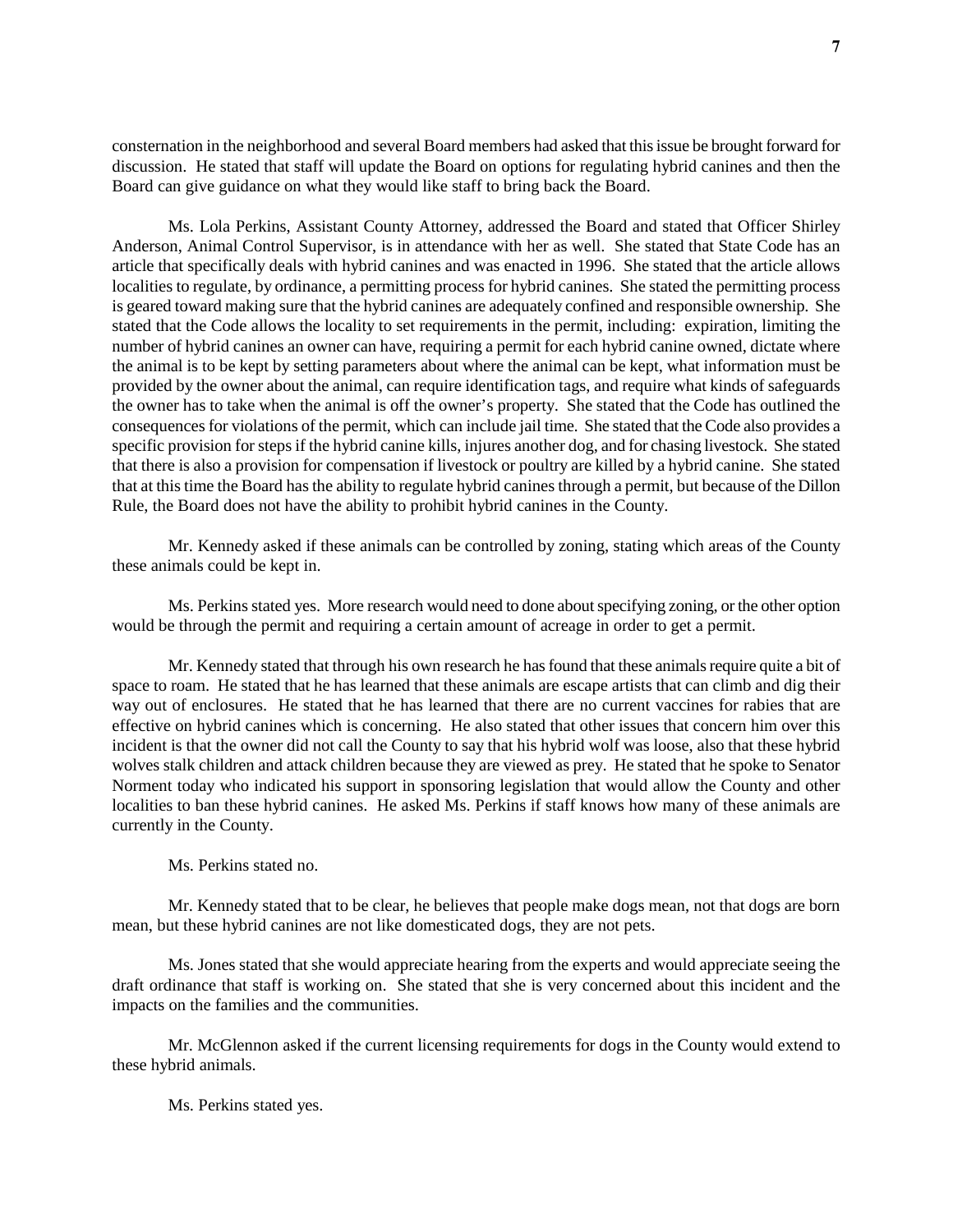consternation in the neighborhood and several Board members had asked that this issue be brought forward for discussion. He stated that staff will update the Board on options for regulating hybrid canines and then the Board can give guidance on what they would like staff to bring back the Board.

Ms. Lola Perkins, Assistant County Attorney, addressed the Board and stated that Officer Shirley Anderson, Animal Control Supervisor, is in attendance with her as well. She stated that State Code has an article that specifically deals with hybrid canines and was enacted in 1996. She stated that the article allows localities to regulate, by ordinance, a permitting process for hybrid canines. She stated the permitting process is geared toward making sure that the hybrid canines are adequately confined and responsible ownership. She stated that the Code allows the locality to set requirements in the permit, including: expiration, limiting the number of hybrid canines an owner can have, requiring a permit for each hybrid canine owned, dictate where the animal is to be kept by setting parameters about where the animal can be kept, what information must be provided by the owner about the animal, can require identification tags, and require what kinds of safeguards the owner has to take when the animal is off the owner's property. She stated that the Code has outlined the consequences for violations of the permit, which can include jail time. She stated that the Code also provides a specific provision for steps if the hybrid canine kills, injures another dog, and for chasing livestock. She stated that there is also a provision for compensation if livestock or poultry are killed by a hybrid canine. She stated that at this time the Board has the ability to regulate hybrid canines through a permit, but because of the Dillon Rule, the Board does not have the ability to prohibit hybrid canines in the County.

Mr. Kennedy asked if these animals can be controlled by zoning, stating which areas of the County these animals could be kept in.

Ms. Perkins stated yes. More research would need to done about specifying zoning, or the other option would be through the permit and requiring a certain amount of acreage in order to get a permit.

Mr. Kennedy stated that through his own research he has found that these animals require quite a bit of space to roam. He stated that he has learned that these animals are escape artists that can climb and dig their way out of enclosures. He stated that he has learned that there are no current vaccines for rabies that are effective on hybrid canines which is concerning. He also stated that other issues that concern him over this incident is that the owner did not call the County to say that his hybrid wolf was loose, also that these hybrid wolves stalk children and attack children because they are viewed as prey. He stated that he spoke to Senator Norment today who indicated his support in sponsoring legislation that would allow the County and other localities to ban these hybrid canines. He asked Ms. Perkins if staff knows how many of these animals are currently in the County.

Ms. Perkins stated no.

Mr. Kennedy stated that to be clear, he believes that people make dogs mean, not that dogs are born mean, but these hybrid canines are not like domesticated dogs, they are not pets.

Ms. Jones stated that she would appreciate hearing from the experts and would appreciate seeing the draft ordinance that staff is working on. She stated that she is very concerned about this incident and the impacts on the families and the communities.

Mr. McGlennon asked if the current licensing requirements for dogs in the County would extend to these hybrid animals.

Ms. Perkins stated yes.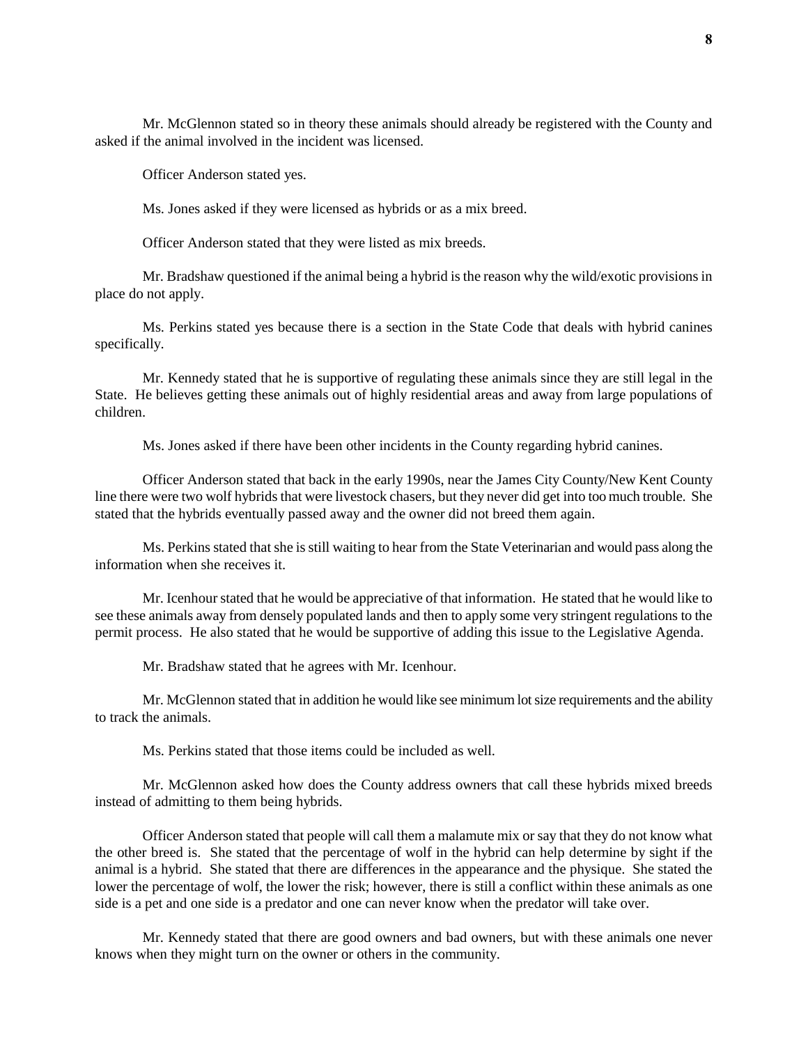Mr. McGlennon stated so in theory these animals should already be registered with the County and asked if the animal involved in the incident was licensed.

Officer Anderson stated yes.

Ms. Jones asked if they were licensed as hybrids or as a mix breed.

Officer Anderson stated that they were listed as mix breeds.

Mr. Bradshaw questioned if the animal being a hybrid is the reason why the wild/exotic provisions in place do not apply.

Ms. Perkins stated yes because there is a section in the State Code that deals with hybrid canines specifically.

Mr. Kennedy stated that he is supportive of regulating these animals since they are still legal in the State. He believes getting these animals out of highly residential areas and away from large populations of children.

Ms. Jones asked if there have been other incidents in the County regarding hybrid canines.

Officer Anderson stated that back in the early 1990s, near the James City County/New Kent County line there were two wolf hybrids that were livestock chasers, but they never did get into too much trouble. She stated that the hybrids eventually passed away and the owner did not breed them again.

Ms. Perkins stated that she is still waiting to hear from the State Veterinarian and would pass along the information when she receives it.

Mr. Icenhour stated that he would be appreciative of that information. He stated that he would like to see these animals away from densely populated lands and then to apply some very stringent regulations to the permit process. He also stated that he would be supportive of adding this issue to the Legislative Agenda.

Mr. Bradshaw stated that he agrees with Mr. Icenhour.

Mr. McGlennon stated that in addition he would like see minimum lot size requirements and the ability to track the animals.

Ms. Perkins stated that those items could be included as well.

Mr. McGlennon asked how does the County address owners that call these hybrids mixed breeds instead of admitting to them being hybrids.

Officer Anderson stated that people will call them a malamute mix or say that they do not know what the other breed is. She stated that the percentage of wolf in the hybrid can help determine by sight if the animal is a hybrid. She stated that there are differences in the appearance and the physique. She stated the lower the percentage of wolf, the lower the risk; however, there is still a conflict within these animals as one side is a pet and one side is a predator and one can never know when the predator will take over.

Mr. Kennedy stated that there are good owners and bad owners, but with these animals one never knows when they might turn on the owner or others in the community.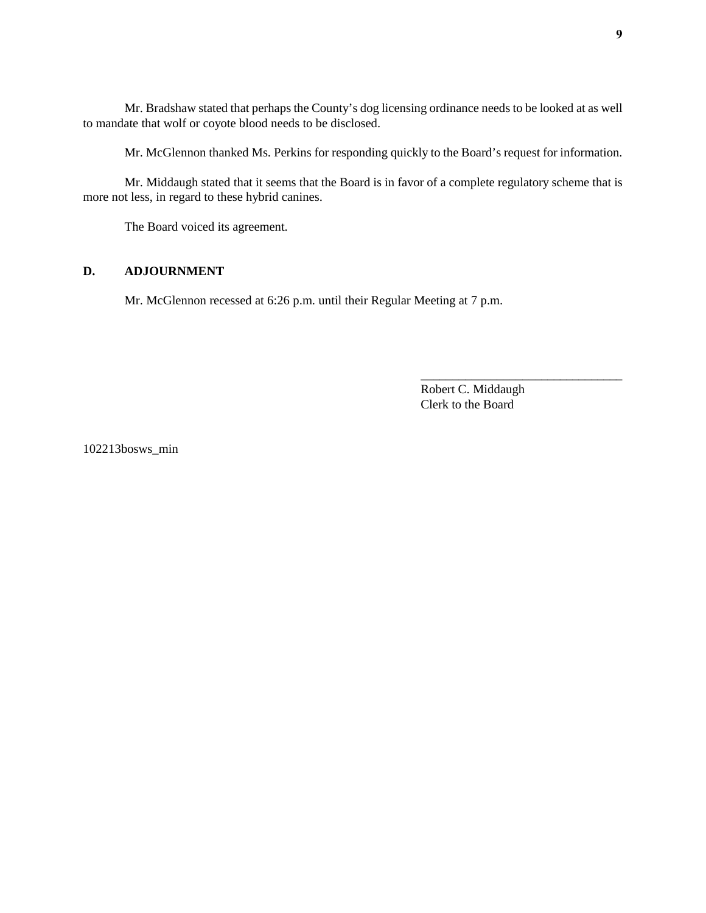Mr. Bradshaw stated that perhaps the County's dog licensing ordinance needs to be looked at as well to mandate that wolf or coyote blood needs to be disclosed.

Mr. McGlennon thanked Ms. Perkins for responding quickly to the Board's request for information.

Mr. Middaugh stated that it seems that the Board is in favor of a complete regulatory scheme that is more not less, in regard to these hybrid canines.

The Board voiced its agreement.

## D. ADJOURNMENT

Mr. McGlennon recessed at 6:26 p.m. until their Regular Meeting at 7 p.m.

________________________________
Robert C. Middaugh
Clerk to the Board

102213bosws_min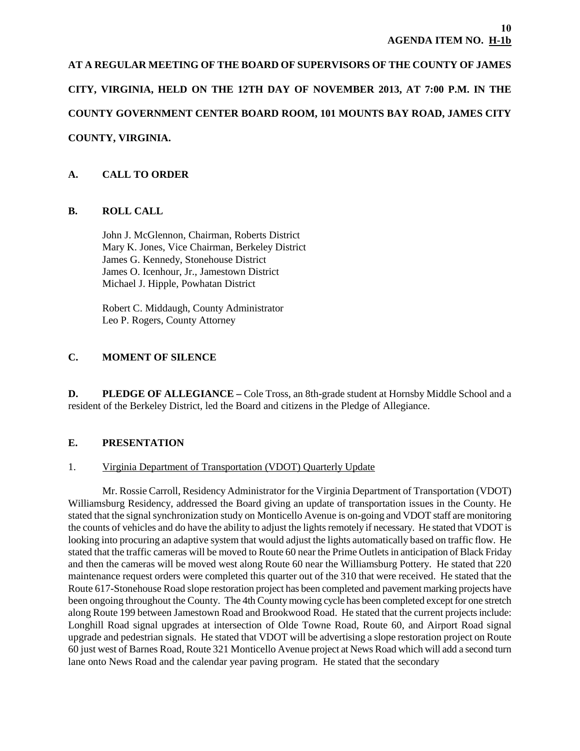**AGENDA ITEM NO. H-1b**

**AT A REGULAR MEETING OF THE BOARD OF SUPERVISORS OF THE COUNTY OF JAMES CITY, VIRGINIA, HELD ON THE 12TH DAY OF NOVEMBER 2013, AT 7:00 P.M. IN THE COUNTY GOVERNMENT CENTER BOARD ROOM, 101 MOUNTS BAY ROAD, JAMES CITY COUNTY, VIRGINIA.**

## A. CALL TO ORDER

## B. ROLL CALL

John J. McGlennon, Chairman, Roberts District
Mary K. Jones, Vice Chairman, Berkeley District
James G. Kennedy, Stonehouse District
James O. Icenhour, Jr., Jamestown District
Michael J. Hipple, Powhatan District

Robert C. Middaugh, County Administrator
Leo P. Rogers, County Attorney

## C. MOMENT OF SILENCE

**D. PLEDGE OF ALLEGIANCE –** Cole Tross, an 8th-grade student at Hornsby Middle School and a resident of the Berkeley District, led the Board and citizens in the Pledge of Allegiance.

## E. PRESENTATION

1. Virginia Department of Transportation (VDOT) Quarterly Update

Mr. Rossie Carroll, Residency Administrator for the Virginia Department of Transportation (VDOT) Williamsburg Residency, addressed the Board giving an update of transportation issues in the County. He stated that the signal synchronization study on Monticello Avenue is on-going and VDOT staff are monitoring the counts of vehicles and do have the ability to adjust the lights remotely if necessary. He stated that VDOT is looking into procuring an adaptive system that would adjust the lights automatically based on traffic flow. He stated that the traffic cameras will be moved to Route 60 near the Prime Outlets in anticipation of Black Friday and then the cameras will be moved west along Route 60 near the Williamsburg Pottery. He stated that 220 maintenance request orders were completed this quarter out of the 310 that were received. He stated that the Route 617-Stonehouse Road slope restoration project has been completed and pavement marking projects have been ongoing throughout the County. The 4th County mowing cycle has been completed except for one stretch along Route 199 between Jamestown Road and Brookwood Road. He stated that the current projects include: Longhill Road signal upgrades at intersection of Olde Towne Road, Route 60, and Airport Road signal upgrade and pedestrian signals. He stated that VDOT will be advertising a slope restoration project on Route 60 just west of Barnes Road, Route 321 Monticello Avenue project at News Road which will add a second turn lane onto News Road and the calendar year paving program. He stated that the secondary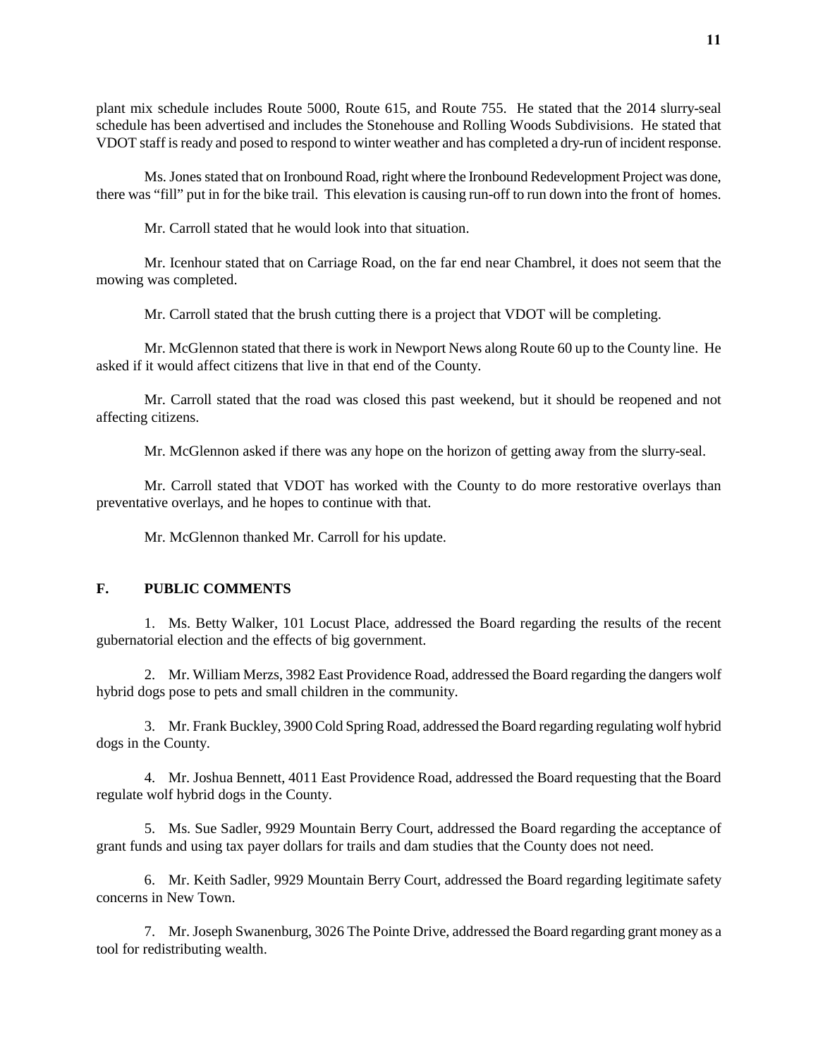plant mix schedule includes Route 5000, Route 615, and Route 755. He stated that the 2014 slurry-seal schedule has been advertised and includes the Stonehouse and Rolling Woods Subdivisions. He stated that VDOT staff is ready and posed to respond to winter weather and has completed a dry-run of incident response.

Ms. Jones stated that on Ironbound Road, right where the Ironbound Redevelopment Project was done, there was "fill" put in for the bike trail. This elevation is causing run-off to run down into the front of homes.

Mr. Carroll stated that he would look into that situation.

Mr. Icenhour stated that on Carriage Road, on the far end near Chambrel, it does not seem that the mowing was completed.

Mr. Carroll stated that the brush cutting there is a project that VDOT will be completing.

Mr. McGlennon stated that there is work in Newport News along Route 60 up to the County line. He asked if it would affect citizens that live in that end of the County.

Mr. Carroll stated that the road was closed this past weekend, but it should be reopened and not affecting citizens.

Mr. McGlennon asked if there was any hope on the horizon of getting away from the slurry-seal.

Mr. Carroll stated that VDOT has worked with the County to do more restorative overlays than preventative overlays, and he hopes to continue with that.

Mr. McGlennon thanked Mr. Carroll for his update.

## F. PUBLIC COMMENTS

1. Ms. Betty Walker, 101 Locust Place, addressed the Board regarding the results of the recent gubernatorial election and the effects of big government.

2. Mr. William Merzs, 3982 East Providence Road, addressed the Board regarding the dangers wolf hybrid dogs pose to pets and small children in the community.

3. Mr. Frank Buckley, 3900 Cold Spring Road, addressed the Board regarding regulating wolf hybrid dogs in the County.

4. Mr. Joshua Bennett, 4011 East Providence Road, addressed the Board requesting that the Board regulate wolf hybrid dogs in the County.

5. Ms. Sue Sadler, 9929 Mountain Berry Court, addressed the Board regarding the acceptance of grant funds and using tax payer dollars for trails and dam studies that the County does not need.

6. Mr. Keith Sadler, 9929 Mountain Berry Court, addressed the Board regarding legitimate safety concerns in New Town.

7. Mr. Joseph Swanenburg, 3026 The Pointe Drive, addressed the Board regarding grant money as a tool for redistributing wealth.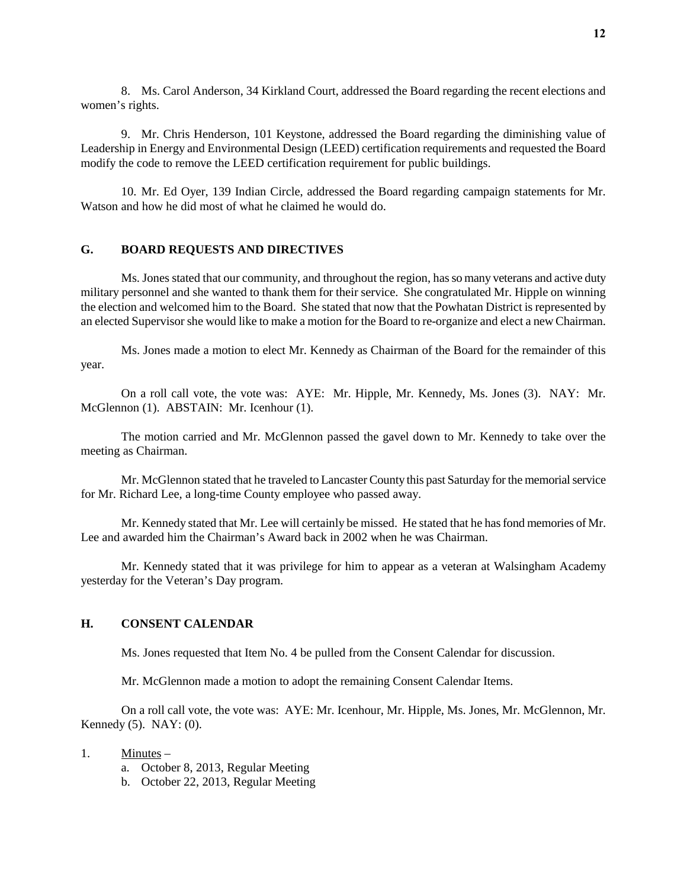8. Ms. Carol Anderson, 34 Kirkland Court, addressed the Board regarding the recent elections and women's rights.

9. Mr. Chris Henderson, 101 Keystone, addressed the Board regarding the diminishing value of Leadership in Energy and Environmental Design (LEED) certification requirements and requested the Board modify the code to remove the LEED certification requirement for public buildings.

10. Mr. Ed Oyer, 139 Indian Circle, addressed the Board regarding campaign statements for Mr. Watson and how he did most of what he claimed he would do.

## G. BOARD REQUESTS AND DIRECTIVES

Ms. Jones stated that our community, and throughout the region, has so many veterans and active duty military personnel and she wanted to thank them for their service. She congratulated Mr. Hipple on winning the election and welcomed him to the Board. She stated that now that the Powhatan District is represented by an elected Supervisor she would like to make a motion for the Board to re-organize and elect a new Chairman.

Ms. Jones made a motion to elect Mr. Kennedy as Chairman of the Board for the remainder of this year.

On a roll call vote, the vote was: AYE: Mr. Hipple, Mr. Kennedy, Ms. Jones (3). NAY: Mr. McGlennon (1). ABSTAIN: Mr. Icenhour (1).

The motion carried and Mr. McGlennon passed the gavel down to Mr. Kennedy to take over the meeting as Chairman.

Mr. McGlennon stated that he traveled to Lancaster County this past Saturday for the memorial service for Mr. Richard Lee, a long-time County employee who passed away.

Mr. Kennedy stated that Mr. Lee will certainly be missed. He stated that he has fond memories of Mr. Lee and awarded him the Chairman's Award back in 2002 when he was Chairman.

Mr. Kennedy stated that it was privilege for him to appear as a veteran at Walsingham Academy yesterday for the Veteran's Day program.

## H. CONSENT CALENDAR

Ms. Jones requested that Item No. 4 be pulled from the Consent Calendar for discussion.

Mr. McGlennon made a motion to adopt the remaining Consent Calendar Items.

On a roll call vote, the vote was: AYE: Mr. Icenhour, Mr. Hipple, Ms. Jones, Mr. McGlennon, Mr. Kennedy (5). NAY: (0).

1. Minutes –
   a. October 8, 2013, Regular Meeting
   b. October 22, 2013, Regular Meeting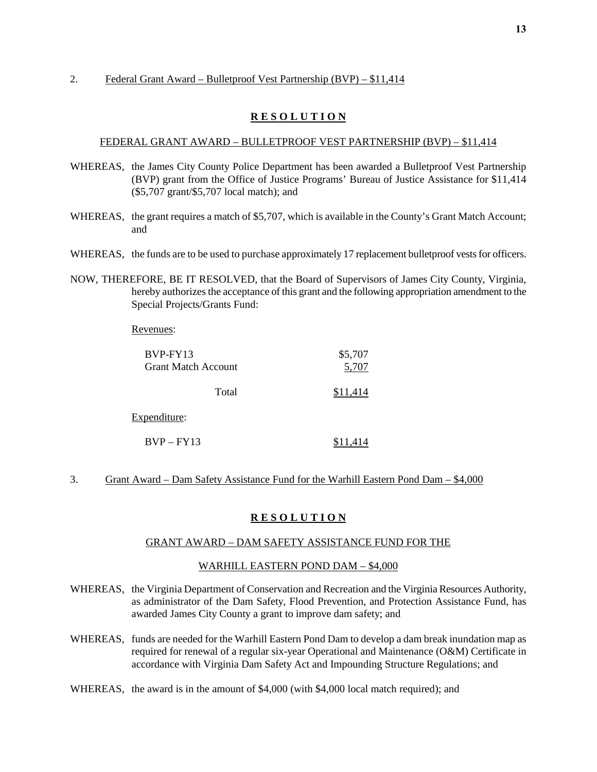2. Federal Grant Award – Bulletproof Vest Partnership (BVP) – $11,414

**R E S O L U T I O N**

FEDERAL GRANT AWARD – BULLETPROOF VEST PARTNERSHIP (BVP) – $11,414

WHEREAS, the James City County Police Department has been awarded a Bulletproof Vest Partnership (BVP) grant from the Office of Justice Programs' Bureau of Justice Assistance for $11,414 ($5,707 grant/$5,707 local match); and

WHEREAS, the grant requires a match of $5,707, which is available in the County's Grant Match Account; and

WHEREAS, the funds are to be used to purchase approximately 17 replacement bulletproof vests for officers.

NOW, THEREFORE, BE IT RESOLVED, that the Board of Supervisors of James City County, Virginia, hereby authorizes the acceptance of this grant and the following appropriation amendment to the Special Projects/Grants Fund:

Revenues:

| | |
|---|---|
| BVP-FY13 | $5,707 |
| Grant Match Account | 5,707 |
| Total | $11,414 |

Expenditure:

| | |
|---|---|
| BVP – FY13 | $11,414 |

3. Grant Award – Dam Safety Assistance Fund for the Warhill Eastern Pond Dam – $4,000

**R E S O L U T I O N**

GRANT AWARD – DAM SAFETY ASSISTANCE FUND FOR THE

WARHILL EASTERN POND DAM – $4,000

WHEREAS, the Virginia Department of Conservation and Recreation and the Virginia Resources Authority, as administrator of the Dam Safety, Flood Prevention, and Protection Assistance Fund, has awarded James City County a grant to improve dam safety; and

WHEREAS, funds are needed for the Warhill Eastern Pond Dam to develop a dam break inundation map as required for renewal of a regular six-year Operational and Maintenance (O&M) Certificate in accordance with Virginia Dam Safety Act and Impounding Structure Regulations; and

WHEREAS, the award is in the amount of $4,000 (with $4,000 local match required); and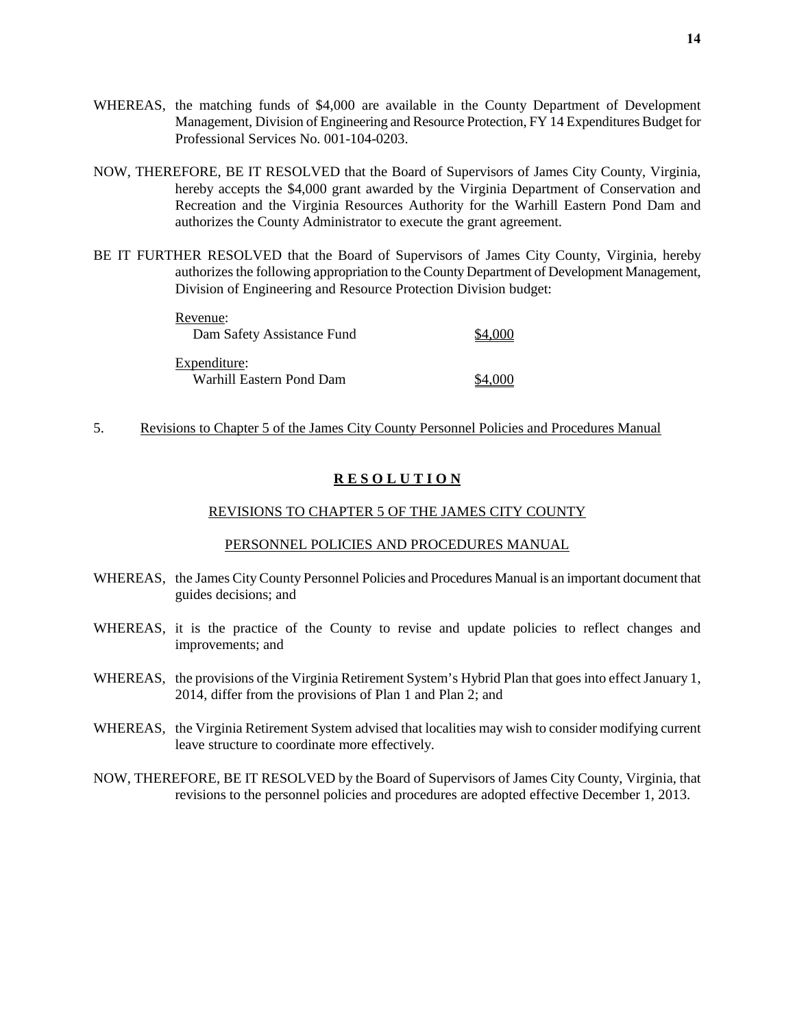WHEREAS, the matching funds of $4,000 are available in the County Department of Development Management, Division of Engineering and Resource Protection, FY 14 Expenditures Budget for Professional Services No. 001-104-0203.

NOW, THEREFORE, BE IT RESOLVED that the Board of Supervisors of James City County, Virginia, hereby accepts the $4,000 grant awarded by the Virginia Department of Conservation and Recreation and the Virginia Resources Authority for the Warhill Eastern Pond Dam and authorizes the County Administrator to execute the grant agreement.

BE IT FURTHER RESOLVED that the Board of Supervisors of James City County, Virginia, hereby authorizes the following appropriation to the County Department of Development Management, Division of Engineering and Resource Protection Division budget:

| | |
|---|---|
| Revenue: | |
| Dam Safety Assistance Fund | $4,000 |
| Expenditure: | |
| Warhill Eastern Pond Dam | $4,000 |

5. Revisions to Chapter 5 of the James City County Personnel Policies and Procedures Manual

**R E S O L U T I O N**

REVISIONS TO CHAPTER 5 OF THE JAMES CITY COUNTY

PERSONNEL POLICIES AND PROCEDURES MANUAL

WHEREAS, the James City County Personnel Policies and Procedures Manual is an important document that guides decisions; and

WHEREAS, it is the practice of the County to revise and update policies to reflect changes and improvements; and

WHEREAS, the provisions of the Virginia Retirement System's Hybrid Plan that goes into effect January 1, 2014, differ from the provisions of Plan 1 and Plan 2; and

WHEREAS, the Virginia Retirement System advised that localities may wish to consider modifying current leave structure to coordinate more effectively.

NOW, THEREFORE, BE IT RESOLVED by the Board of Supervisors of James City County, Virginia, that revisions to the personnel policies and procedures are adopted effective December 1, 2013.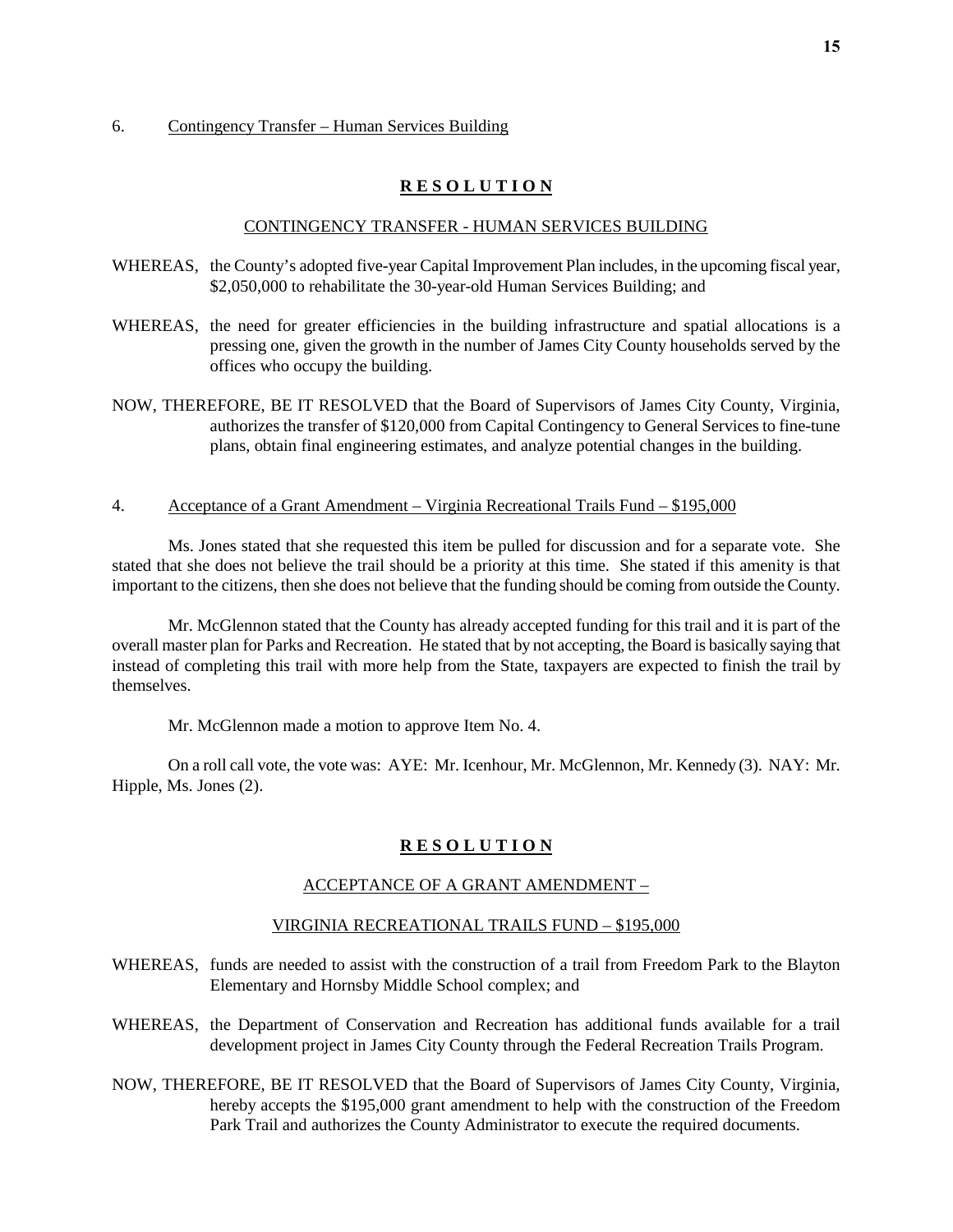6. Contingency Transfer – Human Services Building

**R E S O L U T I O N**

CONTINGENCY TRANSFER - HUMAN SERVICES BUILDING

WHEREAS, the County's adopted five-year Capital Improvement Plan includes, in the upcoming fiscal year, $2,050,000 to rehabilitate the 30-year-old Human Services Building; and

WHEREAS, the need for greater efficiencies in the building infrastructure and spatial allocations is a pressing one, given the growth in the number of James City County households served by the offices who occupy the building.

NOW, THEREFORE, BE IT RESOLVED that the Board of Supervisors of James City County, Virginia, authorizes the transfer of $120,000 from Capital Contingency to General Services to fine-tune plans, obtain final engineering estimates, and analyze potential changes in the building.

4. Acceptance of a Grant Amendment – Virginia Recreational Trails Fund – $195,000

Ms. Jones stated that she requested this item be pulled for discussion and for a separate vote. She stated that she does not believe the trail should be a priority at this time. She stated if this amenity is that important to the citizens, then she does not believe that the funding should be coming from outside the County.

Mr. McGlennon stated that the County has already accepted funding for this trail and it is part of the overall master plan for Parks and Recreation. He stated that by not accepting, the Board is basically saying that instead of completing this trail with more help from the State, taxpayers are expected to finish the trail by themselves.

Mr. McGlennon made a motion to approve Item No. 4.

On a roll call vote, the vote was: AYE: Mr. Icenhour, Mr. McGlennon, Mr. Kennedy (3). NAY: Mr. Hipple, Ms. Jones (2).

**R E S O L U T I O N**

ACCEPTANCE OF A GRANT AMENDMENT –

VIRGINIA RECREATIONAL TRAILS FUND – $195,000

WHEREAS, funds are needed to assist with the construction of a trail from Freedom Park to the Blayton Elementary and Hornsby Middle School complex; and

WHEREAS, the Department of Conservation and Recreation has additional funds available for a trail development project in James City County through the Federal Recreation Trails Program.

NOW, THEREFORE, BE IT RESOLVED that the Board of Supervisors of James City County, Virginia, hereby accepts the $195,000 grant amendment to help with the construction of the Freedom Park Trail and authorizes the County Administrator to execute the required documents.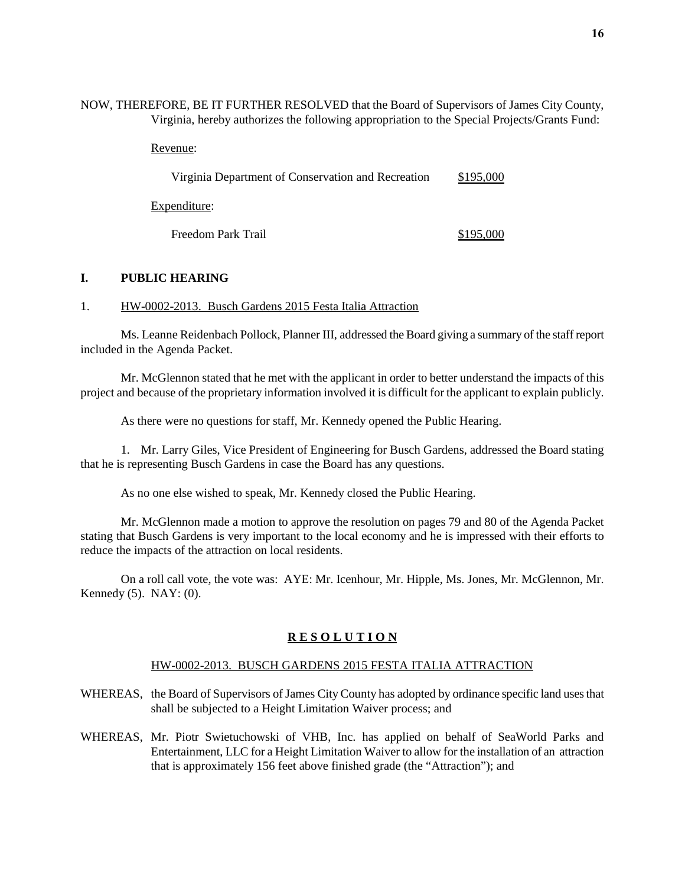NOW, THEREFORE, BE IT FURTHER RESOLVED that the Board of Supervisors of James City County, Virginia, hereby authorizes the following appropriation to the Special Projects/Grants Fund:

Revenue:

| | |
|---|---|
| Virginia Department of Conservation and Recreation | $195,000 |

Expenditure:

| | |
|---|---|
| Freedom Park Trail | $195,000 |

## I. PUBLIC HEARING

1. HW-0002-2013. Busch Gardens 2015 Festa Italia Attraction

Ms. Leanne Reidenbach Pollock, Planner III, addressed the Board giving a summary of the staff report included in the Agenda Packet.

Mr. McGlennon stated that he met with the applicant in order to better understand the impacts of this project and because of the proprietary information involved it is difficult for the applicant to explain publicly.

As there were no questions for staff, Mr. Kennedy opened the Public Hearing.

1. Mr. Larry Giles, Vice President of Engineering for Busch Gardens, addressed the Board stating that he is representing Busch Gardens in case the Board has any questions.

As no one else wished to speak, Mr. Kennedy closed the Public Hearing.

Mr. McGlennon made a motion to approve the resolution on pages 79 and 80 of the Agenda Packet stating that Busch Gardens is very important to the local economy and he is impressed with their efforts to reduce the impacts of the attraction on local residents.

On a roll call vote, the vote was: AYE: Mr. Icenhour, Mr. Hipple, Ms. Jones, Mr. McGlennon, Mr. Kennedy (5). NAY: (0).

**R E S O L U T I O N**

HW-0002-2013. BUSCH GARDENS 2015 FESTA ITALIA ATTRACTION

WHEREAS, the Board of Supervisors of James City County has adopted by ordinance specific land uses that shall be subjected to a Height Limitation Waiver process; and

WHEREAS, Mr. Piotr Swietuchowski of VHB, Inc. has applied on behalf of SeaWorld Parks and Entertainment, LLC for a Height Limitation Waiver to allow for the installation of an attraction that is approximately 156 feet above finished grade (the "Attraction"); and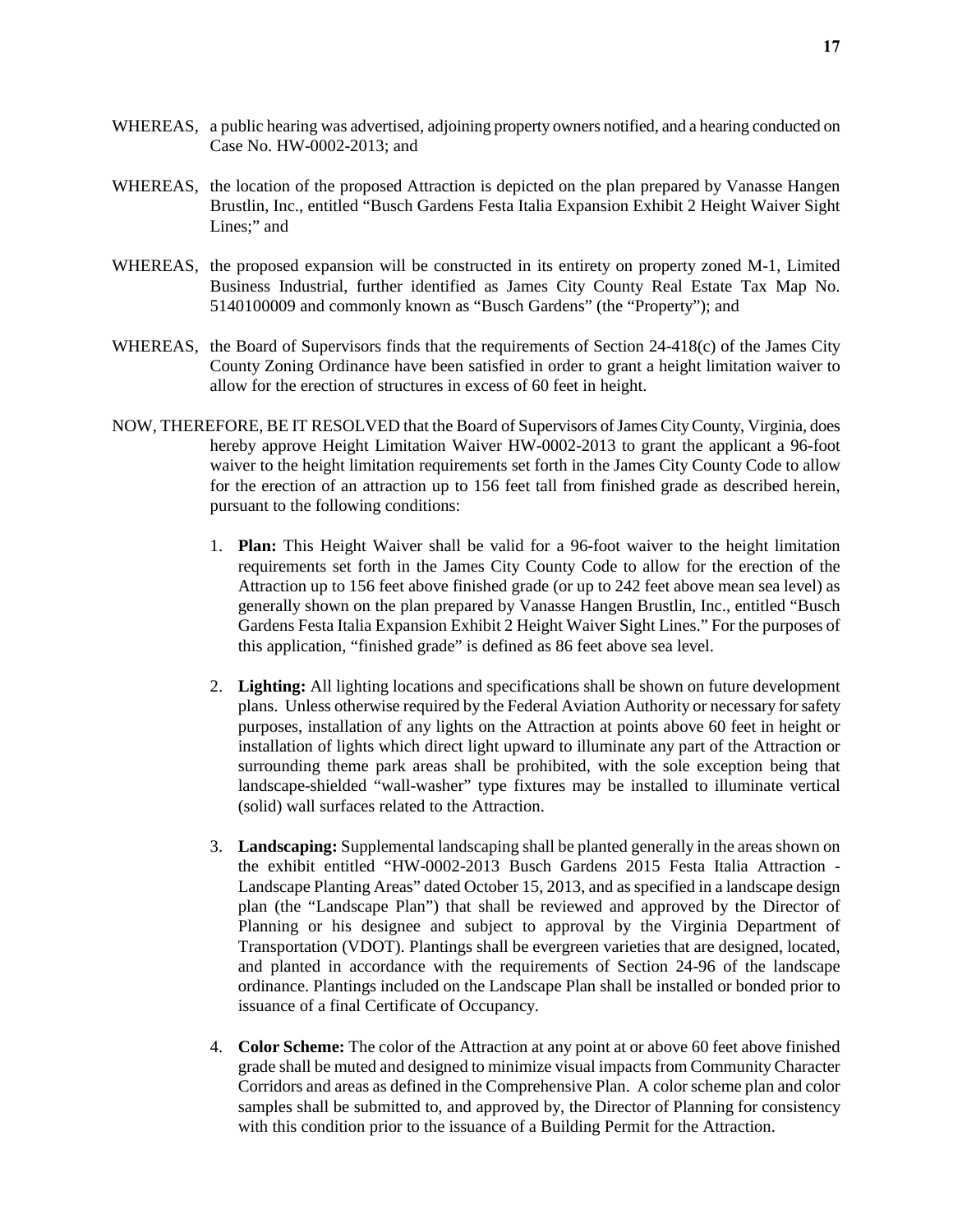WHEREAS, a public hearing was advertised, adjoining property owners notified, and a hearing conducted on Case No. HW-0002-2013; and

WHEREAS, the location of the proposed Attraction is depicted on the plan prepared by Vanasse Hangen Brustlin, Inc., entitled "Busch Gardens Festa Italia Expansion Exhibit 2 Height Waiver Sight Lines;" and

WHEREAS, the proposed expansion will be constructed in its entirety on property zoned M-1, Limited Business Industrial, further identified as James City County Real Estate Tax Map No. 5140100009 and commonly known as "Busch Gardens" (the "Property"); and

WHEREAS, the Board of Supervisors finds that the requirements of Section 24-418(c) of the James City County Zoning Ordinance have been satisfied in order to grant a height limitation waiver to allow for the erection of structures in excess of 60 feet in height.

NOW, THEREFORE, BE IT RESOLVED that the Board of Supervisors of James City County, Virginia, does hereby approve Height Limitation Waiver HW-0002-2013 to grant the applicant a 96-foot waiver to the height limitation requirements set forth in the James City County Code to allow for the erection of an attraction up to 156 feet tall from finished grade as described herein, pursuant to the following conditions:

1. **Plan:** This Height Waiver shall be valid for a 96-foot waiver to the height limitation requirements set forth in the James City County Code to allow for the erection of the Attraction up to 156 feet above finished grade (or up to 242 feet above mean sea level) as generally shown on the plan prepared by Vanasse Hangen Brustlin, Inc., entitled "Busch Gardens Festa Italia Expansion Exhibit 2 Height Waiver Sight Lines." For the purposes of this application, "finished grade" is defined as 86 feet above sea level.

2. **Lighting:** All lighting locations and specifications shall be shown on future development plans. Unless otherwise required by the Federal Aviation Authority or necessary for safety purposes, installation of any lights on the Attraction at points above 60 feet in height or installation of lights which direct light upward to illuminate any part of the Attraction or surrounding theme park areas shall be prohibited, with the sole exception being that landscape-shielded "wall-washer" type fixtures may be installed to illuminate vertical (solid) wall surfaces related to the Attraction.

3. **Landscaping:** Supplemental landscaping shall be planted generally in the areas shown on the exhibit entitled "HW-0002-2013 Busch Gardens 2015 Festa Italia Attraction - Landscape Planting Areas" dated October 15, 2013, and as specified in a landscape design plan (the "Landscape Plan") that shall be reviewed and approved by the Director of Planning or his designee and subject to approval by the Virginia Department of Transportation (VDOT). Plantings shall be evergreen varieties that are designed, located, and planted in accordance with the requirements of Section 24-96 of the landscape ordinance. Plantings included on the Landscape Plan shall be installed or bonded prior to issuance of a final Certificate of Occupancy.

4. **Color Scheme:** The color of the Attraction at any point at or above 60 feet above finished grade shall be muted and designed to minimize visual impacts from Community Character Corridors and areas as defined in the Comprehensive Plan. A color scheme plan and color samples shall be submitted to, and approved by, the Director of Planning for consistency with this condition prior to the issuance of a Building Permit for the Attraction.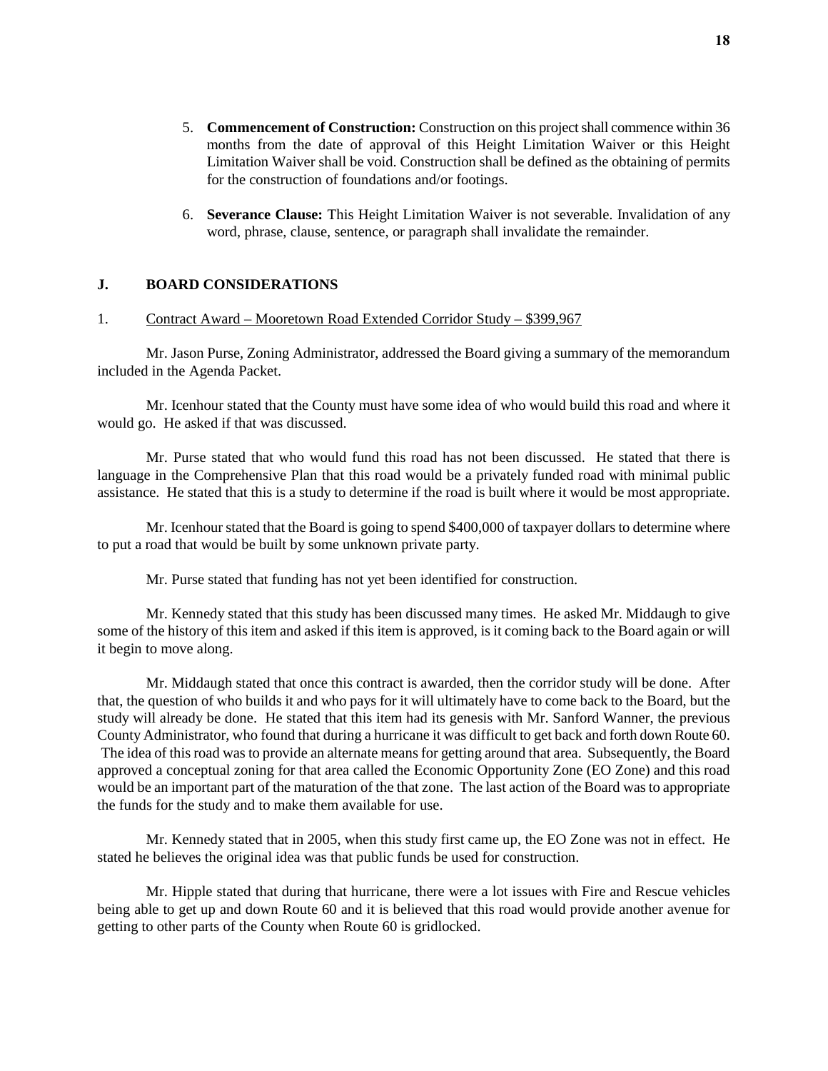5. **Commencement of Construction:** Construction on this project shall commence within 36 months from the date of approval of this Height Limitation Waiver or this Height Limitation Waiver shall be void. Construction shall be defined as the obtaining of permits for the construction of foundations and/or footings.

6. **Severance Clause:** This Height Limitation Waiver is not severable. Invalidation of any word, phrase, clause, sentence, or paragraph shall invalidate the remainder.

## J. BOARD CONSIDERATIONS

1. Contract Award – Mooretown Road Extended Corridor Study – $399,967

Mr. Jason Purse, Zoning Administrator, addressed the Board giving a summary of the memorandum included in the Agenda Packet.

Mr. Icenhour stated that the County must have some idea of who would build this road and where it would go. He asked if that was discussed.

Mr. Purse stated that who would fund this road has not been discussed. He stated that there is language in the Comprehensive Plan that this road would be a privately funded road with minimal public assistance. He stated that this is a study to determine if the road is built where it would be most appropriate.

Mr. Icenhour stated that the Board is going to spend $400,000 of taxpayer dollars to determine where to put a road that would be built by some unknown private party.

Mr. Purse stated that funding has not yet been identified for construction.

Mr. Kennedy stated that this study has been discussed many times. He asked Mr. Middaugh to give some of the history of this item and asked if this item is approved, is it coming back to the Board again or will it begin to move along.

Mr. Middaugh stated that once this contract is awarded, then the corridor study will be done. After that, the question of who builds it and who pays for it will ultimately have to come back to the Board, but the study will already be done. He stated that this item had its genesis with Mr. Sanford Wanner, the previous County Administrator, who found that during a hurricane it was difficult to get back and forth down Route 60. The idea of this road was to provide an alternate means for getting around that area. Subsequently, the Board approved a conceptual zoning for that area called the Economic Opportunity Zone (EO Zone) and this road would be an important part of the maturation of the that zone. The last action of the Board was to appropriate the funds for the study and to make them available for use.

Mr. Kennedy stated that in 2005, when this study first came up, the EO Zone was not in effect. He stated he believes the original idea was that public funds be used for construction.

Mr. Hipple stated that during that hurricane, there were a lot issues with Fire and Rescue vehicles being able to get up and down Route 60 and it is believed that this road would provide another avenue for getting to other parts of the County when Route 60 is gridlocked.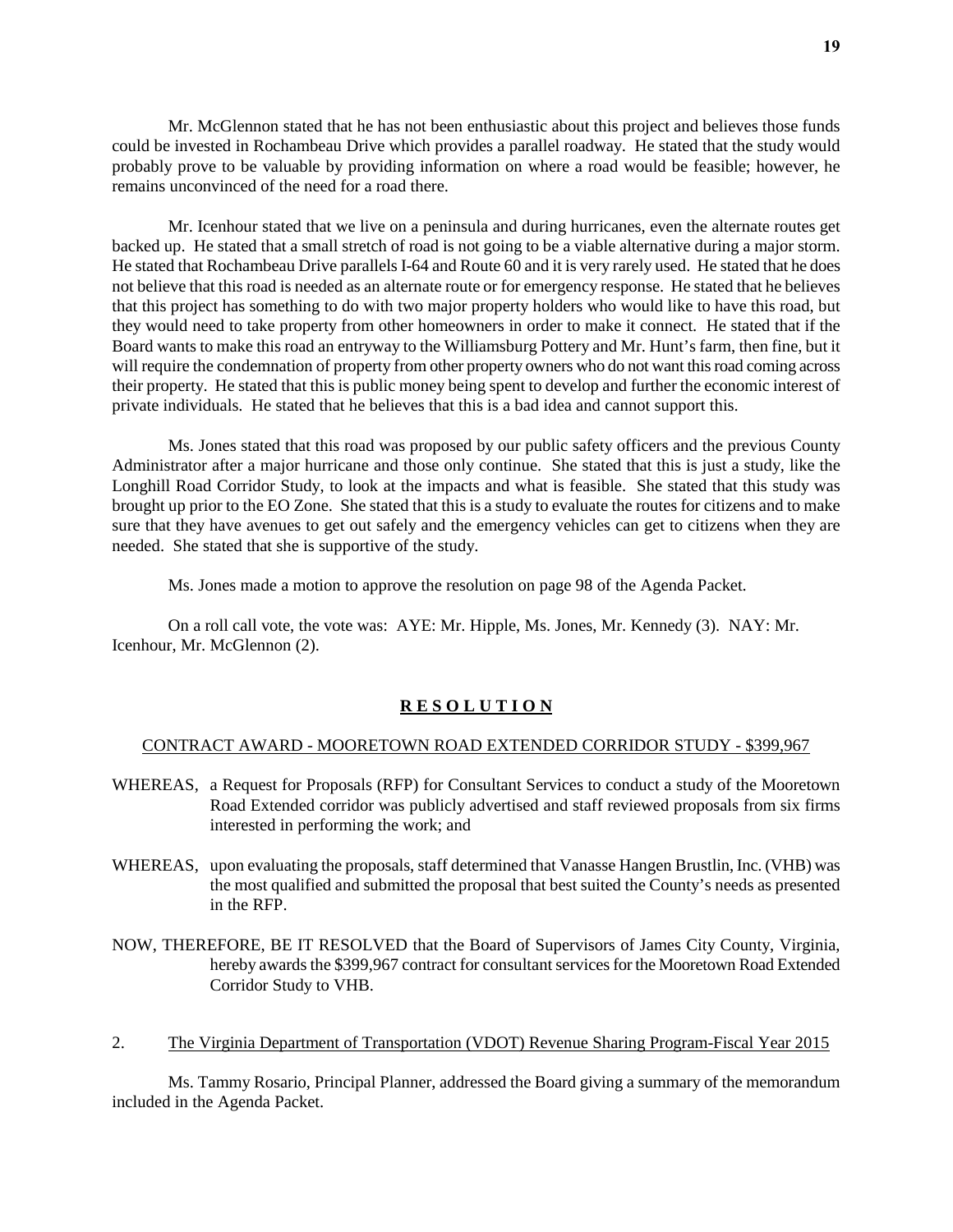Mr. McGlennon stated that he has not been enthusiastic about this project and believes those funds could be invested in Rochambeau Drive which provides a parallel roadway. He stated that the study would probably prove to be valuable by providing information on where a road would be feasible; however, he remains unconvinced of the need for a road there.

Mr. Icenhour stated that we live on a peninsula and during hurricanes, even the alternate routes get backed up. He stated that a small stretch of road is not going to be a viable alternative during a major storm. He stated that Rochambeau Drive parallels I-64 and Route 60 and it is very rarely used. He stated that he does not believe that this road is needed as an alternate route or for emergency response. He stated that he believes that this project has something to do with two major property holders who would like to have this road, but they would need to take property from other homeowners in order to make it connect. He stated that if the Board wants to make this road an entryway to the Williamsburg Pottery and Mr. Hunt's farm, then fine, but it will require the condemnation of property from other property owners who do not want this road coming across their property. He stated that this is public money being spent to develop and further the economic interest of private individuals. He stated that he believes that this is a bad idea and cannot support this.

Ms. Jones stated that this road was proposed by our public safety officers and the previous County Administrator after a major hurricane and those only continue. She stated that this is just a study, like the Longhill Road Corridor Study, to look at the impacts and what is feasible. She stated that this study was brought up prior to the EO Zone. She stated that this is a study to evaluate the routes for citizens and to make sure that they have avenues to get out safely and the emergency vehicles can get to citizens when they are needed. She stated that she is supportive of the study.

Ms. Jones made a motion to approve the resolution on page 98 of the Agenda Packet.

On a roll call vote, the vote was: AYE: Mr. Hipple, Ms. Jones, Mr. Kennedy (3). NAY: Mr. Icenhour, Mr. McGlennon (2).

**R E S O L U T I O N**

CONTRACT AWARD - MOORETOWN ROAD EXTENDED CORRIDOR STUDY - $399,967

WHEREAS, a Request for Proposals (RFP) for Consultant Services to conduct a study of the Mooretown Road Extended corridor was publicly advertised and staff reviewed proposals from six firms interested in performing the work; and

WHEREAS, upon evaluating the proposals, staff determined that Vanasse Hangen Brustlin, Inc. (VHB) was the most qualified and submitted the proposal that best suited the County's needs as presented in the RFP.

NOW, THEREFORE, BE IT RESOLVED that the Board of Supervisors of James City County, Virginia, hereby awards the $399,967 contract for consultant services for the Mooretown Road Extended Corridor Study to VHB.

2. The Virginia Department of Transportation (VDOT) Revenue Sharing Program-Fiscal Year 2015

Ms. Tammy Rosario, Principal Planner, addressed the Board giving a summary of the memorandum included in the Agenda Packet.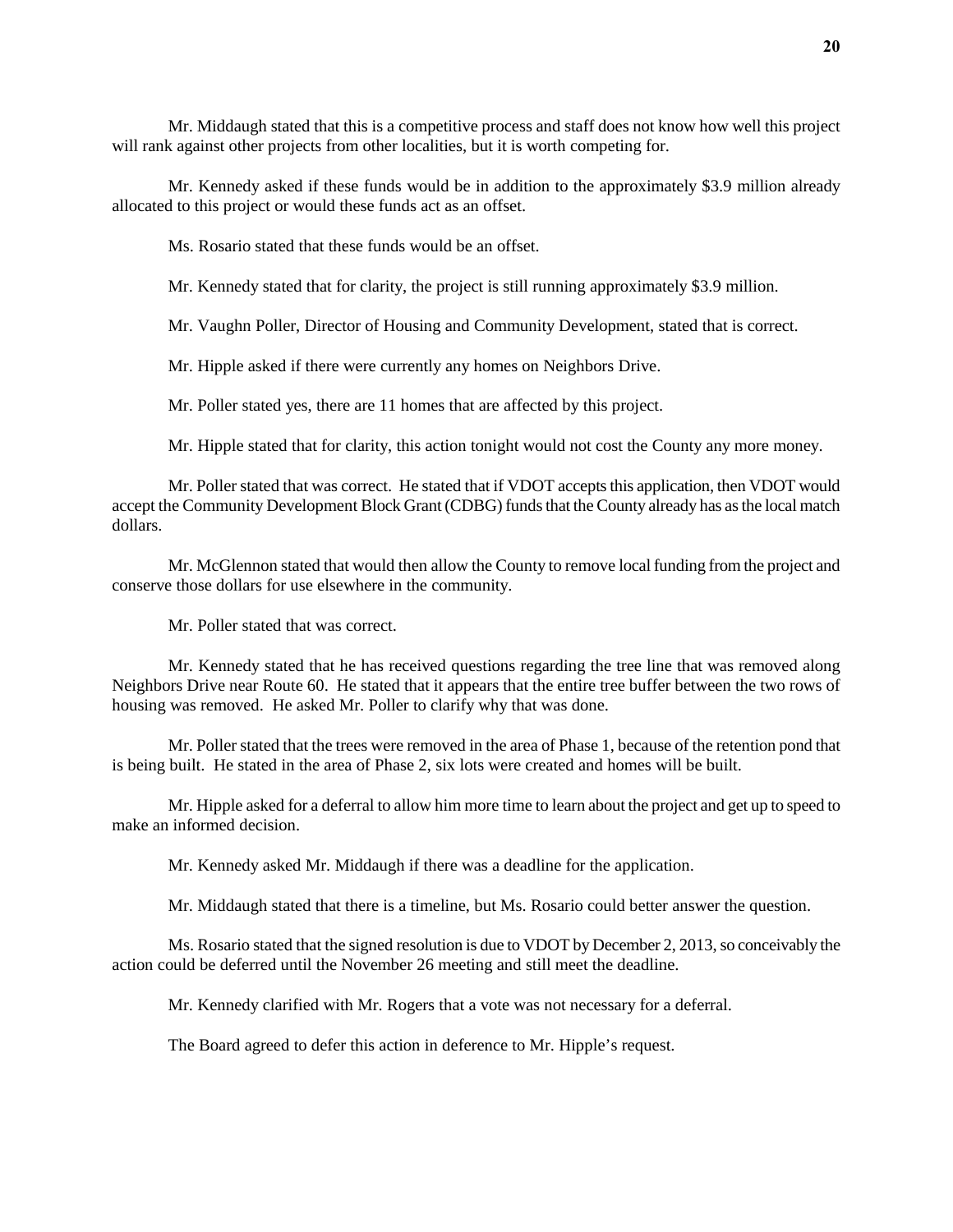Mr. Middaugh stated that this is a competitive process and staff does not know how well this project will rank against other projects from other localities, but it is worth competing for.

Mr. Kennedy asked if these funds would be in addition to the approximately $3.9 million already allocated to this project or would these funds act as an offset.

Ms. Rosario stated that these funds would be an offset.

Mr. Kennedy stated that for clarity, the project is still running approximately $3.9 million.

Mr. Vaughn Poller, Director of Housing and Community Development, stated that is correct.

Mr. Hipple asked if there were currently any homes on Neighbors Drive.

Mr. Poller stated yes, there are 11 homes that are affected by this project.

Mr. Hipple stated that for clarity, this action tonight would not cost the County any more money.

Mr. Poller stated that was correct. He stated that if VDOT accepts this application, then VDOT would accept the Community Development Block Grant (CDBG) funds that the County already has as the local match dollars.

Mr. McGlennon stated that would then allow the County to remove local funding from the project and conserve those dollars for use elsewhere in the community.

Mr. Poller stated that was correct.

Mr. Kennedy stated that he has received questions regarding the tree line that was removed along Neighbors Drive near Route 60. He stated that it appears that the entire tree buffer between the two rows of housing was removed. He asked Mr. Poller to clarify why that was done.

Mr. Poller stated that the trees were removed in the area of Phase 1, because of the retention pond that is being built. He stated in the area of Phase 2, six lots were created and homes will be built.

Mr. Hipple asked for a deferral to allow him more time to learn about the project and get up to speed to make an informed decision.

Mr. Kennedy asked Mr. Middaugh if there was a deadline for the application.

Mr. Middaugh stated that there is a timeline, but Ms. Rosario could better answer the question.

Ms. Rosario stated that the signed resolution is due to VDOT by December 2, 2013, so conceivably the action could be deferred until the November 26 meeting and still meet the deadline.

Mr. Kennedy clarified with Mr. Rogers that a vote was not necessary for a deferral.

The Board agreed to defer this action in deference to Mr. Hipple's request.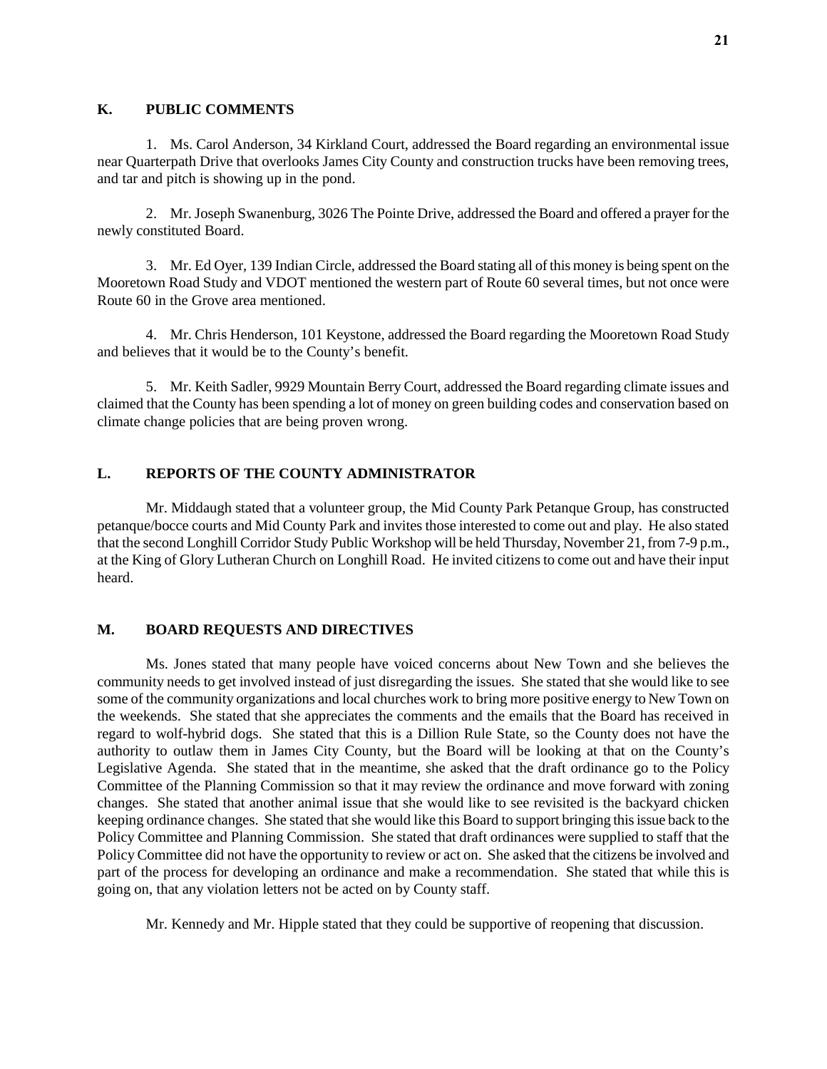## K. PUBLIC COMMENTS

1. Ms. Carol Anderson, 34 Kirkland Court, addressed the Board regarding an environmental issue near Quarterpath Drive that overlooks James City County and construction trucks have been removing trees, and tar and pitch is showing up in the pond.

2. Mr. Joseph Swanenburg, 3026 The Pointe Drive, addressed the Board and offered a prayer for the newly constituted Board.

3. Mr. Ed Oyer, 139 Indian Circle, addressed the Board stating all of this money is being spent on the Mooretown Road Study and VDOT mentioned the western part of Route 60 several times, but not once were Route 60 in the Grove area mentioned.

4. Mr. Chris Henderson, 101 Keystone, addressed the Board regarding the Mooretown Road Study and believes that it would be to the County's benefit.

5. Mr. Keith Sadler, 9929 Mountain Berry Court, addressed the Board regarding climate issues and claimed that the County has been spending a lot of money on green building codes and conservation based on climate change policies that are being proven wrong.

## L. REPORTS OF THE COUNTY ADMINISTRATOR

Mr. Middaugh stated that a volunteer group, the Mid County Park Petanque Group, has constructed petanque/bocce courts and Mid County Park and invites those interested to come out and play. He also stated that the second Longhill Corridor Study Public Workshop will be held Thursday, November 21, from 7-9 p.m., at the King of Glory Lutheran Church on Longhill Road. He invited citizens to come out and have their input heard.

## M. BOARD REQUESTS AND DIRECTIVES

Ms. Jones stated that many people have voiced concerns about New Town and she believes the community needs to get involved instead of just disregarding the issues. She stated that she would like to see some of the community organizations and local churches work to bring more positive energy to New Town on the weekends. She stated that she appreciates the comments and the emails that the Board has received in regard to wolf-hybrid dogs. She stated that this is a Dillion Rule State, so the County does not have the authority to outlaw them in James City County, but the Board will be looking at that on the County's Legislative Agenda. She stated that in the meantime, she asked that the draft ordinance go to the Policy Committee of the Planning Commission so that it may review the ordinance and move forward with zoning changes. She stated that another animal issue that she would like to see revisited is the backyard chicken keeping ordinance changes. She stated that she would like this Board to support bringing this issue back to the Policy Committee and Planning Commission. She stated that draft ordinances were supplied to staff that the Policy Committee did not have the opportunity to review or act on. She asked that the citizens be involved and part of the process for developing an ordinance and make a recommendation. She stated that while this is going on, that any violation letters not be acted on by County staff.

Mr. Kennedy and Mr. Hipple stated that they could be supportive of reopening that discussion.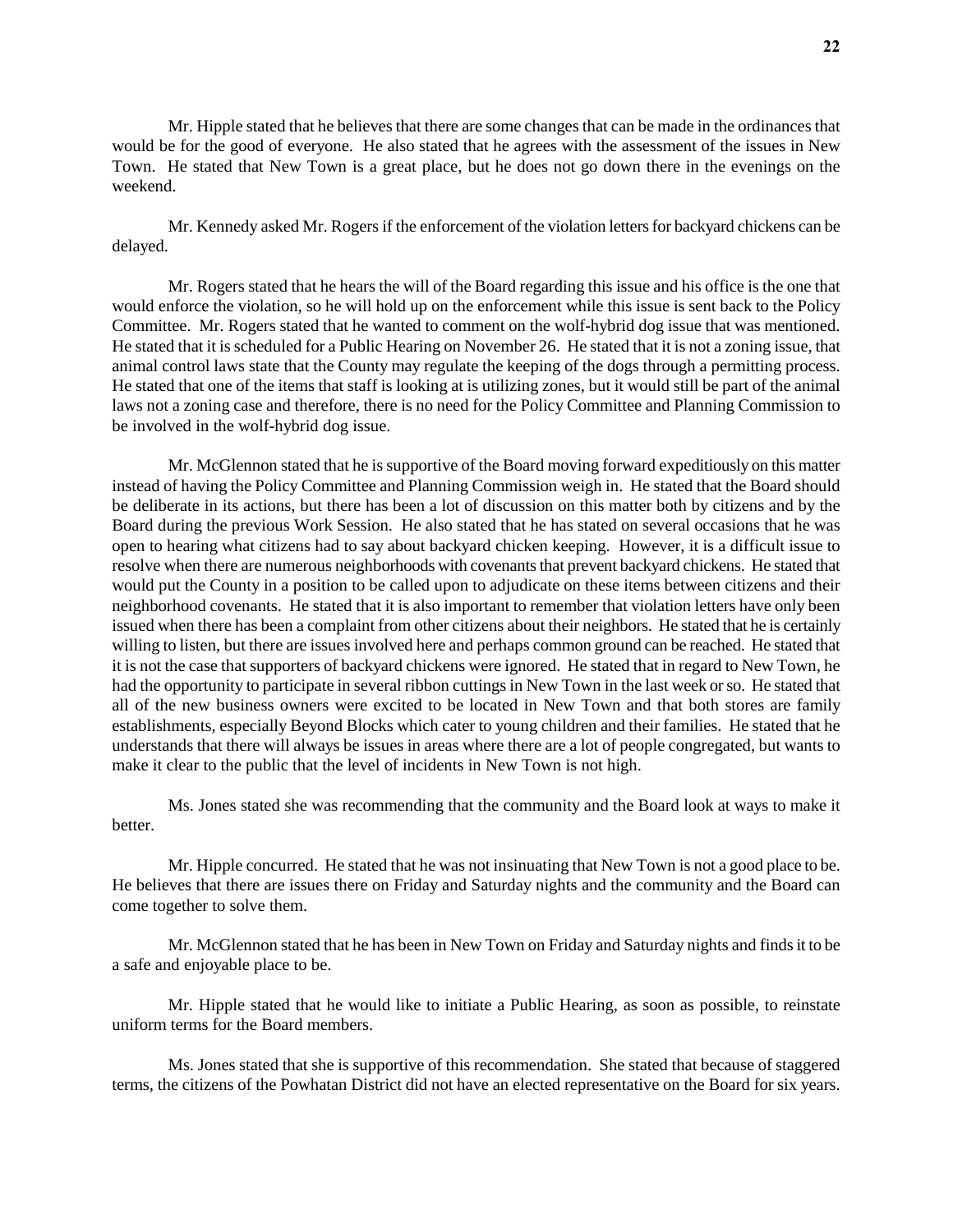Mr. Hipple stated that he believes that there are some changes that can be made in the ordinances that would be for the good of everyone. He also stated that he agrees with the assessment of the issues in New Town. He stated that New Town is a great place, but he does not go down there in the evenings on the weekend.

Mr. Kennedy asked Mr. Rogers if the enforcement of the violation letters for backyard chickens can be delayed.

Mr. Rogers stated that he hears the will of the Board regarding this issue and his office is the one that would enforce the violation, so he will hold up on the enforcement while this issue is sent back to the Policy Committee. Mr. Rogers stated that he wanted to comment on the wolf-hybrid dog issue that was mentioned. He stated that it is scheduled for a Public Hearing on November 26. He stated that it is not a zoning issue, that animal control laws state that the County may regulate the keeping of the dogs through a permitting process. He stated that one of the items that staff is looking at is utilizing zones, but it would still be part of the animal laws not a zoning case and therefore, there is no need for the Policy Committee and Planning Commission to be involved in the wolf-hybrid dog issue.

Mr. McGlennon stated that he is supportive of the Board moving forward expeditiously on this matter instead of having the Policy Committee and Planning Commission weigh in. He stated that the Board should be deliberate in its actions, but there has been a lot of discussion on this matter both by citizens and by the Board during the previous Work Session. He also stated that he has stated on several occasions that he was open to hearing what citizens had to say about backyard chicken keeping. However, it is a difficult issue to resolve when there are numerous neighborhoods with covenants that prevent backyard chickens. He stated that would put the County in a position to be called upon to adjudicate on these items between citizens and their neighborhood covenants. He stated that it is also important to remember that violation letters have only been issued when there has been a complaint from other citizens about their neighbors. He stated that he is certainly willing to listen, but there are issues involved here and perhaps common ground can be reached. He stated that it is not the case that supporters of backyard chickens were ignored. He stated that in regard to New Town, he had the opportunity to participate in several ribbon cuttings in New Town in the last week or so. He stated that all of the new business owners were excited to be located in New Town and that both stores are family establishments, especially Beyond Blocks which cater to young children and their families. He stated that he understands that there will always be issues in areas where there are a lot of people congregated, but wants to make it clear to the public that the level of incidents in New Town is not high.

Ms. Jones stated she was recommending that the community and the Board look at ways to make it better.

Mr. Hipple concurred. He stated that he was not insinuating that New Town is not a good place to be. He believes that there are issues there on Friday and Saturday nights and the community and the Board can come together to solve them.

Mr. McGlennon stated that he has been in New Town on Friday and Saturday nights and finds it to be a safe and enjoyable place to be.

Mr. Hipple stated that he would like to initiate a Public Hearing, as soon as possible, to reinstate uniform terms for the Board members.

Ms. Jones stated that she is supportive of this recommendation. She stated that because of staggered terms, the citizens of the Powhatan District did not have an elected representative on the Board for six years.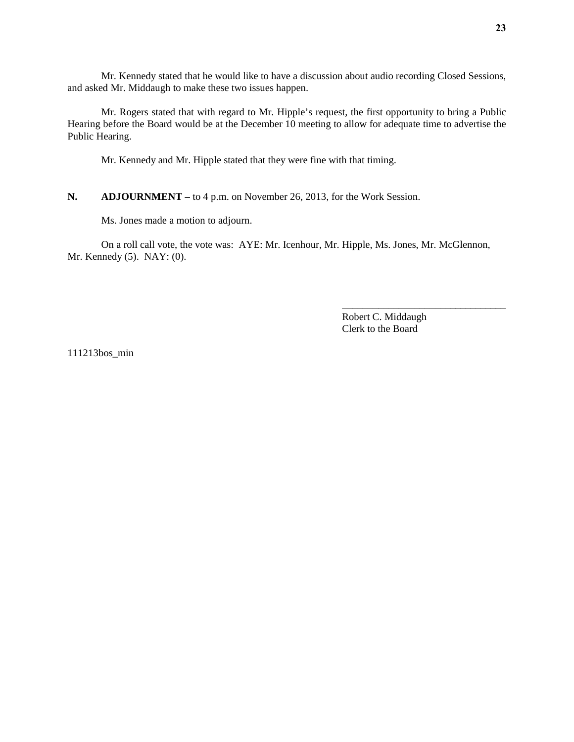Mr. Kennedy stated that he would like to have a discussion about audio recording Closed Sessions, and asked Mr. Middaugh to make these two issues happen.

Mr. Rogers stated that with regard to Mr. Hipple's request, the first opportunity to bring a Public Hearing before the Board would be at the December 10 meeting to allow for adequate time to advertise the Public Hearing.

Mr. Kennedy and Mr. Hipple stated that they were fine with that timing.

**N. ADJOURNMENT –** to 4 p.m. on November 26, 2013, for the Work Session.

Ms. Jones made a motion to adjourn.

On a roll call vote, the vote was: AYE: Mr. Icenhour, Mr. Hipple, Ms. Jones, Mr. McGlennon, Mr. Kennedy (5). NAY: (0).

_________________________________
Robert C. Middaugh
Clerk to the Board

111213bos_min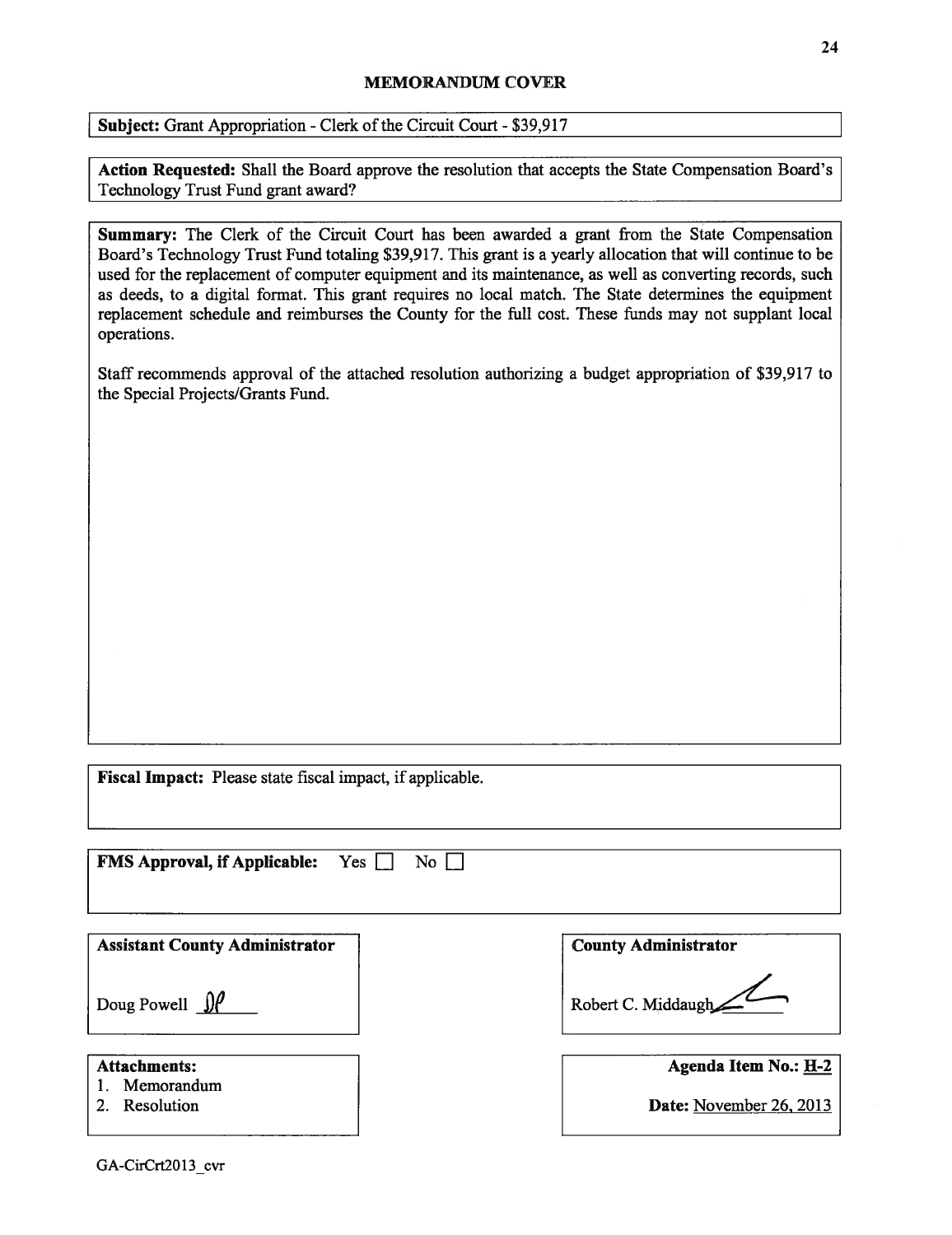## MEMORANDUM COVER

**Subject:** Grant Appropriation - Clerk of the Circuit Court - $39,917

**Action Requested:** Shall the Board approve the resolution that accepts the State Compensation Board's Technology Trust Fund grant award?

**Summary:** The Clerk of the Circuit Court has been awarded a grant from the State Compensation Board's Technology Trust Fund totaling $39,917. This grant is a yearly allocation that will continue to be used for the replacement of computer equipment and its maintenance, as well as converting records, such as deeds, to a digital format. This grant requires no local match. The State determines the equipment replacement schedule and reimburses the County for the full cost. These funds may not supplant local operations.

Staff recommends approval of the attached resolution authorizing a budget appropriation of $39,917 to the Special Projects/Grants Fund.

**Fiscal Impact:** Please state fiscal impact, if applicable.

**FMS Approval, if Applicable:** Yes ☐ No ☐

**Assistant County Administrator**

Doug Powell DP

**County Administrator**

Robert C. Middaugh

**Attachments:**

1. Memorandum
2. Resolution

**Agenda Item No.:** H-2

**Date:** November 26, 2013

GA-CirCrt2013_cvr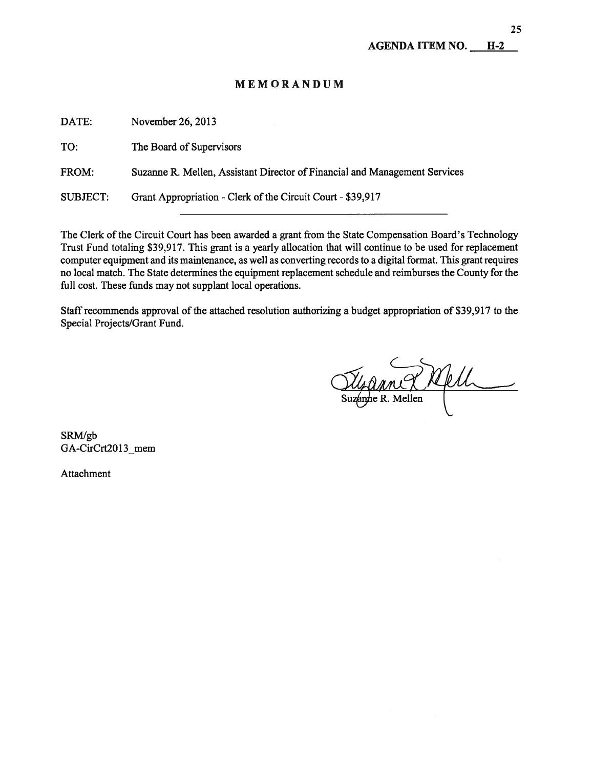**AGENDA ITEM NO. H-2**

# MEMORANDUM

DATE: November 26, 2013

TO: The Board of Supervisors

FROM: Suzanne R. Mellen, Assistant Director of Financial and Management Services

SUBJECT: Grant Appropriation - Clerk of the Circuit Court - $39,917

The Clerk of the Circuit Court has been awarded a grant from the State Compensation Board's Technology Trust Fund totaling $39,917. This grant is a yearly allocation that will continue to be used for replacement computer equipment and its maintenance, as well as converting records to a digital format. This grant requires no local match. The State determines the equipment replacement schedule and reimburses the County for the full cost. These funds may not supplant local operations.

Staff recommends approval of the attached resolution authorizing a budget appropriation of $39,917 to the Special Projects/Grant Fund.

Suzanne R. Mellen

SRM/gb
GA-CirCrt2013_mem

Attachment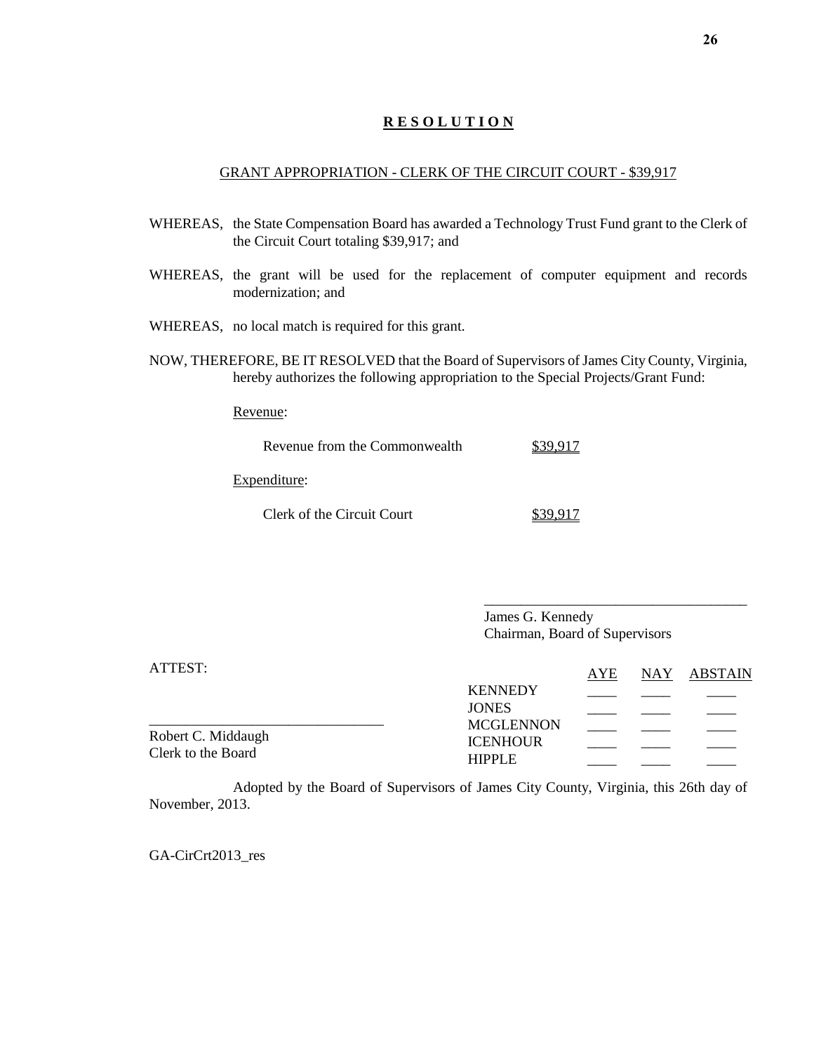# **R E S O L U T I O N**

GRANT APPROPRIATION - CLERK OF THE CIRCUIT COURT - $39,917

WHEREAS, the State Compensation Board has awarded a Technology Trust Fund grant to the Clerk of the Circuit Court totaling $39,917; and

WHEREAS, the grant will be used for the replacement of computer equipment and records modernization; and

WHEREAS, no local match is required for this grant.

NOW, THEREFORE, BE IT RESOLVED that the Board of Supervisors of James City County, Virginia, hereby authorizes the following appropriation to the Special Projects/Grant Fund:

Revenue:

| | |
|---|---|
| Revenue from the Commonwealth | $39,917 |

Expenditure:

| | |
|---|---|
| Clerk of the Circuit Court | $39,917 |

____________________________________
James G. Kennedy
Chairman, Board of Supervisors

ATTEST:

________________________________
Robert C. Middaugh
Clerk to the Board

| | AYE | NAY | ABSTAIN |
|---|---|---|---|
| KENNEDY | ____ | ____ | ____ |
| JONES | ____ | ____ | ____ |
| MCGLENNON | ____ | ____ | ____ |
| ICENHOUR | ____ | ____ | ____ |
| HIPPLE | ____ | ____ | ____ |

Adopted by the Board of Supervisors of James City County, Virginia, this 26th day of November, 2013.

GA-CirCrt2013_res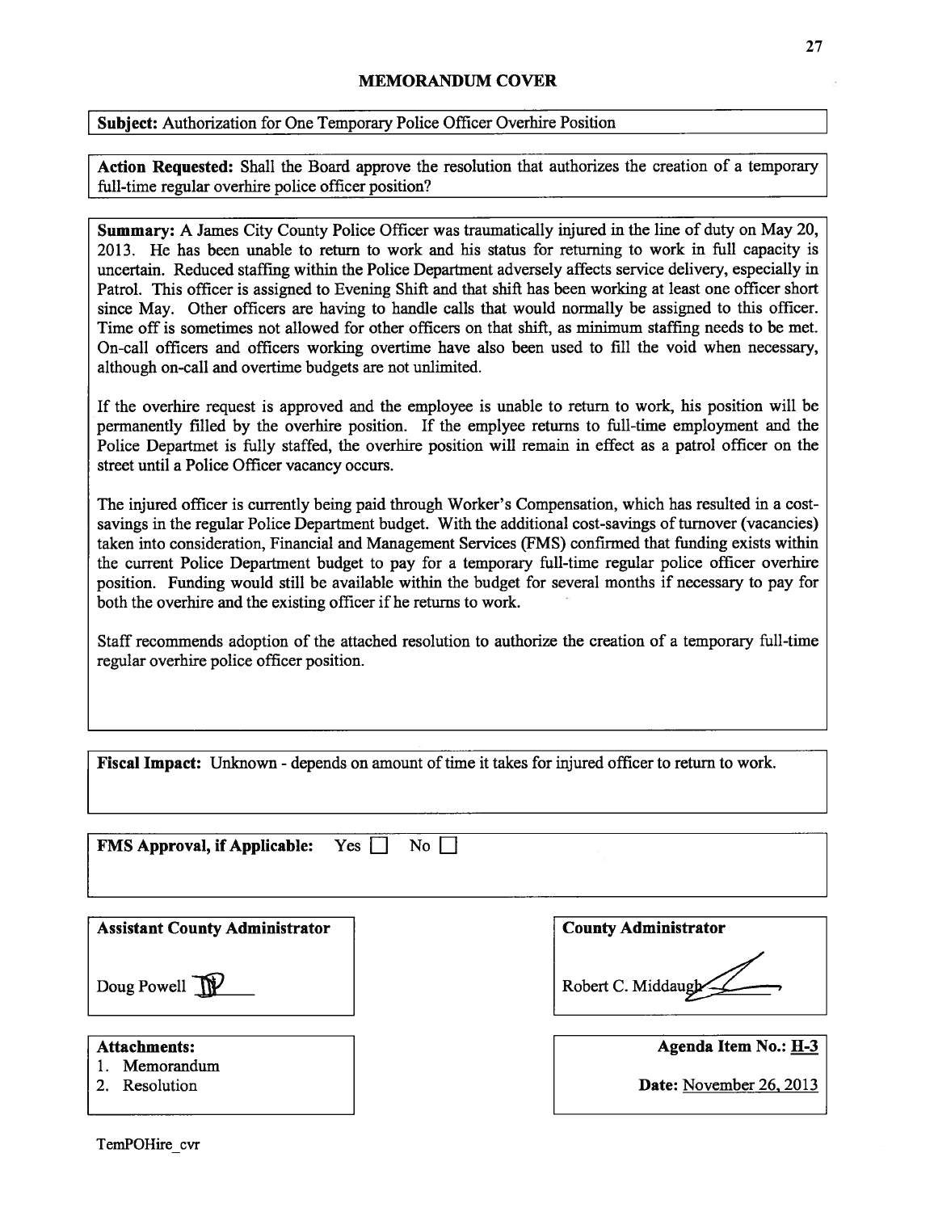# MEMORANDUM COVER

**Subject:** Authorization for One Temporary Police Officer Overhire Position

**Action Requested:** Shall the Board approve the resolution that authorizes the creation of a temporary full-time regular overhire police officer position?

**Summary:** A James City County Police Officer was traumatically injured in the line of duty on May 20, 2013. He has been unable to return to work and his status for returning to work in full capacity is uncertain. Reduced staffing within the Police Department adversely affects service delivery, especially in Patrol. This officer is assigned to Evening Shift and that shift has been working at least one officer short since May. Other officers are having to handle calls that would normally be assigned to this officer. Time off is sometimes not allowed for other officers on that shift, as minimum staffing needs to be met. On-call officers and officers working overtime have also been used to fill the void when necessary, although on-call and overtime budgets are not unlimited.

If the overhire request is approved and the employee is unable to return to work, his position will be permanently filled by the overhire position. If the emplyee returns to full-time employment and the Police Departmet is fully staffed, the overhire position will remain in effect as a patrol officer on the street until a Police Officer vacancy occurs.

The injured officer is currently being paid through Worker's Compensation, which has resulted in a cost-savings in the regular Police Department budget. With the additional cost-savings of turnover (vacancies) taken into consideration, Financial and Management Services (FMS) confirmed that funding exists within the current Police Department budget to pay for a temporary full-time regular police officer overhire position. Funding would still be available within the budget for several months if necessary to pay for both the overhire and the existing officer if he returns to work.

Staff recommends adoption of the attached resolution to authorize the creation of a temporary full-time regular overhire police officer position.

**Fiscal Impact:** Unknown - depends on amount of time it takes for injured officer to return to work.

**FMS Approval, if Applicable:** Yes ☐ No ☐

**Assistant County Administrator**

Doug Powell

**County Administrator**

Robert C. Middaugh

**Attachments:**
1. Memorandum
2. Resolution

**Agenda Item No.:** H-3

**Date:** November 26, 2013

TemPOHire_cvr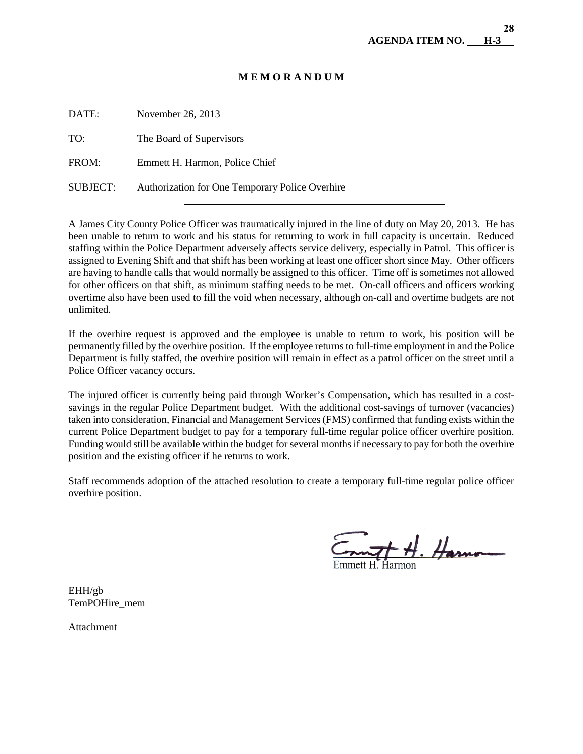**AGENDA ITEM NO. H-3**

# M E M O R A N D U M

DATE: November 26, 2013

TO: The Board of Supervisors

FROM: Emmett H. Harmon, Police Chief

SUBJECT: Authorization for One Temporary Police Overhire

---

A James City County Police Officer was traumatically injured in the line of duty on May 20, 2013. He has been unable to return to work and his status for returning to work in full capacity is uncertain. Reduced staffing within the Police Department adversely affects service delivery, especially in Patrol. This officer is assigned to Evening Shift and that shift has been working at least one officer short since May. Other officers are having to handle calls that would normally be assigned to this officer. Time off is sometimes not allowed for other officers on that shift, as minimum staffing needs to be met. On-call officers and officers working overtime also have been used to fill the void when necessary, although on-call and overtime budgets are not unlimited.

If the overhire request is approved and the employee is unable to return to work, his position will be permanently filled by the overhire position. If the employee returns to full-time employment in and the Police Department is fully staffed, the overhire position will remain in effect as a patrol officer on the street until a Police Officer vacancy occurs.

The injured officer is currently being paid through Worker's Compensation, which has resulted in a cost-savings in the regular Police Department budget. With the additional cost-savings of turnover (vacancies) taken into consideration, Financial and Management Services (FMS) confirmed that funding exists within the current Police Department budget to pay for a temporary full-time regular police officer overhire position. Funding would still be available within the budget for several months if necessary to pay for both the overhire position and the existing officer if he returns to work.

Staff recommends adoption of the attached resolution to create a temporary full-time regular police officer overhire position.

Emmett H. Harmon

EHH/gb
TemPOHire_mem

Attachment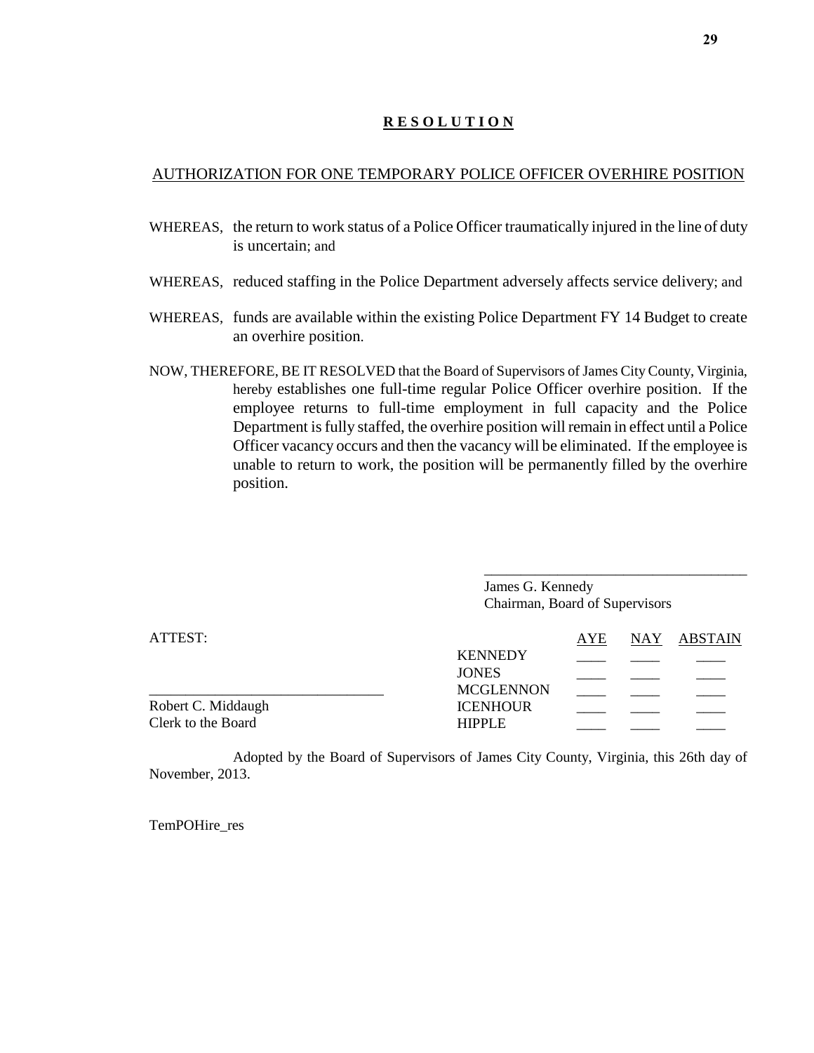**R E S O L U T I O N**

AUTHORIZATION FOR ONE TEMPORARY POLICE OFFICER OVERHIRE POSITION

WHEREAS, the return to work status of a Police Officer traumatically injured in the line of duty is uncertain; and

WHEREAS, reduced staffing in the Police Department adversely affects service delivery; and

WHEREAS, funds are available within the existing Police Department FY 14 Budget to create an overhire position.

NOW, THEREFORE, BE IT RESOLVED that the Board of Supervisors of James City County, Virginia, hereby establishes one full-time regular Police Officer overhire position. If the employee returns to full-time employment in full capacity and the Police Department is fully staffed, the overhire position will remain in effect until a Police Officer vacancy occurs and then the vacancy will be eliminated. If the employee is unable to return to work, the position will be permanently filled by the overhire position.

\_\_\_\_\_\_\_\_\_\_\_\_\_\_\_\_\_\_\_\_\_\_\_\_\_\_\_\_\_\_\_\_\_\_\_\_

James G. Kennedy
Chairman, Board of Supervisors

ATTEST:

\_\_\_\_\_\_\_\_\_\_\_\_\_\_\_\_\_\_\_\_\_\_\_\_\_\_\_\_\_\_\_\_

Robert C. Middaugh
Clerk to the Board

| | AYE | NAY | ABSTAIN |
|---|---|---|---|
| KENNEDY | \_\_\_\_ | \_\_\_\_ | \_\_\_\_ |
| JONES | \_\_\_\_ | \_\_\_\_ | \_\_\_\_ |
| MCGLENNON | \_\_\_\_ | \_\_\_\_ | \_\_\_\_ |
| ICENHOUR | \_\_\_\_ | \_\_\_\_ | \_\_\_\_ |
| HIPPLE | \_\_\_\_ | \_\_\_\_ | \_\_\_\_ |

Adopted by the Board of Supervisors of James City County, Virginia, this 26th day of November, 2013.

TemPOHire_res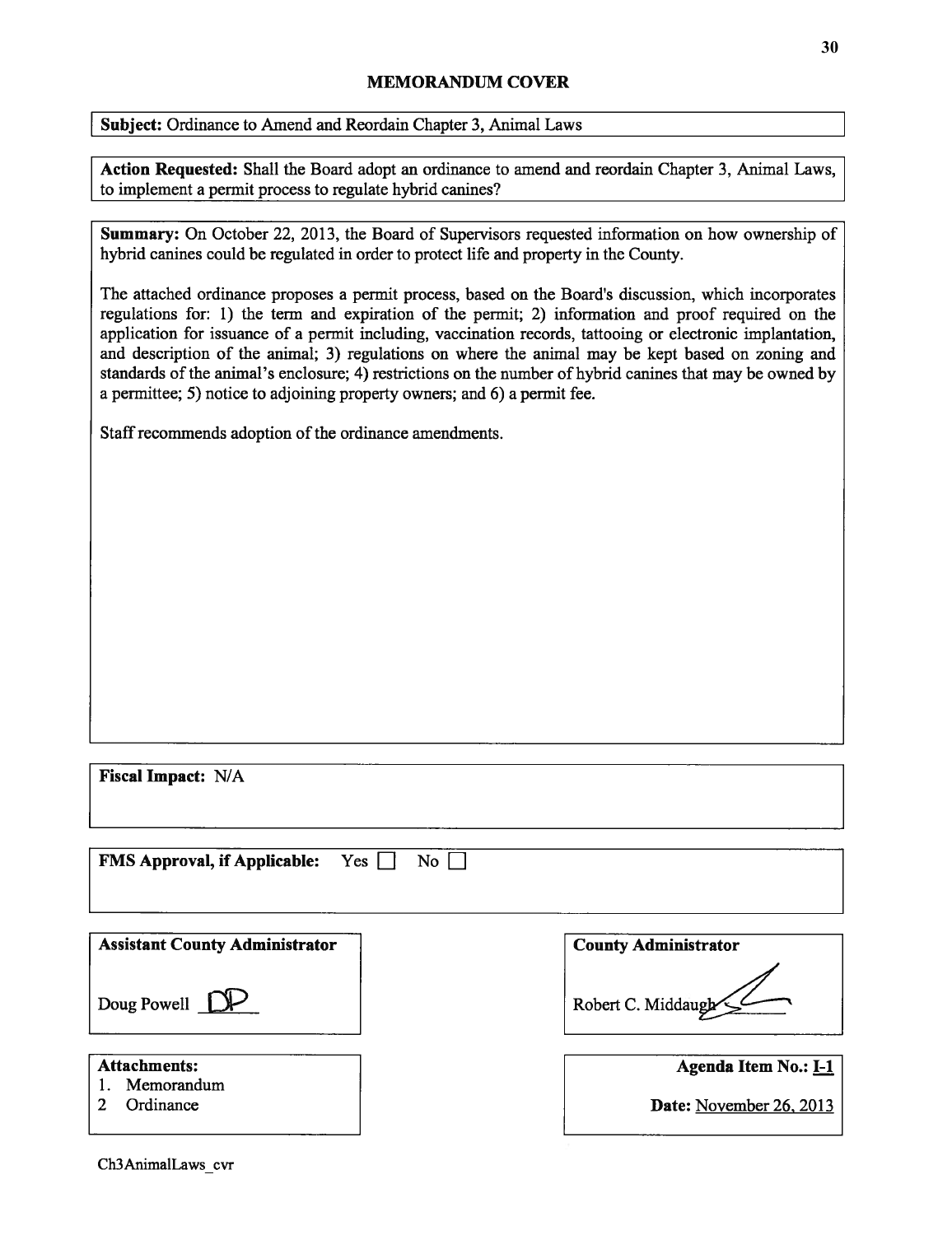# MEMORANDUM COVER

**Subject:** Ordinance to Amend and Reordain Chapter 3, Animal Laws

**Action Requested:** Shall the Board adopt an ordinance to amend and reordain Chapter 3, Animal Laws, to implement a permit process to regulate hybrid canines?

**Summary:** On October 22, 2013, the Board of Supervisors requested information on how ownership of hybrid canines could be regulated in order to protect life and property in the County.

The attached ordinance proposes a permit process, based on the Board's discussion, which incorporates regulations for: 1) the term and expiration of the permit; 2) information and proof required on the application for issuance of a permit including, vaccination records, tattooing or electronic implantation, and description of the animal; 3) regulations on where the animal may be kept based on zoning and standards of the animal's enclosure; 4) restrictions on the number of hybrid canines that may be owned by a permittee; 5) notice to adjoining property owners; and 6) a permit fee.

Staff recommends adoption of the ordinance amendments.

**Fiscal Impact:** N/A

**FMS Approval, if Applicable:** Yes ☐ No ☐

**Assistant County Administrator**

Doug Powell DP

**County Administrator**

Robert C. Middaugh

**Attachments:**
1. Memorandum
2. Ordinance

**Agenda Item No.:** I-1

**Date:** November 26, 2013

Ch3AnimalLaws_cvr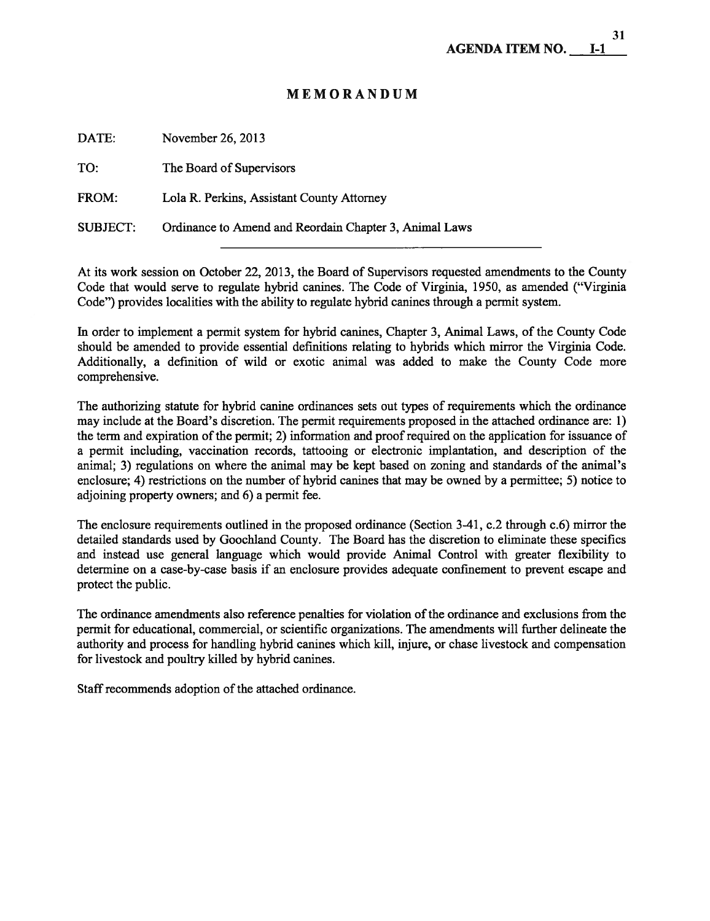AGENDA ITEM NO. I-1

# MEMORANDUM

DATE: November 26, 2013

TO: The Board of Supervisors

FROM: Lola R. Perkins, Assistant County Attorney

SUBJECT: Ordinance to Amend and Reordain Chapter 3, Animal Laws

At its work session on October 22, 2013, the Board of Supervisors requested amendments to the County Code that would serve to regulate hybrid canines. The Code of Virginia, 1950, as amended ("Virginia Code") provides localities with the ability to regulate hybrid canines through a permit system.

In order to implement a permit system for hybrid canines, Chapter 3, Animal Laws, of the County Code should be amended to provide essential definitions relating to hybrids which mirror the Virginia Code. Additionally, a definition of wild or exotic animal was added to make the County Code more comprehensive.

The authorizing statute for hybrid canine ordinances sets out types of requirements which the ordinance may include at the Board's discretion. The permit requirements proposed in the attached ordinance are: 1) the term and expiration of the permit; 2) information and proof required on the application for issuance of a permit including, vaccination records, tattooing or electronic implantation, and description of the animal; 3) regulations on where the animal may be kept based on zoning and standards of the animal's enclosure; 4) restrictions on the number of hybrid canines that may be owned by a permittee; 5) notice to adjoining property owners; and 6) a permit fee.

The enclosure requirements outlined in the proposed ordinance (Section 3-41, c.2 through c.6) mirror the detailed standards used by Goochland County. The Board has the discretion to eliminate these specifics and instead use general language which would provide Animal Control with greater flexibility to determine on a case-by-case basis if an enclosure provides adequate confinement to prevent escape and protect the public.

The ordinance amendments also reference penalties for violation of the ordinance and exclusions from the permit for educational, commercial, or scientific organizations. The amendments will further delineate the authority and process for handling hybrid canines which kill, injure, or chase livestock and compensation for livestock and poultry killed by hybrid canines.

Staff recommends adoption of the attached ordinance.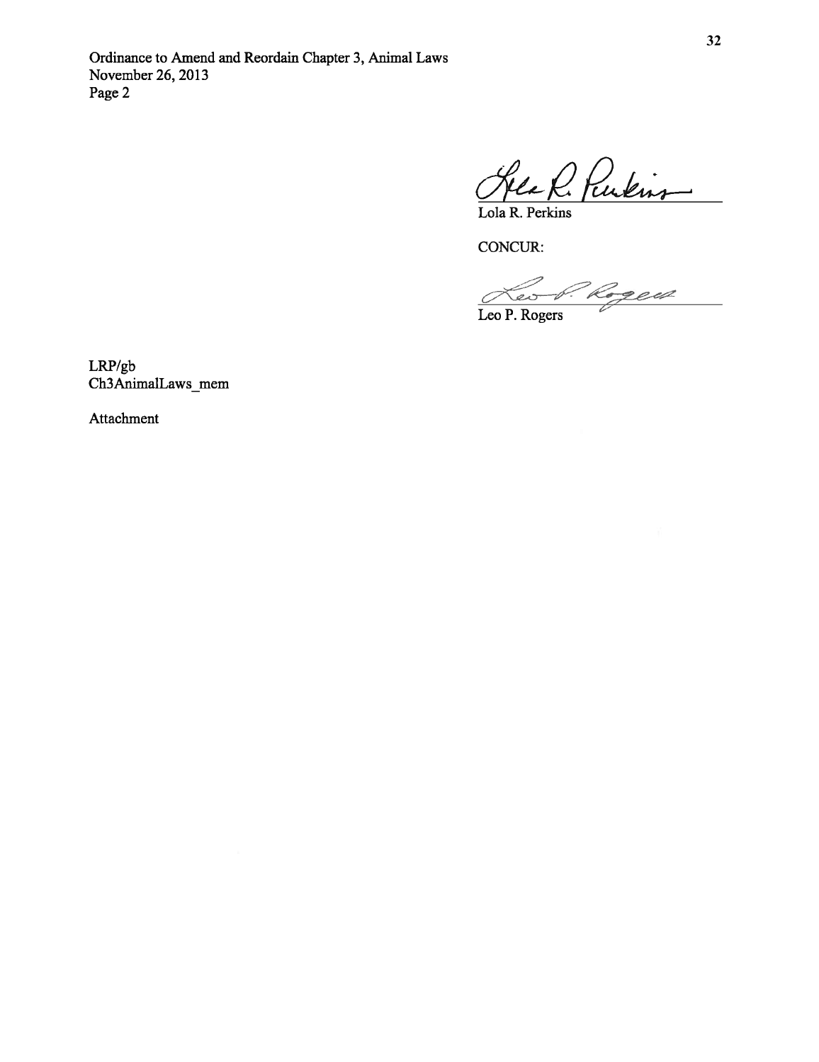Ordinance to Amend and Reordain Chapter 3, Animal Laws
November 26, 2013
Page 2

Lola R. Perkins

CONCUR:

Leo P. Rogers

LRP/gb
Ch3AnimalLaws_mem

Attachment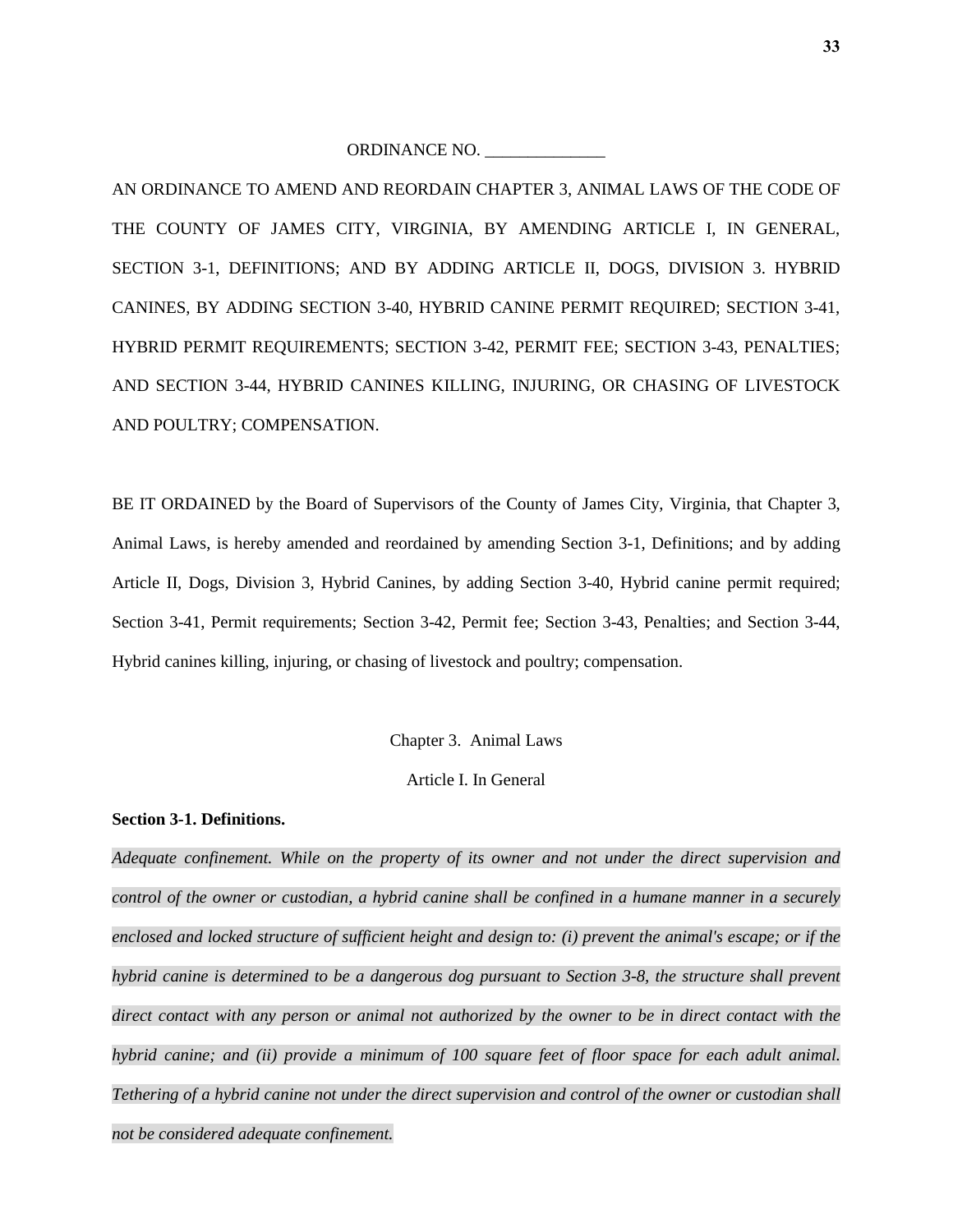ORDINANCE NO. ______________

AN ORDINANCE TO AMEND AND REORDAIN CHAPTER 3, ANIMAL LAWS OF THE CODE OF THE COUNTY OF JAMES CITY, VIRGINIA, BY AMENDING ARTICLE I, IN GENERAL, SECTION 3-1, DEFINITIONS; AND BY ADDING ARTICLE II, DOGS, DIVISION 3. HYBRID CANINES, BY ADDING SECTION 3-40, HYBRID CANINE PERMIT REQUIRED; SECTION 3-41, HYBRID PERMIT REQUIREMENTS; SECTION 3-42, PERMIT FEE; SECTION 3-43, PENALTIES; AND SECTION 3-44, HYBRID CANINES KILLING, INJURING, OR CHASING OF LIVESTOCK AND POULTRY; COMPENSATION.

BE IT ORDAINED by the Board of Supervisors of the County of James City, Virginia, that Chapter 3, Animal Laws, is hereby amended and reordained by amending Section 3-1, Definitions; and by adding Article II, Dogs, Division 3, Hybrid Canines, by adding Section 3-40, Hybrid canine permit required; Section 3-41, Permit requirements; Section 3-42, Permit fee; Section 3-43, Penalties; and Section 3-44, Hybrid canines killing, injuring, or chasing of livestock and poultry; compensation.

Chapter 3. Animal Laws

Article I. In General

**Section 3-1. Definitions.**

*Adequate confinement. While on the property of its owner and not under the direct supervision and control of the owner or custodian, a hybrid canine shall be confined in a humane manner in a securely enclosed and locked structure of sufficient height and design to: (i) prevent the animal's escape; or if the hybrid canine is determined to be a dangerous dog pursuant to Section 3-8, the structure shall prevent direct contact with any person or animal not authorized by the owner to be in direct contact with the hybrid canine; and (ii) provide a minimum of 100 square feet of floor space for each adult animal. Tethering of a hybrid canine not under the direct supervision and control of the owner or custodian shall not be considered adequate confinement.*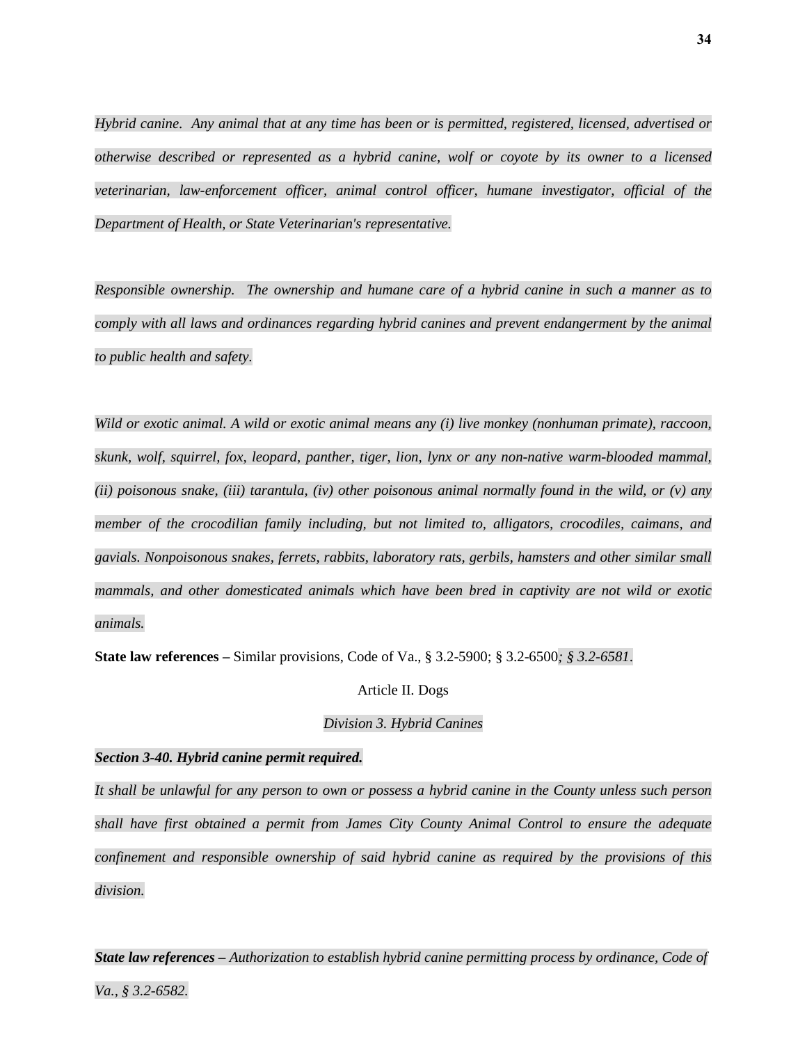*Hybrid canine. Any animal that at any time has been or is permitted, registered, licensed, advertised or otherwise described or represented as a hybrid canine, wolf or coyote by its owner to a licensed veterinarian, law-enforcement officer, animal control officer, humane investigator, official of the Department of Health, or State Veterinarian's representative.*

*Responsible ownership. The ownership and humane care of a hybrid canine in such a manner as to comply with all laws and ordinances regarding hybrid canines and prevent endangerment by the animal to public health and safety.*

*Wild or exotic animal. A wild or exotic animal means any (i) live monkey (nonhuman primate), raccoon, skunk, wolf, squirrel, fox, leopard, panther, tiger, lion, lynx or any non-native warm-blooded mammal, (ii) poisonous snake, (iii) tarantula, (iv) other poisonous animal normally found in the wild, or (v) any member of the crocodilian family including, but not limited to, alligators, crocodiles, caimans, and gavials. Nonpoisonous snakes, ferrets, rabbits, laboratory rats, gerbils, hamsters and other similar small mammals, and other domesticated animals which have been bred in captivity are not wild or exotic animals.*

**State law references –** Similar provisions, Code of Va., § 3.2-5900; § 3.2-6500*; § 3.2-6581.*

Article II. Dogs

*Division 3. Hybrid Canines*

***Section 3-40. Hybrid canine permit required.***

*It shall be unlawful for any person to own or possess a hybrid canine in the County unless such person shall have first obtained a permit from James City County Animal Control to ensure the adequate confinement and responsible ownership of said hybrid canine as required by the provisions of this division.*

***State law references –*** *Authorization to establish hybrid canine permitting process by ordinance, Code of Va., § 3.2-6582.*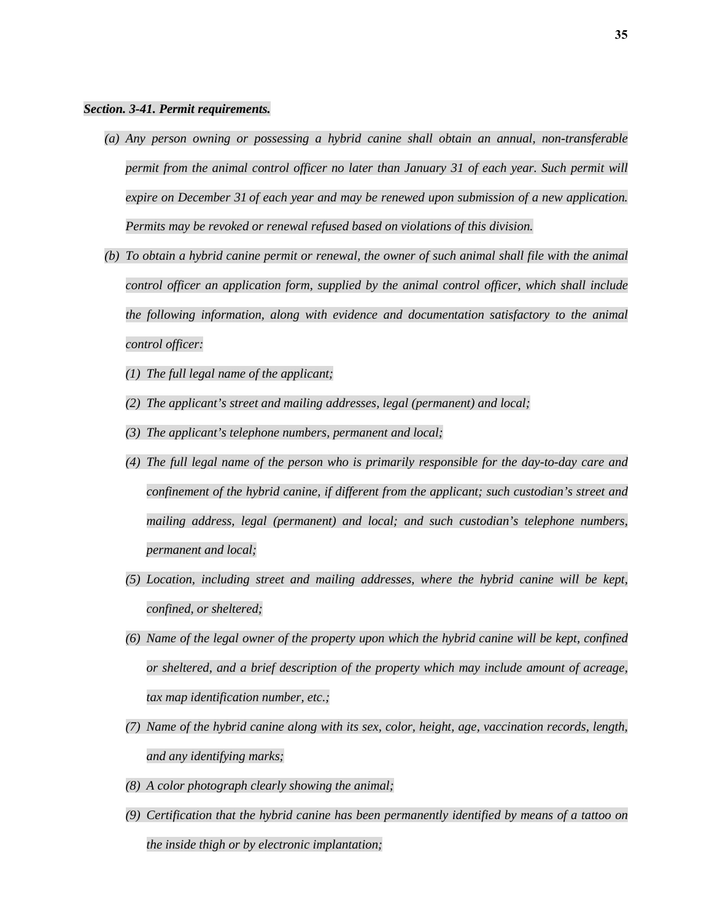***Section. 3-41. Permit requirements.***

*(a) Any person owning or possessing a hybrid canine shall obtain an annual, non-transferable permit from the animal control officer no later than January 31 of each year. Such permit will expire on December 31 of each year and may be renewed upon submission of a new application. Permits may be revoked or renewal refused based on violations of this division.*

*(b) To obtain a hybrid canine permit or renewal, the owner of such animal shall file with the animal control officer an application form, supplied by the animal control officer, which shall include the following information, along with evidence and documentation satisfactory to the animal control officer:*

*(1) The full legal name of the applicant;*

*(2) The applicant's street and mailing addresses, legal (permanent) and local;*

*(3) The applicant's telephone numbers, permanent and local;*

*(4) The full legal name of the person who is primarily responsible for the day-to-day care and confinement of the hybrid canine, if different from the applicant; such custodian's street and mailing address, legal (permanent) and local; and such custodian's telephone numbers, permanent and local;*

*(5) Location, including street and mailing addresses, where the hybrid canine will be kept, confined, or sheltered;*

*(6) Name of the legal owner of the property upon which the hybrid canine will be kept, confined or sheltered, and a brief description of the property which may include amount of acreage, tax map identification number, etc.;*

*(7) Name of the hybrid canine along with its sex, color, height, age, vaccination records, length, and any identifying marks;*

*(8) A color photograph clearly showing the animal;*

*(9) Certification that the hybrid canine has been permanently identified by means of a tattoo on the inside thigh or by electronic implantation;*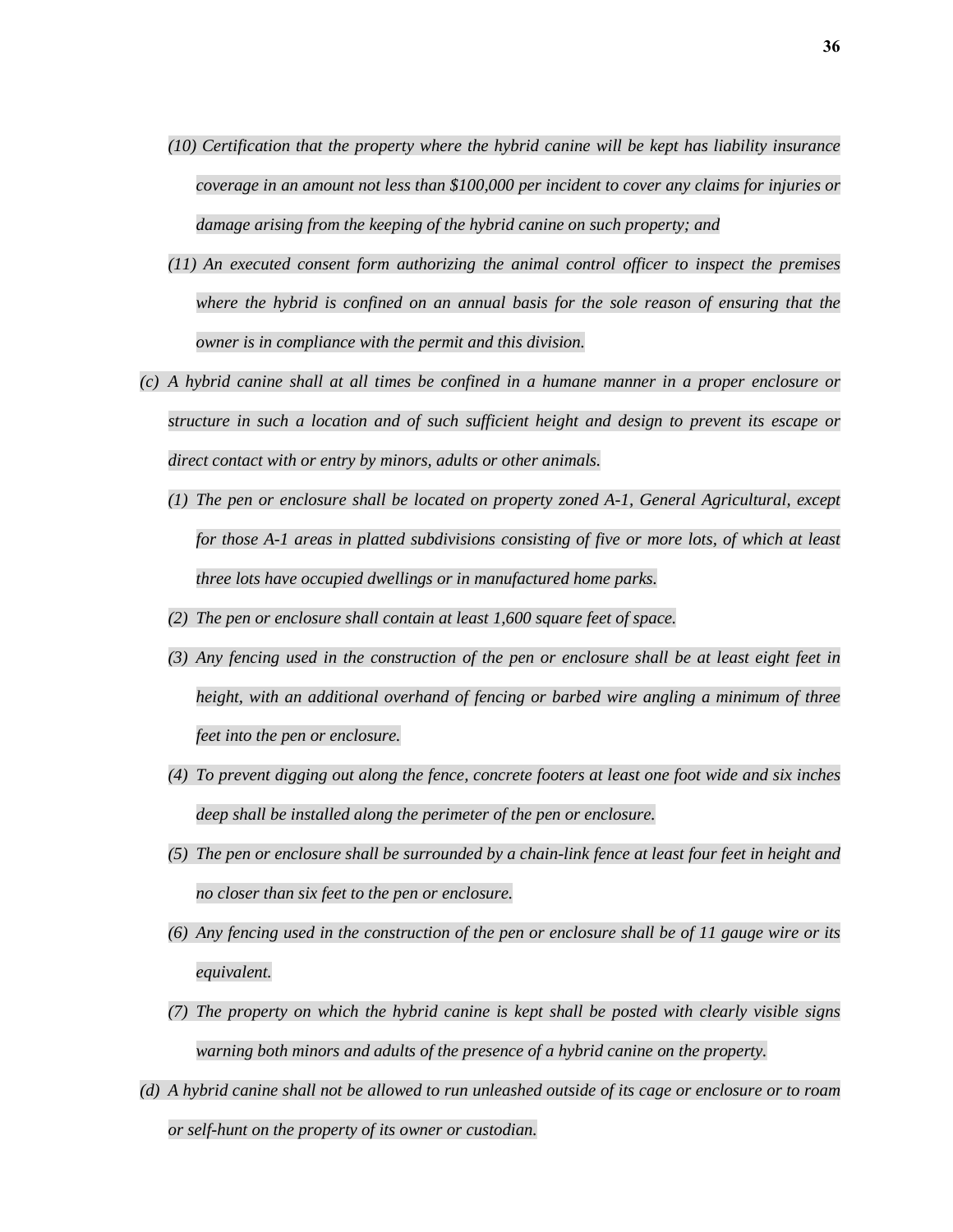*(10) Certification that the property where the hybrid canine will be kept has liability insurance coverage in an amount not less than $100,000 per incident to cover any claims for injuries or damage arising from the keeping of the hybrid canine on such property; and*

*(11) An executed consent form authorizing the animal control officer to inspect the premises where the hybrid is confined on an annual basis for the sole reason of ensuring that the owner is in compliance with the permit and this division.*

*(c) A hybrid canine shall at all times be confined in a humane manner in a proper enclosure or structure in such a location and of such sufficient height and design to prevent its escape or direct contact with or entry by minors, adults or other animals.*

*(1) The pen or enclosure shall be located on property zoned A-1, General Agricultural, except for those A-1 areas in platted subdivisions consisting of five or more lots, of which at least three lots have occupied dwellings or in manufactured home parks.*

*(2) The pen or enclosure shall contain at least 1,600 square feet of space.*

*(3) Any fencing used in the construction of the pen or enclosure shall be at least eight feet in height, with an additional overhand of fencing or barbed wire angling a minimum of three feet into the pen or enclosure.*

*(4) To prevent digging out along the fence, concrete footers at least one foot wide and six inches deep shall be installed along the perimeter of the pen or enclosure.*

*(5) The pen or enclosure shall be surrounded by a chain-link fence at least four feet in height and no closer than six feet to the pen or enclosure.*

*(6) Any fencing used in the construction of the pen or enclosure shall be of 11 gauge wire or its equivalent.*

*(7) The property on which the hybrid canine is kept shall be posted with clearly visible signs warning both minors and adults of the presence of a hybrid canine on the property.*

*(d) A hybrid canine shall not be allowed to run unleashed outside of its cage or enclosure or to roam or self-hunt on the property of its owner or custodian.*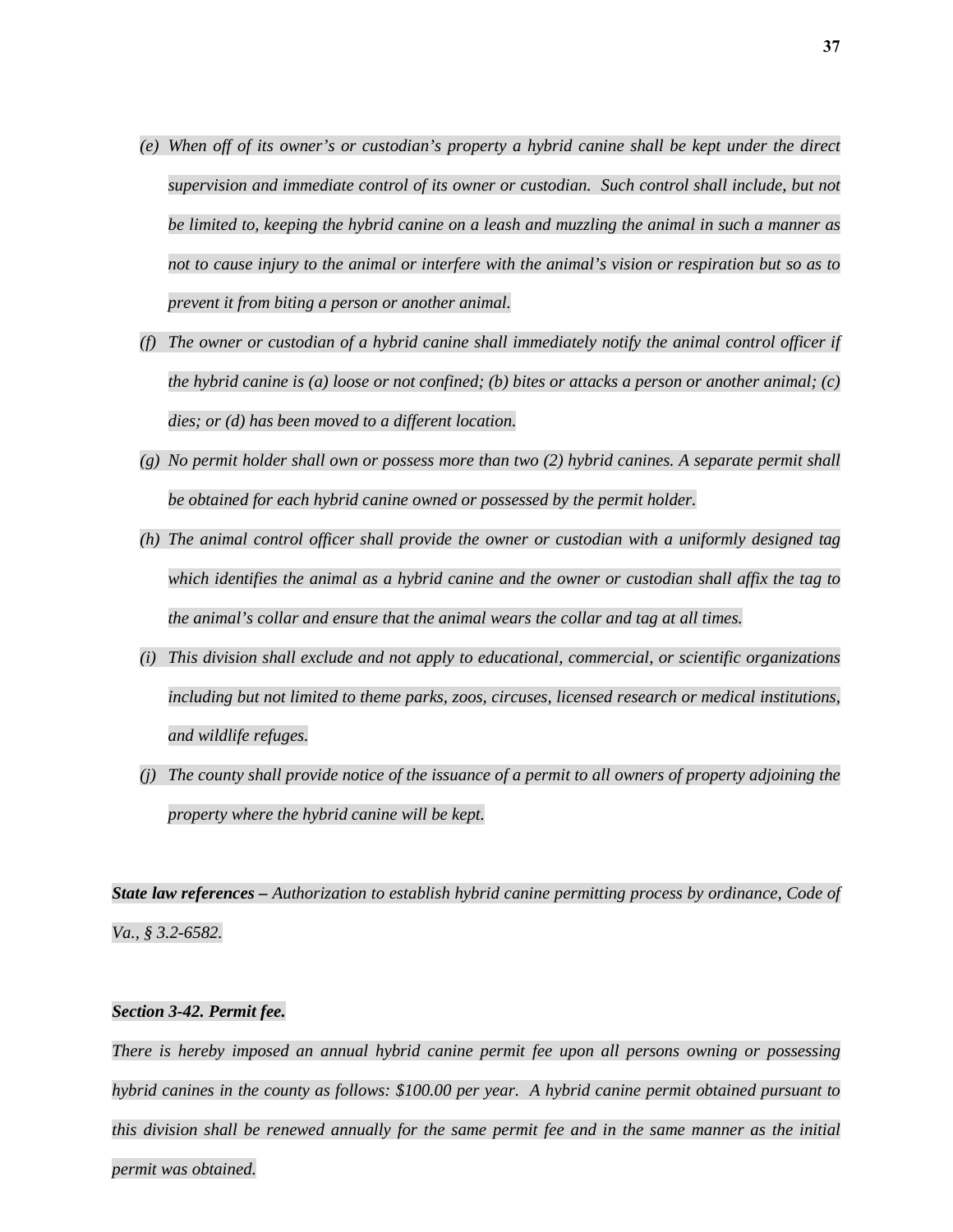*(e) When off of its owner's or custodian's property a hybrid canine shall be kept under the direct supervision and immediate control of its owner or custodian. Such control shall include, but not be limited to, keeping the hybrid canine on a leash and muzzling the animal in such a manner as not to cause injury to the animal or interfere with the animal's vision or respiration but so as to prevent it from biting a person or another animal.*

*(f) The owner or custodian of a hybrid canine shall immediately notify the animal control officer if the hybrid canine is (a) loose or not confined; (b) bites or attacks a person or another animal; (c) dies; or (d) has been moved to a different location.*

*(g) No permit holder shall own or possess more than two (2) hybrid canines. A separate permit shall be obtained for each hybrid canine owned or possessed by the permit holder.*

*(h) The animal control officer shall provide the owner or custodian with a uniformly designed tag which identifies the animal as a hybrid canine and the owner or custodian shall affix the tag to the animal's collar and ensure that the animal wears the collar and tag at all times.*

*(i) This division shall exclude and not apply to educational, commercial, or scientific organizations including but not limited to theme parks, zoos, circuses, licensed research or medical institutions, and wildlife refuges.*

*(j) The county shall provide notice of the issuance of a permit to all owners of property adjoining the property where the hybrid canine will be kept.*

***State law references –*** *Authorization to establish hybrid canine permitting process by ordinance, Code of Va., § 3.2-6582.*

***Section 3-42. Permit fee.***

*There is hereby imposed an annual hybrid canine permit fee upon all persons owning or possessing hybrid canines in the county as follows: $100.00 per year. A hybrid canine permit obtained pursuant to this division shall be renewed annually for the same permit fee and in the same manner as the initial permit was obtained.*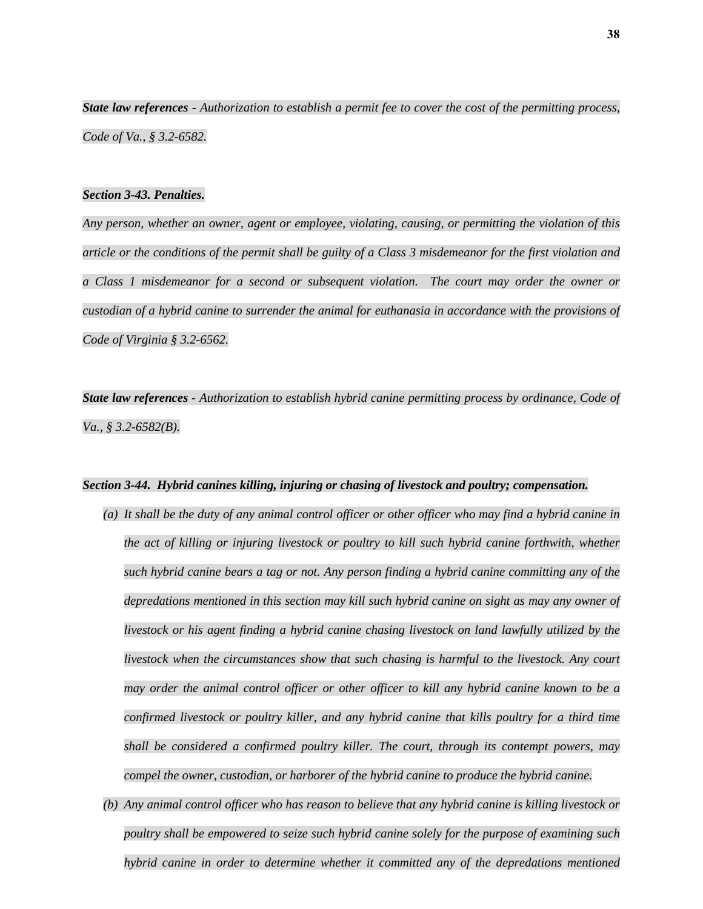***State law references*** *- Authorization to establish a permit fee to cover the cost of the permitting process, Code of Va., § 3.2-6582.*

***Section 3-43. Penalties.***

*Any person, whether an owner, agent or employee, violating, causing, or permitting the violation of this article or the conditions of the permit shall be guilty of a Class 3 misdemeanor for the first violation and a Class 1 misdemeanor for a second or subsequent violation. The court may order the owner or custodian of a hybrid canine to surrender the animal for euthanasia in accordance with the provisions of Code of Virginia § 3.2-6562.*

***State law references*** *- Authorization to establish hybrid canine permitting process by ordinance, Code of Va., § 3.2-6582(B).*

***Section 3-44. Hybrid canines killing, injuring or chasing of livestock and poultry; compensation.***

*(a) It shall be the duty of any animal control officer or other officer who may find a hybrid canine in the act of killing or injuring livestock or poultry to kill such hybrid canine forthwith, whether such hybrid canine bears a tag or not. Any person finding a hybrid canine committing any of the depredations mentioned in this section may kill such hybrid canine on sight as may any owner of livestock or his agent finding a hybrid canine chasing livestock on land lawfully utilized by the livestock when the circumstances show that such chasing is harmful to the livestock. Any court may order the animal control officer or other officer to kill any hybrid canine known to be a confirmed livestock or poultry killer, and any hybrid canine that kills poultry for a third time shall be considered a confirmed poultry killer. The court, through its contempt powers, may compel the owner, custodian, or harborer of the hybrid canine to produce the hybrid canine.*

*(b) Any animal control officer who has reason to believe that any hybrid canine is killing livestock or poultry shall be empowered to seize such hybrid canine solely for the purpose of examining such hybrid canine in order to determine whether it committed any of the depredations mentioned*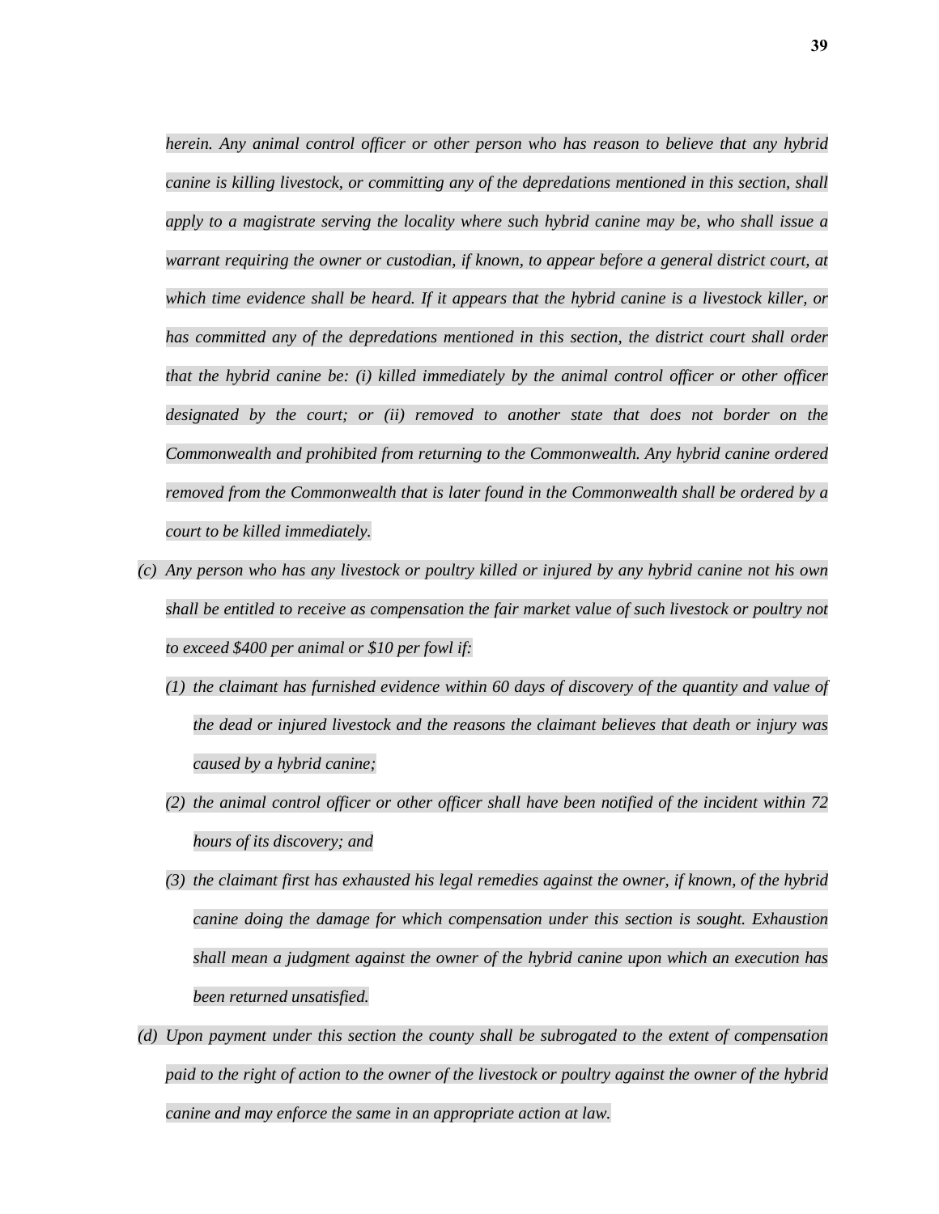*herein. Any animal control officer or other person who has reason to believe that any hybrid canine is killing livestock, or committing any of the depredations mentioned in this section, shall apply to a magistrate serving the locality where such hybrid canine may be, who shall issue a warrant requiring the owner or custodian, if known, to appear before a general district court, at which time evidence shall be heard. If it appears that the hybrid canine is a livestock killer, or has committed any of the depredations mentioned in this section, the district court shall order that the hybrid canine be: (i) killed immediately by the animal control officer or other officer designated by the court; or (ii) removed to another state that does not border on the Commonwealth and prohibited from returning to the Commonwealth. Any hybrid canine ordered removed from the Commonwealth that is later found in the Commonwealth shall be ordered by a court to be killed immediately.*

*(c) Any person who has any livestock or poultry killed or injured by any hybrid canine not his own shall be entitled to receive as compensation the fair market value of such livestock or poultry not to exceed $400 per animal or $10 per fowl if:*

*(1) the claimant has furnished evidence within 60 days of discovery of the quantity and value of the dead or injured livestock and the reasons the claimant believes that death or injury was caused by a hybrid canine;*

*(2) the animal control officer or other officer shall have been notified of the incident within 72 hours of its discovery; and*

*(3) the claimant first has exhausted his legal remedies against the owner, if known, of the hybrid canine doing the damage for which compensation under this section is sought. Exhaustion shall mean a judgment against the owner of the hybrid canine upon which an execution has been returned unsatisfied.*

*(d) Upon payment under this section the county shall be subrogated to the extent of compensation paid to the right of action to the owner of the livestock or poultry against the owner of the hybrid canine and may enforce the same in an appropriate action at law.*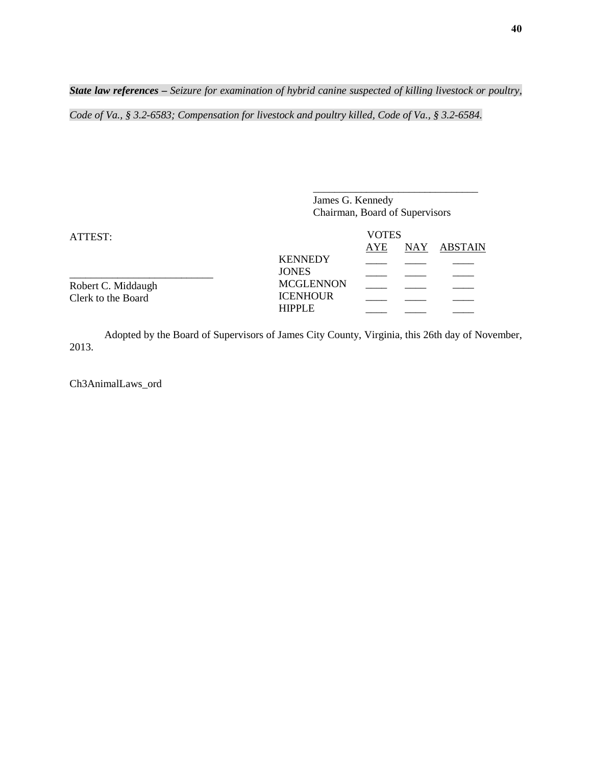***State law references –*** *Seizure for examination of hybrid canine suspected of killing livestock or poultry, Code of Va., § 3.2-6583; Compensation for livestock and poultry killed, Code of Va., § 3.2-6584.*

\_\_\_\_\_\_\_\_\_\_\_\_\_\_\_\_\_\_\_\_\_\_\_\_\_\_\_\_\_\_\_\_\_
James G. Kennedy
Chairman, Board of Supervisors

ATTEST:

\_\_\_\_\_\_\_\_\_\_\_\_\_\_\_\_\_\_\_\_\_\_\_\_\_\_\_\_\_
Robert C. Middaugh
Clerk to the Board

| | VOTES | | |
|---|---|---|---|
| | AYE | NAY | ABSTAIN |
| KENNEDY | \_\_\_\_ | \_\_\_\_ | \_\_\_\_ |
| JONES | \_\_\_\_ | \_\_\_\_ | \_\_\_\_ |
| MCGLENNON | \_\_\_\_ | \_\_\_\_ | \_\_\_\_ |
| ICENHOUR | \_\_\_\_ | \_\_\_\_ | \_\_\_\_ |
| HIPPLE | \_\_\_\_ | \_\_\_\_ | \_\_\_\_ |

Adopted by the Board of Supervisors of James City County, Virginia, this 26th day of November, 2013.

Ch3AnimalLaws_ord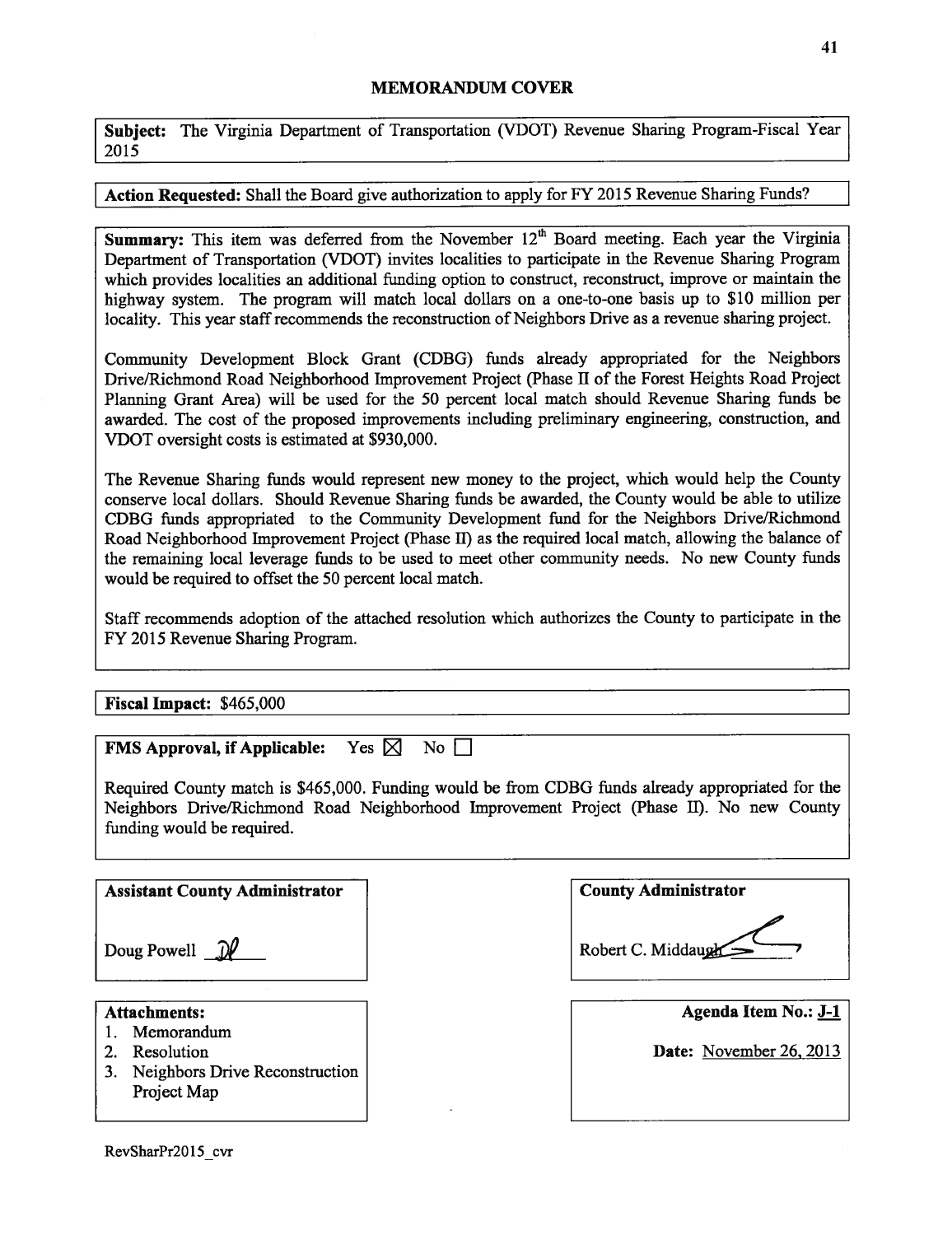# MEMORANDUM COVER

**Subject:** The Virginia Department of Transportation (VDOT) Revenue Sharing Program-Fiscal Year 2015

**Action Requested:** Shall the Board give authorization to apply for FY 2015 Revenue Sharing Funds?

**Summary:** This item was deferred from the November 12th Board meeting. Each year the Virginia Department of Transportation (VDOT) invites localities to participate in the Revenue Sharing Program which provides localities an additional funding option to construct, reconstruct, improve or maintain the highway system. The program will match local dollars on a one-to-one basis up to $10 million per locality. This year staff recommends the reconstruction of Neighbors Drive as a revenue sharing project.

Community Development Block Grant (CDBG) funds already appropriated for the Neighbors Drive/Richmond Road Neighborhood Improvement Project (Phase II of the Forest Heights Road Project Planning Grant Area) will be used for the 50 percent local match should Revenue Sharing funds be awarded. The cost of the proposed improvements including preliminary engineering, construction, and VDOT oversight costs is estimated at $930,000.

The Revenue Sharing funds would represent new money to the project, which would help the County conserve local dollars. Should Revenue Sharing funds be awarded, the County would be able to utilize CDBG funds appropriated to the Community Development fund for the Neighbors Drive/Richmond Road Neighborhood Improvement Project (Phase II) as the required local match, allowing the balance of the remaining local leverage funds to be used to meet other community needs. No new County funds would be required to offset the 50 percent local match.

Staff recommends adoption of the attached resolution which authorizes the County to participate in the FY 2015 Revenue Sharing Program.

**Fiscal Impact:** $465,000

**FMS Approval, if Applicable:** Yes ☒ No ☐

Required County match is $465,000. Funding would be from CDBG funds already appropriated for the Neighbors Drive/Richmond Road Neighborhood Improvement Project (Phase II). No new County funding would be required.

**Assistant County Administrator**

Doug Powell DP

**County Administrator**

Robert C. Middaugh

**Attachments:**

1. Memorandum
2. Resolution
3. Neighbors Drive Reconstruction Project Map

**Agenda Item No.:** J-1

**Date:** November 26, 2013

RevSharPr2015_cvr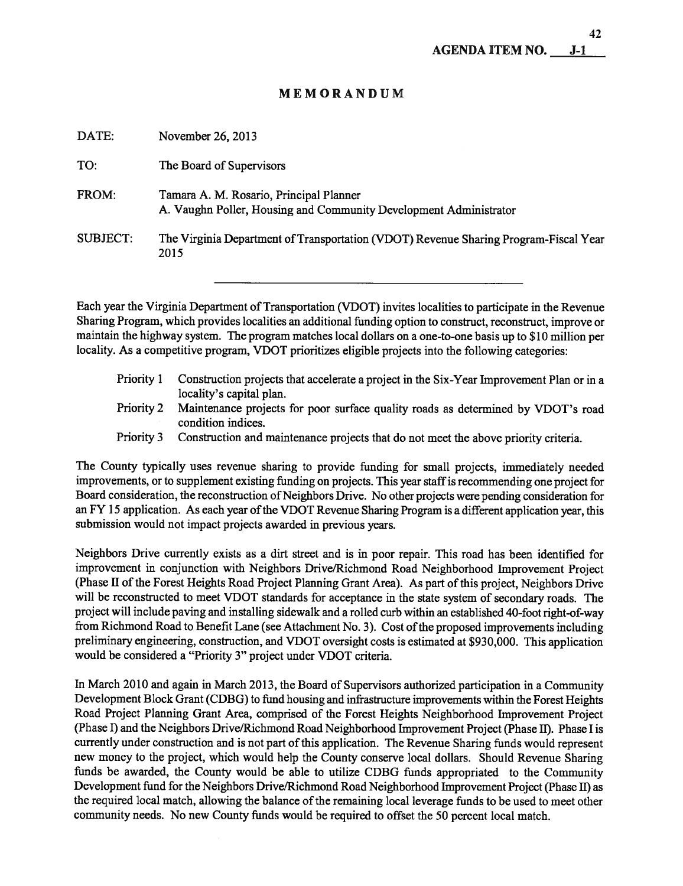AGENDA ITEM NO. J-1

# MEMORANDUM

DATE: November 26, 2013

TO: The Board of Supervisors

FROM: Tamara A. M. Rosario, Principal Planner
A. Vaughn Poller, Housing and Community Development Administrator

SUBJECT: The Virginia Department of Transportation (VDOT) Revenue Sharing Program-Fiscal Year 2015

---

Each year the Virginia Department of Transportation (VDOT) invites localities to participate in the Revenue Sharing Program, which provides localities an additional funding option to construct, reconstruct, improve or maintain the highway system. The program matches local dollars on a one-to-one basis up to $10 million per locality. As a competitive program, VDOT prioritizes eligible projects into the following categories:

- Priority 1 Construction projects that accelerate a project in the Six-Year Improvement Plan or in a locality's capital plan.
- Priority 2 Maintenance projects for poor surface quality roads as determined by VDOT's road condition indices.
- Priority 3 Construction and maintenance projects that do not meet the above priority criteria.

The County typically uses revenue sharing to provide funding for small projects, immediately needed improvements, or to supplement existing funding on projects. This year staff is recommending one project for Board consideration, the reconstruction of Neighbors Drive. No other projects were pending consideration for an FY 15 application. As each year of the VDOT Revenue Sharing Program is a different application year, this submission would not impact projects awarded in previous years.

Neighbors Drive currently exists as a dirt street and is in poor repair. This road has been identified for improvement in conjunction with Neighbors Drive/Richmond Road Neighborhood Improvement Project (Phase II of the Forest Heights Road Project Planning Grant Area). As part of this project, Neighbors Drive will be reconstructed to meet VDOT standards for acceptance in the state system of secondary roads. The project will include paving and installing sidewalk and a rolled curb within an established 40-foot right-of-way from Richmond Road to Benefit Lane (see Attachment No. 3). Cost of the proposed improvements including preliminary engineering, construction, and VDOT oversight costs is estimated at $930,000. This application would be considered a "Priority 3" project under VDOT criteria.

In March 2010 and again in March 2013, the Board of Supervisors authorized participation in a Community Development Block Grant (CDBG) to fund housing and infrastructure improvements within the Forest Heights Road Project Planning Grant Area, comprised of the Forest Heights Neighborhood Improvement Project (Phase I) and the Neighbors Drive/Richmond Road Neighborhood Improvement Project (Phase II). Phase I is currently under construction and is not part of this application. The Revenue Sharing funds would represent new money to the project, which would help the County conserve local dollars. Should Revenue Sharing funds be awarded, the County would be able to utilize CDBG funds appropriated to the Community Development fund for the Neighbors Drive/Richmond Road Neighborhood Improvement Project (Phase II) as the required local match, allowing the balance of the remaining local leverage funds to be used to meet other community needs. No new County funds would be required to offset the 50 percent local match.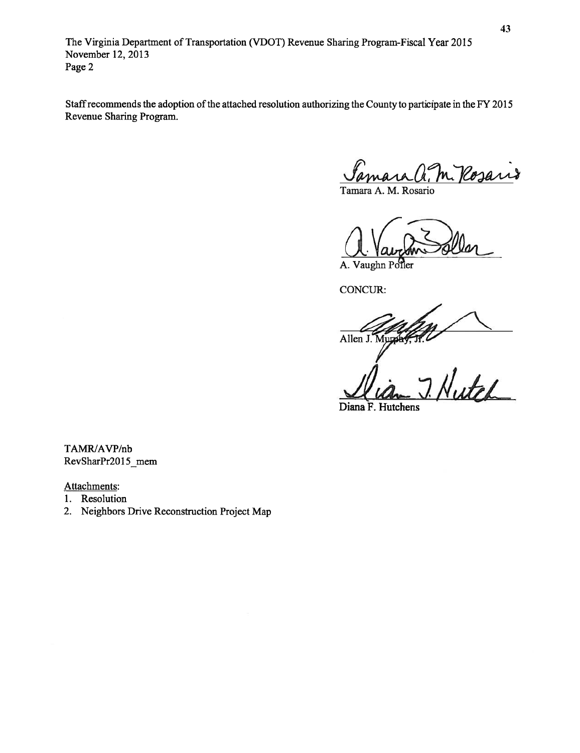The Virginia Department of Transportation (VDOT) Revenue Sharing Program-Fiscal Year 2015
November 12, 2013
Page 2

Staff recommends the adoption of the attached resolution authorizing the County to participate in the FY 2015 Revenue Sharing Program.

Tamara A. M. Rosario

A. Vaughn Poller

CONCUR:

Allen J. Murphy, Jr.

Diana F. Hutchens

TAMR/AVP/nb
RevSharPr2015_mem

Attachments:

1. Resolution
2. Neighbors Drive Reconstruction Project Map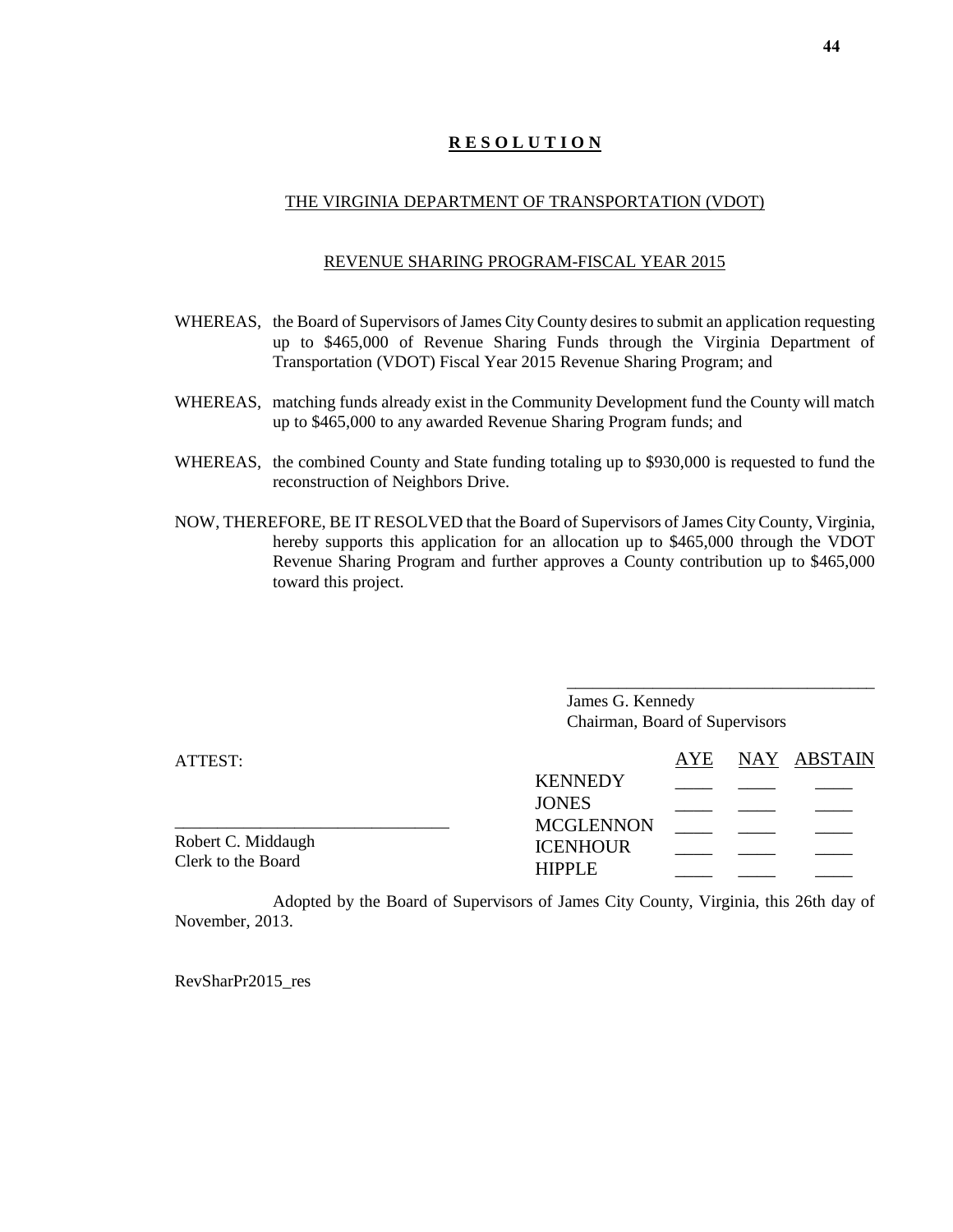# R E S O L U T I O N

## THE VIRGINIA DEPARTMENT OF TRANSPORTATION (VDOT)

## REVENUE SHARING PROGRAM-FISCAL YEAR 2015

WHEREAS, the Board of Supervisors of James City County desires to submit an application requesting up to $465,000 of Revenue Sharing Funds through the Virginia Department of Transportation (VDOT) Fiscal Year 2015 Revenue Sharing Program; and

WHEREAS, matching funds already exist in the Community Development fund the County will match up to $465,000 to any awarded Revenue Sharing Program funds; and

WHEREAS, the combined County and State funding totaling up to $930,000 is requested to fund the reconstruction of Neighbors Drive.

NOW, THEREFORE, BE IT RESOLVED that the Board of Supervisors of James City County, Virginia, hereby supports this application for an allocation up to $465,000 through the VDOT Revenue Sharing Program and further approves a County contribution up to $465,000 toward this project.

\_\_\_\_\_\_\_\_\_\_\_\_\_\_\_\_\_\_\_\_\_\_\_\_\_\_\_\_\_\_\_\_\_\_\_\_
James G. Kennedy
Chairman, Board of Supervisors

ATTEST:

\_\_\_\_\_\_\_\_\_\_\_\_\_\_\_\_\_\_\_\_\_\_\_\_\_\_\_\_\_\_\_\_
Robert C. Middaugh
Clerk to the Board

| | AYE | NAY | ABSTAIN |
|---|---|---|---|
| KENNEDY | \_\_\_\_ | \_\_\_\_ | \_\_\_\_ |
| JONES | \_\_\_\_ | \_\_\_\_ | \_\_\_\_ |
| MCGLENNON | \_\_\_\_ | \_\_\_\_ | \_\_\_\_ |
| ICENHOUR | \_\_\_\_ | \_\_\_\_ | \_\_\_\_ |
| HIPPLE | \_\_\_\_ | \_\_\_\_ | \_\_\_\_ |

Adopted by the Board of Supervisors of James City County, Virginia, this 26th day of November, 2013.

RevSharPr2015_res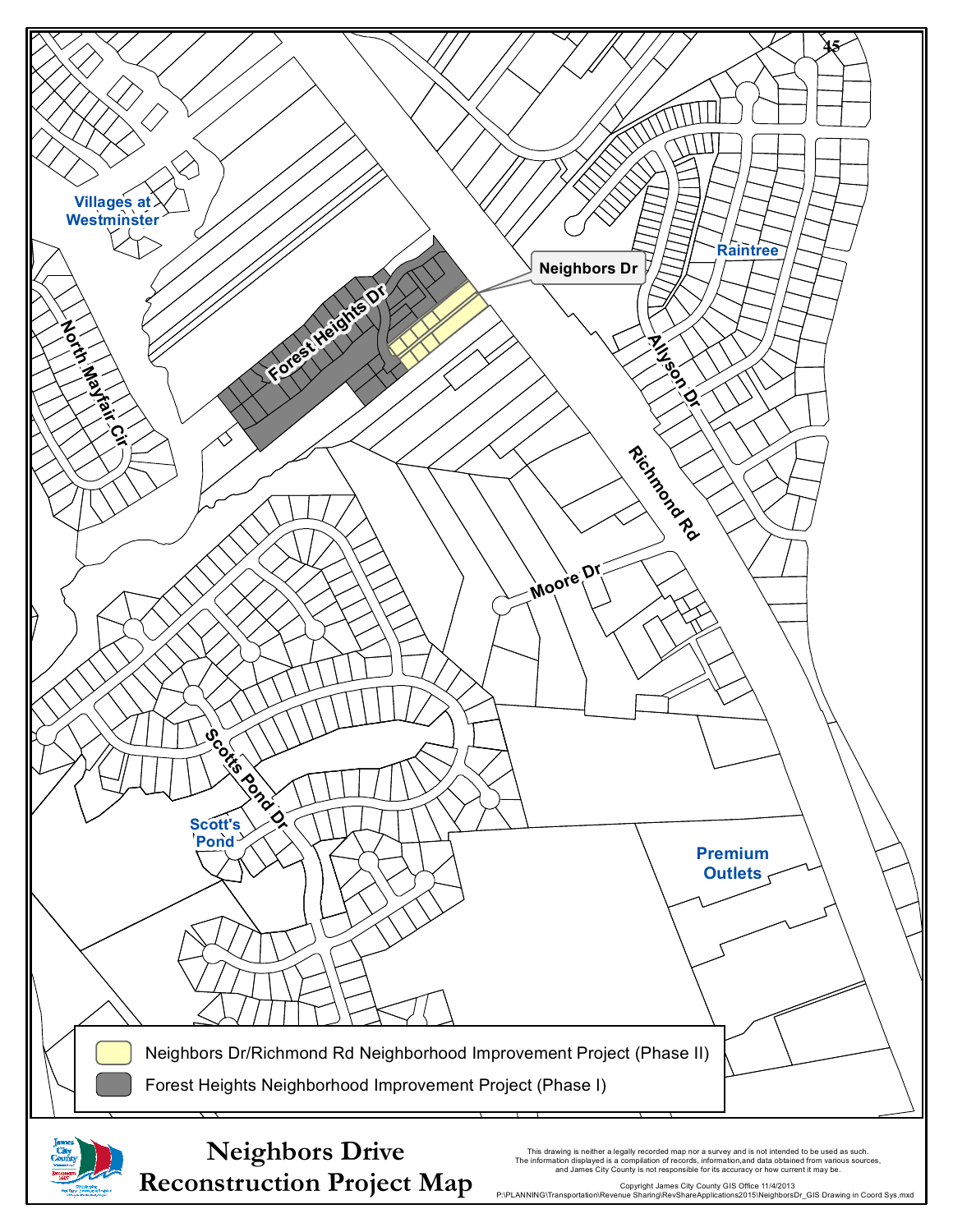# Neighbors Drive Reconstruction Project Map

Villages at Westminster

North Mayfair Cir

Forest Heights Dr

Neighbors Dr

Raintree

Allyson Dr

Richmond Rd

Moore Dr

Scotts Pond Dr

Scott's Pond

Premium Outlets

45

- Neighbors Dr/Richmond Rd Neighborhood Improvement Project (Phase II)
- Forest Heights Neighborhood Improvement Project (Phase I)

This drawing is neither a legally recorded map nor a survey and is not intended to be used as such. The information displayed is a compilation of records, information, and data obtained from various sources, and James City County is not responsible for its accuracy or how current it may be.

Copyright James City County GIS Office 11/4/2013

P:\PLANNING\Transportation\Revenue Sharing\RevShareApplications2015\NeighborsDr_GIS Drawing in Coord Sys.mxd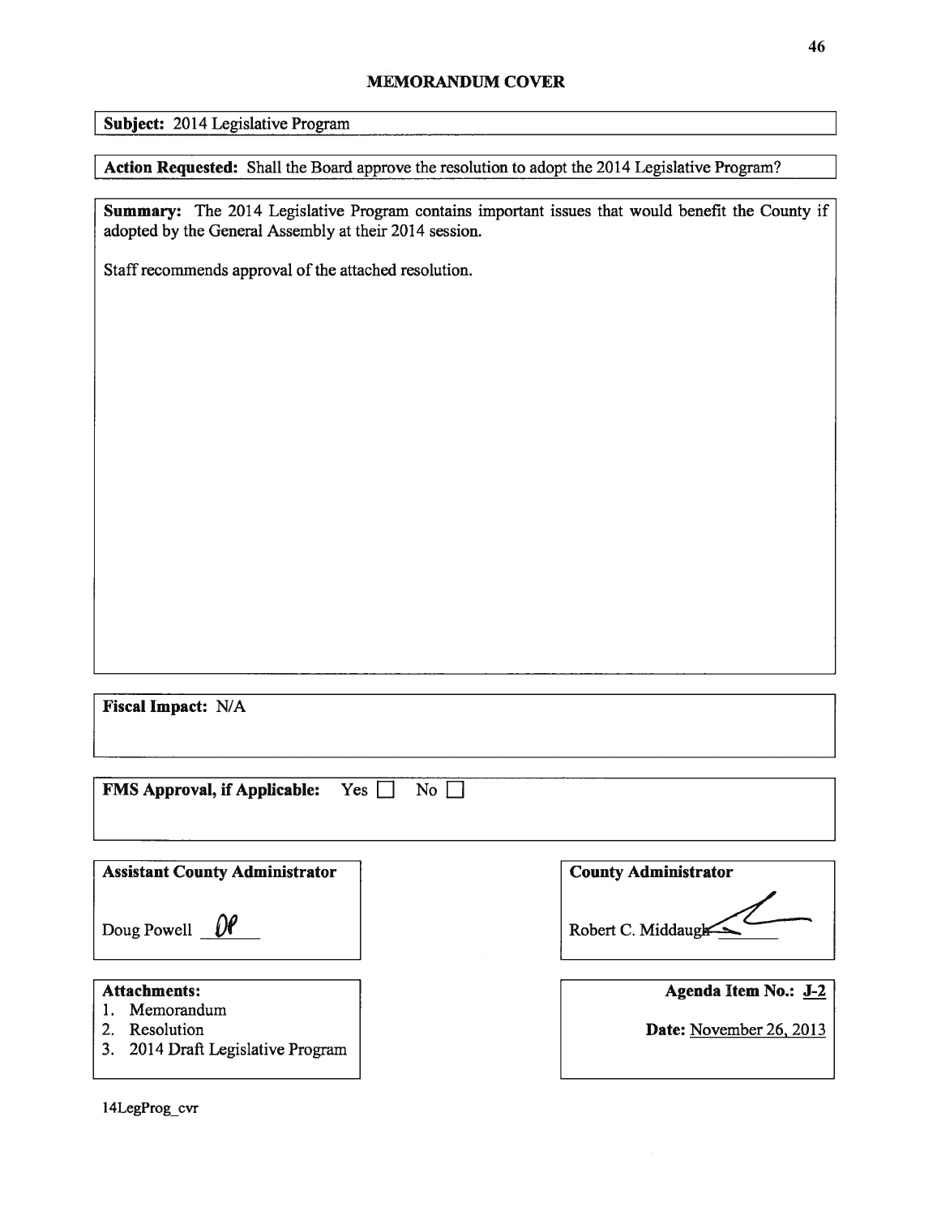## MEMORANDUM COVER

**Subject:** 2014 Legislative Program

**Action Requested:** Shall the Board approve the resolution to adopt the 2014 Legislative Program?

**Summary:** The 2014 Legislative Program contains important issues that would benefit the County if adopted by the General Assembly at their 2014 session.

Staff recommends approval of the attached resolution.

**Fiscal Impact:** N/A

**FMS Approval, if Applicable:** Yes ☐ No ☐

**Assistant County Administrator**

Doug Powell DP

**County Administrator**

Robert C. Middaugh

**Attachments:**
1. Memorandum
2. Resolution
3. 2014 Draft Legislative Program

**Agenda Item No.:** J-2

**Date:** November 26, 2013

14LegProg_cvr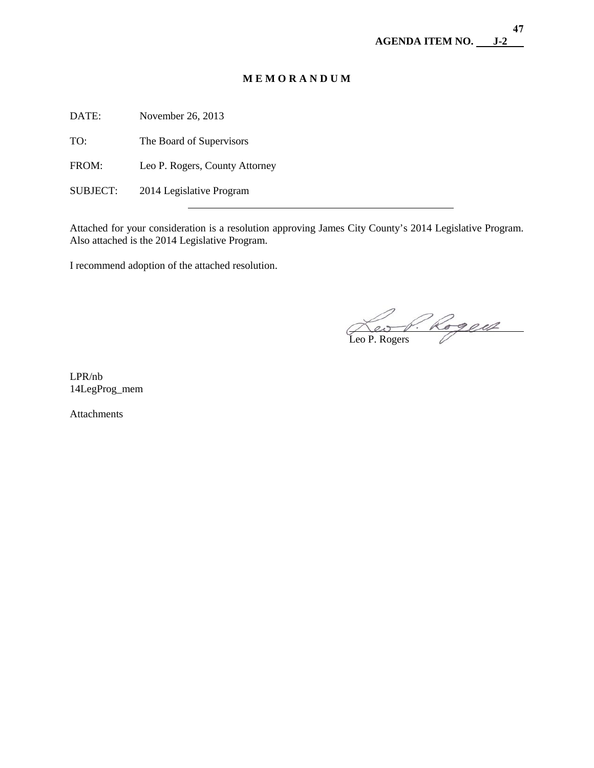**AGENDA ITEM NO. J-2**

# M E M O R A N D U M

DATE: November 26, 2013

TO: The Board of Supervisors

FROM: Leo P. Rogers, County Attorney

SUBJECT: 2014 Legislative Program

---

Attached for your consideration is a resolution approving James City County's 2014 Legislative Program. Also attached is the 2014 Legislative Program.

I recommend adoption of the attached resolution.

Leo P. Rogers

LPR/nb
14LegProg_mem

Attachments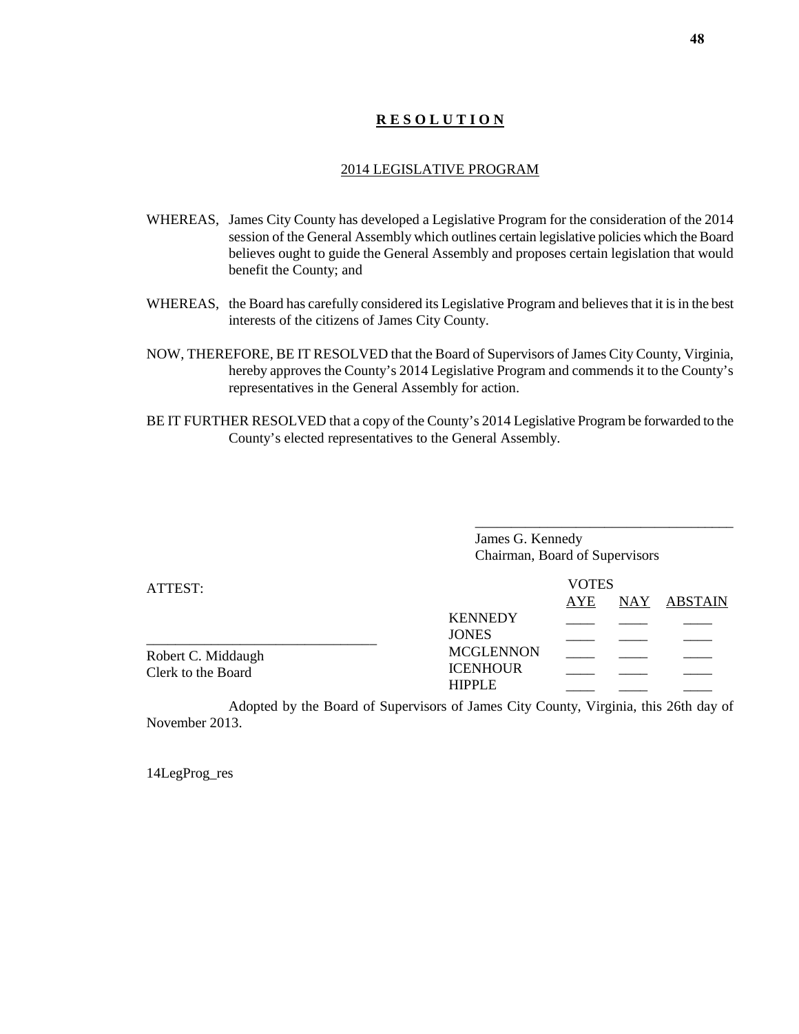**R E S O L U T I O N**

2014 LEGISLATIVE PROGRAM

WHEREAS, James City County has developed a Legislative Program for the consideration of the 2014 session of the General Assembly which outlines certain legislative policies which the Board believes ought to guide the General Assembly and proposes certain legislation that would benefit the County; and

WHEREAS, the Board has carefully considered its Legislative Program and believes that it is in the best interests of the citizens of James City County.

NOW, THEREFORE, BE IT RESOLVED that the Board of Supervisors of James City County, Virginia, hereby approves the County's 2014 Legislative Program and commends it to the County's representatives in the General Assembly for action.

BE IT FURTHER RESOLVED that a copy of the County's 2014 Legislative Program be forwarded to the County's elected representatives to the General Assembly.

\_\_\_\_\_\_\_\_\_\_\_\_\_\_\_\_\_\_\_\_\_\_\_\_\_\_\_\_\_\_\_\_\_\_\_\_\_\_
James G. Kennedy
Chairman, Board of Supervisors

ATTEST:

\_\_\_\_\_\_\_\_\_\_\_\_\_\_\_\_\_\_\_\_\_\_\_\_\_\_\_\_\_\_\_\_\_\_
Robert C. Middaugh
Clerk to the Board

| VOTES | AYE | NAY | ABSTAIN |
|---|---|---|---|
| KENNEDY | \_\_\_\_ | \_\_\_\_ | \_\_\_\_ |
| JONES | \_\_\_\_ | \_\_\_\_ | \_\_\_\_ |
| MCGLENNON | \_\_\_\_ | \_\_\_\_ | \_\_\_\_ |
| ICENHOUR | \_\_\_\_ | \_\_\_\_ | \_\_\_\_ |
| HIPPLE | \_\_\_\_ | \_\_\_\_ | \_\_\_\_ |

Adopted by the Board of Supervisors of James City County, Virginia, this 26th day of November 2013.

14LegProg_res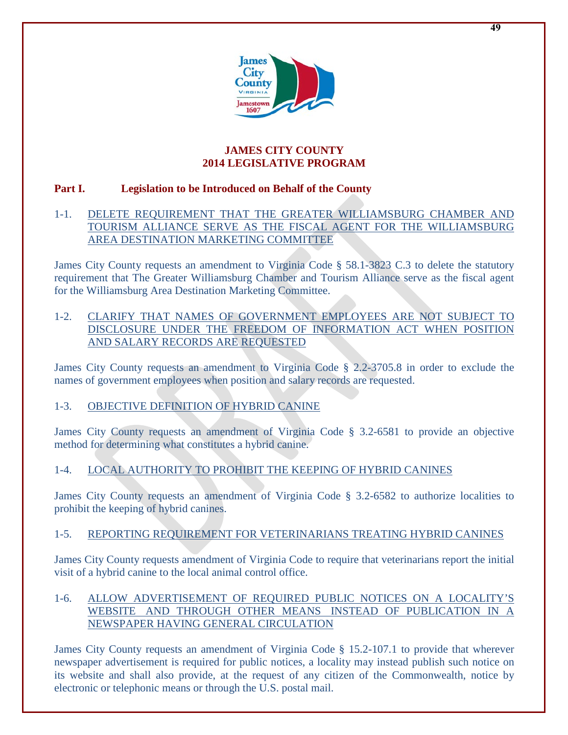# JAMES CITY COUNTY
# 2014 LEGISLATIVE PROGRAM

## Part I. Legislation to be Introduced on Behalf of the County

### 1-1. DELETE REQUIREMENT THAT THE GREATER WILLIAMSBURG CHAMBER AND TOURISM ALLIANCE SERVE AS THE FISCAL AGENT FOR THE WILLIAMSBURG AREA DESTINATION MARKETING COMMITTEE

James City County requests an amendment to Virginia Code § 58.1-3823 C.3 to delete the statutory requirement that The Greater Williamsburg Chamber and Tourism Alliance serve as the fiscal agent for the Williamsburg Area Destination Marketing Committee.

### 1-2. CLARIFY THAT NAMES OF GOVERNMENT EMPLOYEES ARE NOT SUBJECT TO DISCLOSURE UNDER THE FREEDOM OF INFORMATION ACT WHEN POSITION AND SALARY RECORDS ARE REQUESTED

James City County requests an amendment to Virginia Code § 2.2-3705.8 in order to exclude the names of government employees when position and salary records are requested.

### 1-3. OBJECTIVE DEFINITION OF HYBRID CANINE

James City County requests an amendment of Virginia Code § 3.2-6581 to provide an objective method for determining what constitutes a hybrid canine.

### 1-4. LOCAL AUTHORITY TO PROHIBIT THE KEEPING OF HYBRID CANINES

James City County requests an amendment of Virginia Code § 3.2-6582 to authorize localities to prohibit the keeping of hybrid canines.

### 1-5. REPORTING REQUIREMENT FOR VETERINARIANS TREATING HYBRID CANINES

James City County requests amendment of Virginia Code to require that veterinarians report the initial visit of a hybrid canine to the local animal control office.

### 1-6. ALLOW ADVERTISEMENT OF REQUIRED PUBLIC NOTICES ON A LOCALITY'S WEBSITE AND THROUGH OTHER MEANS INSTEAD OF PUBLICATION IN A NEWSPAPER HAVING GENERAL CIRCULATION

James City County requests an amendment of Virginia Code § 15.2-107.1 to provide that wherever newspaper advertisement is required for public notices, a locality may instead publish such notice on its website and shall also provide, at the request of any citizen of the Commonwealth, notice by electronic or telephonic means or through the U.S. postal mail.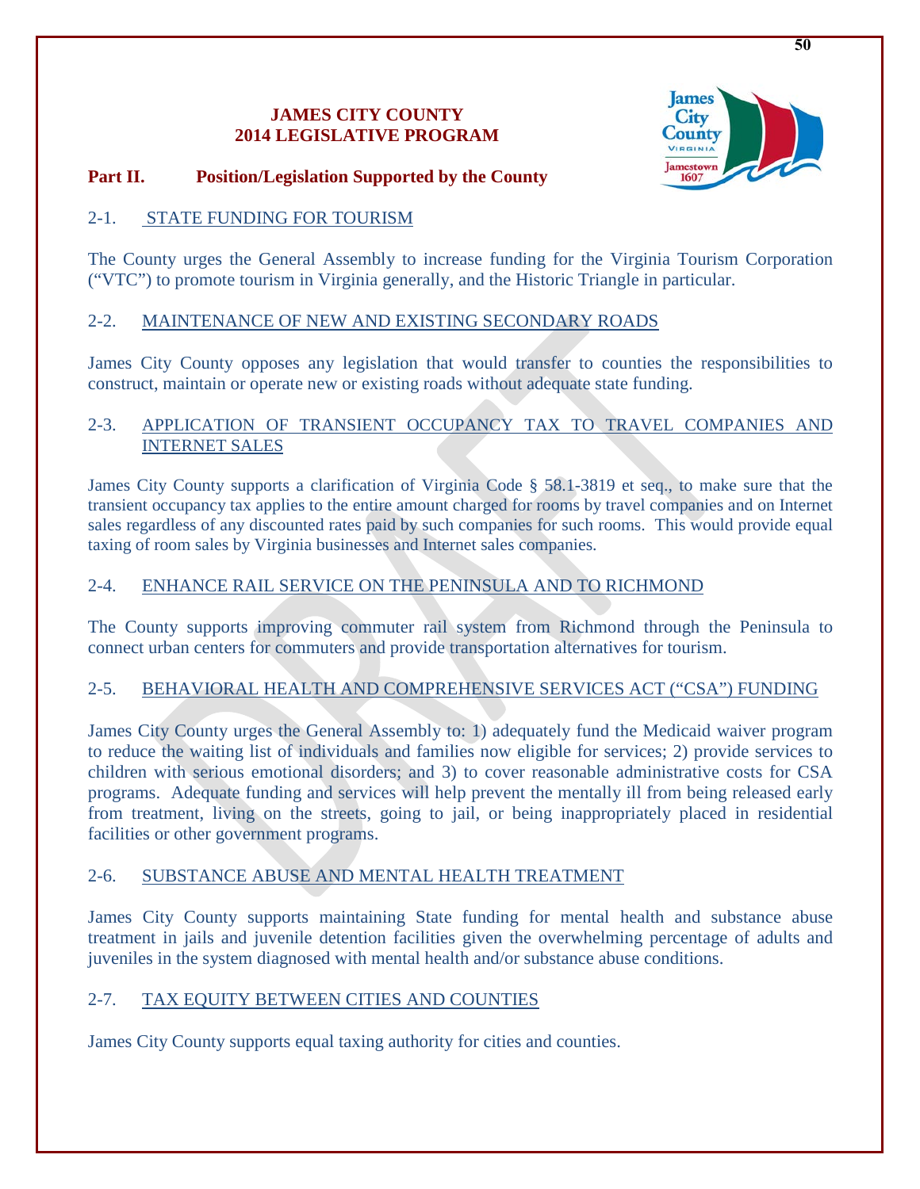**JAMES CITY COUNTY**
**2014 LEGISLATIVE PROGRAM**

## Part II. Position/Legislation Supported by the County

### 2-1. STATE FUNDING FOR TOURISM

The County urges the General Assembly to increase funding for the Virginia Tourism Corporation ("VTC") to promote tourism in Virginia generally, and the Historic Triangle in particular.

### 2-2. MAINTENANCE OF NEW AND EXISTING SECONDARY ROADS

James City County opposes any legislation that would transfer to counties the responsibilities to construct, maintain or operate new or existing roads without adequate state funding.

### 2-3. APPLICATION OF TRANSIENT OCCUPANCY TAX TO TRAVEL COMPANIES AND INTERNET SALES

James City County supports a clarification of Virginia Code § 58.1-3819 et seq., to make sure that the transient occupancy tax applies to the entire amount charged for rooms by travel companies and on Internet sales regardless of any discounted rates paid by such companies for such rooms. This would provide equal taxing of room sales by Virginia businesses and Internet sales companies.

### 2-4. ENHANCE RAIL SERVICE ON THE PENINSULA AND TO RICHMOND

The County supports improving commuter rail system from Richmond through the Peninsula to connect urban centers for commuters and provide transportation alternatives for tourism.

### 2-5. BEHAVIORAL HEALTH AND COMPREHENSIVE SERVICES ACT ("CSA") FUNDING

James City County urges the General Assembly to: 1) adequately fund the Medicaid waiver program to reduce the waiting list of individuals and families now eligible for services; 2) provide services to children with serious emotional disorders; and 3) to cover reasonable administrative costs for CSA programs. Adequate funding and services will help prevent the mentally ill from being released early from treatment, living on the streets, going to jail, or being inappropriately placed in residential facilities or other government programs.

### 2-6. SUBSTANCE ABUSE AND MENTAL HEALTH TREATMENT

James City County supports maintaining State funding for mental health and substance abuse treatment in jails and juvenile detention facilities given the overwhelming percentage of adults and juveniles in the system diagnosed with mental health and/or substance abuse conditions.

### 2-7. TAX EQUITY BETWEEN CITIES AND COUNTIES

James City County supports equal taxing authority for cities and counties.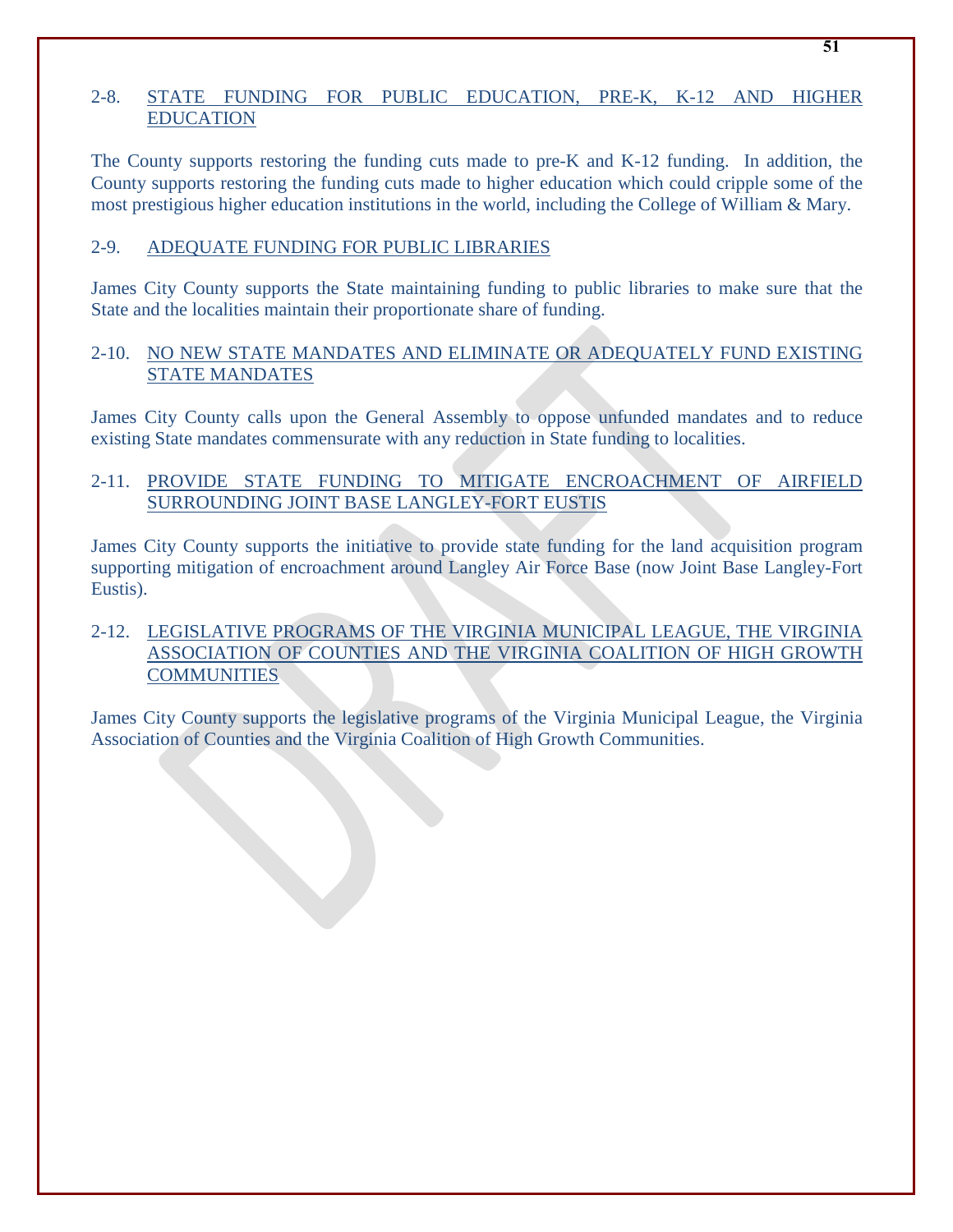## 2-8. STATE FUNDING FOR PUBLIC EDUCATION, PRE-K, K-12 AND HIGHER EDUCATION

The County supports restoring the funding cuts made to pre-K and K-12 funding. In addition, the County supports restoring the funding cuts made to higher education which could cripple some of the most prestigious higher education institutions in the world, including the College of William & Mary.

## 2-9. ADEQUATE FUNDING FOR PUBLIC LIBRARIES

James City County supports the State maintaining funding to public libraries to make sure that the State and the localities maintain their proportionate share of funding.

## 2-10. NO NEW STATE MANDATES AND ELIMINATE OR ADEQUATELY FUND EXISTING STATE MANDATES

James City County calls upon the General Assembly to oppose unfunded mandates and to reduce existing State mandates commensurate with any reduction in State funding to localities.

## 2-11. PROVIDE STATE FUNDING TO MITIGATE ENCROACHMENT OF AIRFIELD SURROUNDING JOINT BASE LANGLEY-FORT EUSTIS

James City County supports the initiative to provide state funding for the land acquisition program supporting mitigation of encroachment around Langley Air Force Base (now Joint Base Langley-Fort Eustis).

## 2-12. LEGISLATIVE PROGRAMS OF THE VIRGINIA MUNICIPAL LEAGUE, THE VIRGINIA ASSOCIATION OF COUNTIES AND THE VIRGINIA COALITION OF HIGH GROWTH COMMUNITIES

James City County supports the legislative programs of the Virginia Municipal League, the Virginia Association of Counties and the Virginia Coalition of High Growth Communities.